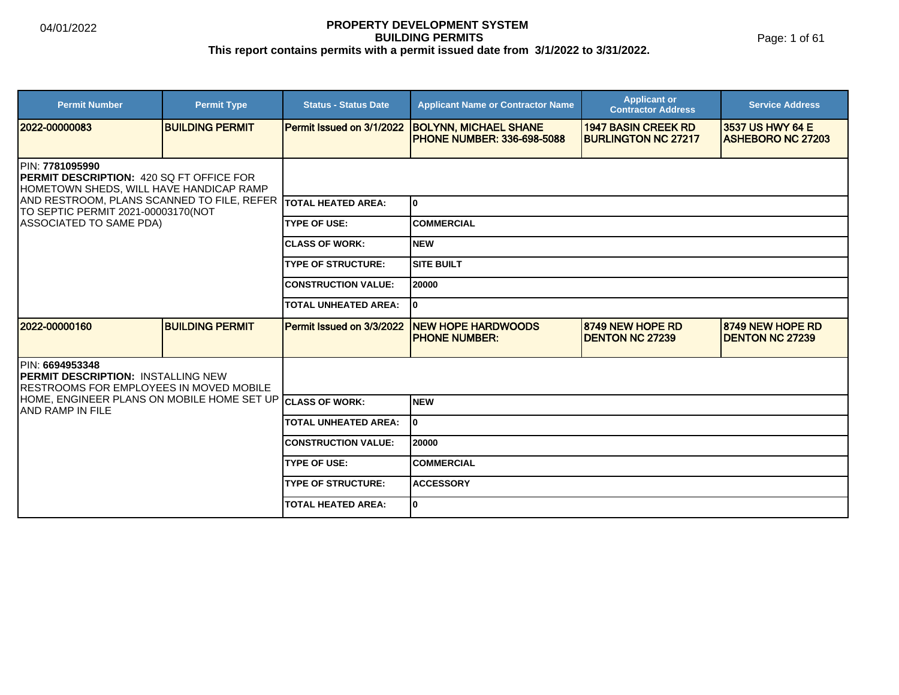# PROPERTY DEVELOPMENT SYSTEM
## BUILDING PERMITS
**This report contains permits with a permit issued date from 3/1/2022 to 3/31/2022.**

04/01/2022

| Permit Number | Permit Type | Status - Status Date | Applicant Name or Contractor Name | Applicant or Contractor Address | Service Address |
|---|---|---|---|---|---|
| 2022-00000083 | BUILDING PERMIT | Permit Issued on 3/1/2022 | BOLYNN, MICHAEL SHANE PHONE NUMBER: 336-698-5088 | 1947 BASIN CREEK RD BURLINGTON NC 27217 | 3537 US HWY 64 E ASHEBORO NC 27203 |

PIN: **7781095990**
**PERMIT DESCRIPTION:** 420 SQ FT OFFICE FOR HOMETOWN SHEDS, WILL HAVE HANDICAP RAMP AND RESTROOM, PLANS SCANNED TO FILE, REFER TO SEPTIC PERMIT 2021-00003170(NOT ASSOCIATED TO SAME PDA)

| | |
|---|---|
| TOTAL HEATED AREA: | 0 |
| TYPE OF USE: | COMMERCIAL |
| CLASS OF WORK: | NEW |
| TYPE OF STRUCTURE: | SITE BUILT |
| CONSTRUCTION VALUE: | 20000 |
| TOTAL UNHEATED AREA: | 0 |

| Permit Number | Permit Type | Status - Status Date | Applicant Name or Contractor Name | Applicant or Contractor Address | Service Address |
|---|---|---|---|---|---|
| 2022-00000160 | BUILDING PERMIT | Permit Issued on 3/3/2022 | NEW HOPE HARDWOODS PHONE NUMBER: | 8749 NEW HOPE RD DENTON NC 27239 | 8749 NEW HOPE RD DENTON NC 27239 |

PIN: **6694953348**
**PERMIT DESCRIPTION:** INSTALLING NEW RESTROOMS FOR EMPLOYEES IN MOVED MOBILE HOME, ENGINEER PLANS ON MOBILE HOME SET UP AND RAMP IN FILE

| | |
|---|---|
| CLASS OF WORK: | NEW |
| TOTAL UNHEATED AREA: | 0 |
| CONSTRUCTION VALUE: | 20000 |
| TYPE OF USE: | COMMERCIAL |
| TYPE OF STRUCTURE: | ACCESSORY |
| TOTAL HEATED AREA: | 0 |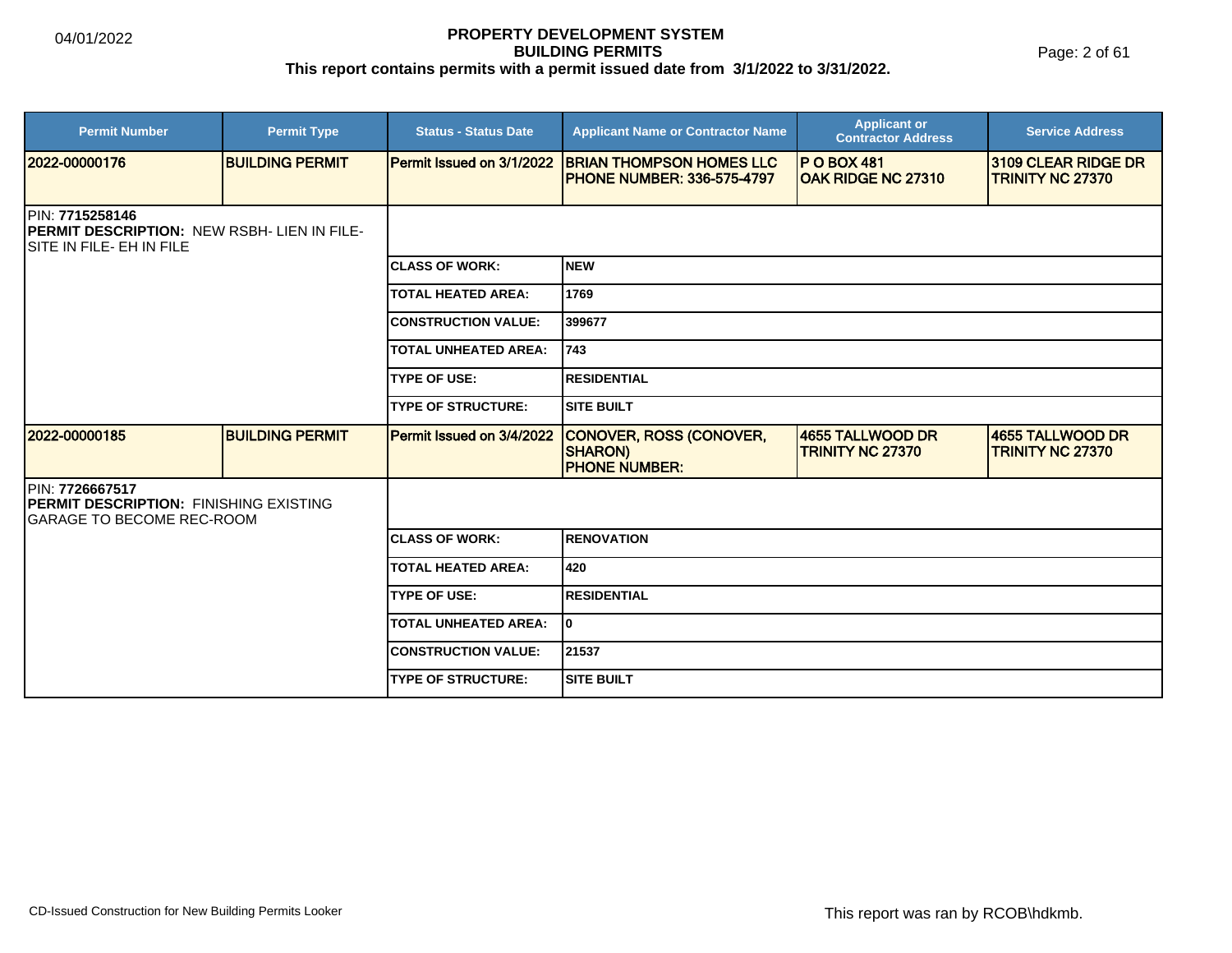# PROPERTY DEVELOPMENT SYSTEM
## BUILDING PERMITS
**This report contains permits with a permit issued date from 3/1/2022 to 3/31/2022.**

| Permit Number | Permit Type | Status - Status Date | Applicant Name or Contractor Name | Applicant or Contractor Address | Service Address |
|---|---|---|---|---|---|
| 2022-00000176 | BUILDING PERMIT | Permit Issued on 3/1/2022 | BRIAN THOMPSON HOMES LLC PHONE NUMBER: 336-575-4797 | P O BOX 481 OAK RIDGE NC 27310 | 3109 CLEAR RIDGE DR TRINITY NC 27370 |

PIN: **7715258146**
**PERMIT DESCRIPTION:** NEW RSBH- LIEN IN FILE- SITE IN FILE- EH IN FILE

| | |
|---|---|
| CLASS OF WORK: | NEW |
| TOTAL HEATED AREA: | 1769 |
| CONSTRUCTION VALUE: | 399677 |
| TOTAL UNHEATED AREA: | 743 |
| TYPE OF USE: | RESIDENTIAL |
| TYPE OF STRUCTURE: | SITE BUILT |

| Permit Number | Permit Type | Status - Status Date | Applicant Name or Contractor Name | Applicant or Contractor Address | Service Address |
|---|---|---|---|---|---|
| 2022-00000185 | BUILDING PERMIT | Permit Issued on 3/4/2022 | CONOVER, ROSS (CONOVER, SHARON) PHONE NUMBER: | 4655 TALLWOOD DR TRINITY NC 27370 | 4655 TALLWOOD DR TRINITY NC 27370 |

PIN: **7726667517**
**PERMIT DESCRIPTION:** FINISHING EXISTING GARAGE TO BECOME REC-ROOM

| | |
|---|---|
| CLASS OF WORK: | RENOVATION |
| TOTAL HEATED AREA: | 420 |
| TYPE OF USE: | RESIDENTIAL |
| TOTAL UNHEATED AREA: | 0 |
| CONSTRUCTION VALUE: | 21537 |
| TYPE OF STRUCTURE: | SITE BUILT |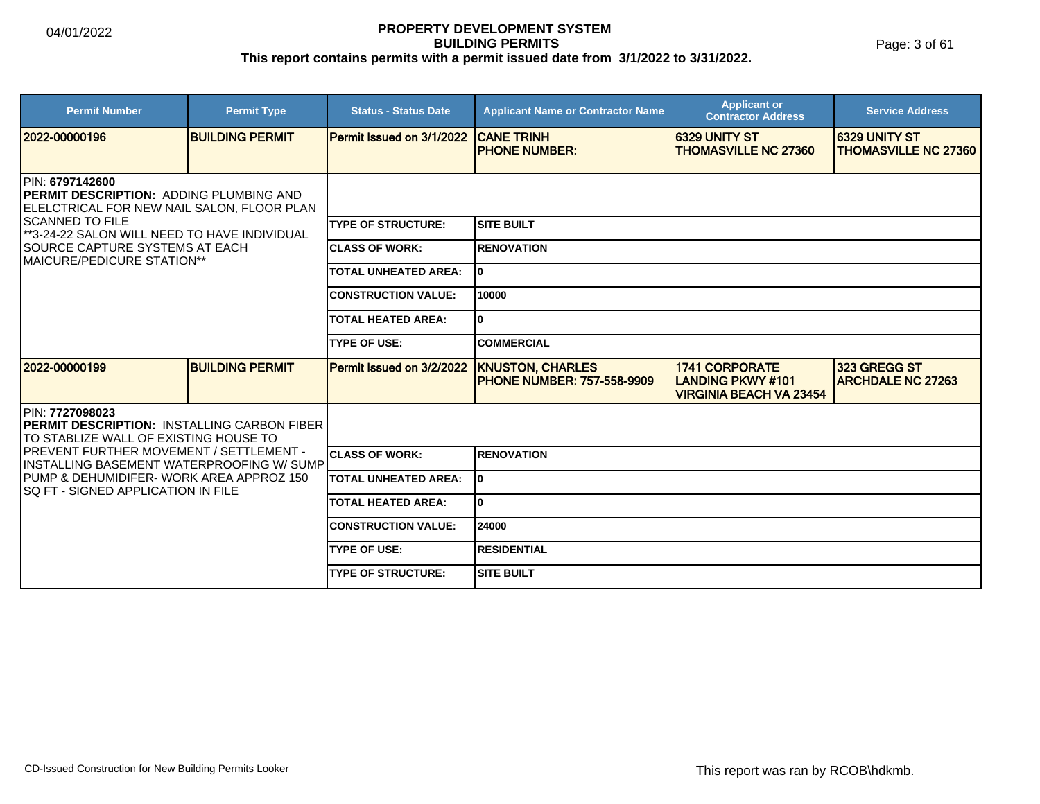# PROPERTY DEVELOPMENT SYSTEM
## BUILDING PERMITS
### This report contains permits with a permit issued date from 3/1/2022 to 3/31/2022.

| Permit Number | Permit Type | Status - Status Date | Applicant Name or Contractor Name | Applicant or Contractor Address | Service Address |
|---|---|---|---|---|---|
| 2022-00000196 | BUILDING PERMIT | Permit Issued on 3/1/2022 | CANE TRINH PHONE NUMBER: | 6329 UNITY ST THOMASVILLE NC 27360 | 6329 UNITY ST THOMASVILLE NC 27360 |

PIN: **6797142600**
**PERMIT DESCRIPTION:** ADDING PLUMBING AND ELELCTRICAL FOR NEW NAIL SALON, FLOOR PLAN SCANNED TO FILE
**3-24-22 SALON WILL NEED TO HAVE INDIVIDUAL SOURCE CAPTURE SYSTEMS AT EACH MAICURE/PEDICURE STATION**

| Field | Value |
|---|---|
| TYPE OF STRUCTURE: | SITE BUILT |
| CLASS OF WORK: | RENOVATION |
| TOTAL UNHEATED AREA: | 0 |
| CONSTRUCTION VALUE: | 10000 |
| TOTAL HEATED AREA: | 0 |
| TYPE OF USE: | COMMERCIAL |

| Permit Number | Permit Type | Status - Status Date | Applicant Name or Contractor Name | Applicant or Contractor Address | Service Address |
|---|---|---|---|---|---|
| 2022-00000199 | BUILDING PERMIT | Permit Issued on 3/2/2022 | KNUSTON, CHARLES PHONE NUMBER: 757-558-9909 | 1741 CORPORATE LANDING PKWY #101 VIRGINIA BEACH VA 23454 | 323 GREGG ST ARCHDALE NC 27263 |

PIN: **7727098023**
**PERMIT DESCRIPTION:** INSTALLING CARBON FIBER TO STABLIZE WALL OF EXISTING HOUSE TO PREVENT FURTHER MOVEMENT / SETTLEMENT - INSTALLING BASEMENT WATERPROOFING W/ SUMP PUMP & DEHUMIDIFER- WORK AREA APPROZ 150 SQ FT - SIGNED APPLICATION IN FILE

| Field | Value |
|---|---|
| CLASS OF WORK: | RENOVATION |
| TOTAL UNHEATED AREA: | 0 |
| TOTAL HEATED AREA: | 0 |
| CONSTRUCTION VALUE: | 24000 |
| TYPE OF USE: | RESIDENTIAL |
| TYPE OF STRUCTURE: | SITE BUILT |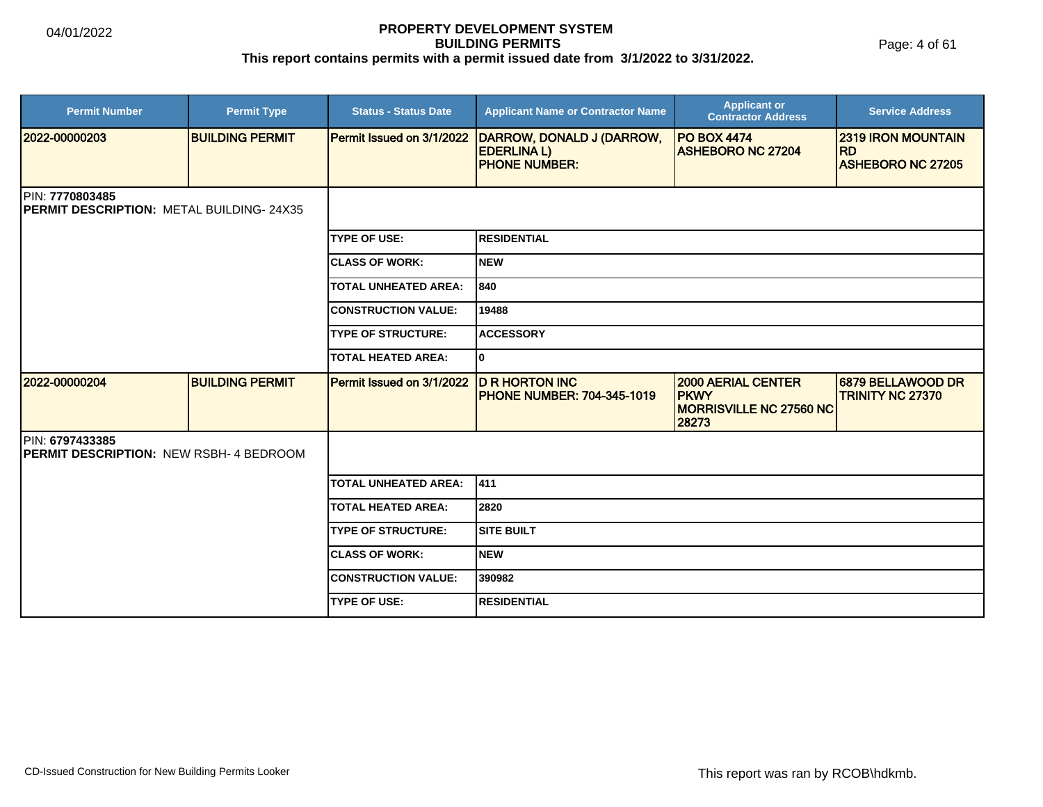**PROPERTY DEVELOPMENT SYSTEM**
**BUILDING PERMITS**
**This report contains permits with a permit issued date from 3/1/2022 to 3/31/2022.**

| Permit Number | Permit Type | Status - Status Date | Applicant Name or Contractor Name | Applicant or Contractor Address | Service Address |
|---|---|---|---|---|---|
| 2022-00000203 | BUILDING PERMIT | Permit Issued on 3/1/2022 | DARROW, DONALD J (DARROW, EDERLINA L) PHONE NUMBER: | PO BOX 4474 ASHEBORO NC 27204 | 2319 IRON MOUNTAIN RD ASHEBORO NC 27205 |

PIN: **7770803485**
**PERMIT DESCRIPTION:** METAL BUILDING- 24X35

| | |
|---|---|
| TYPE OF USE: | RESIDENTIAL |
| CLASS OF WORK: | NEW |
| TOTAL UNHEATED AREA: | 840 |
| CONSTRUCTION VALUE: | 19488 |
| TYPE OF STRUCTURE: | ACCESSORY |
| TOTAL HEATED AREA: | 0 |

| Permit Number | Permit Type | Status - Status Date | Applicant Name or Contractor Name | Applicant or Contractor Address | Service Address |
|---|---|---|---|---|---|
| 2022-00000204 | BUILDING PERMIT | Permit Issued on 3/1/2022 | D R HORTON INC PHONE NUMBER: 704-345-1019 | 2000 AERIAL CENTER PKWY MORRISVILLE NC 27560 NC 28273 | 6879 BELLAWOOD DR TRINITY NC 27370 |

PIN: **6797433385**
**PERMIT DESCRIPTION:** NEW RSBH- 4 BEDROOM

| | |
|---|---|
| TOTAL UNHEATED AREA: | 411 |
| TOTAL HEATED AREA: | 2820 |
| TYPE OF STRUCTURE: | SITE BUILT |
| CLASS OF WORK: | NEW |
| CONSTRUCTION VALUE: | 390982 |
| TYPE OF USE: | RESIDENTIAL |

CD-Issued Construction for New Building Permits Looker

This report was ran by RCOB\hdkmb.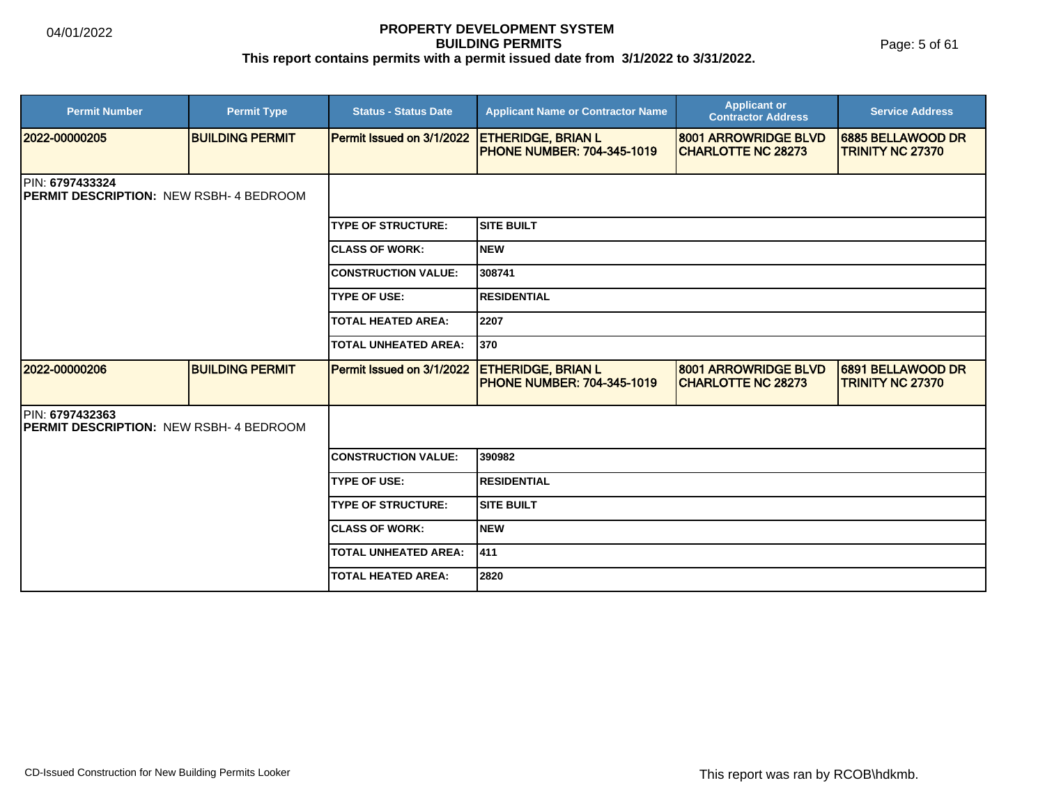| Permit Number | Permit Type | Status - Status Date | Applicant Name or Contractor Name | Applicant or Contractor Address | Service Address |
|---|---|---|---|---|---|
| 2022-00000205 | BUILDING PERMIT | Permit Issued on 3/1/2022 | ETHERIDGE, BRIAN L PHONE NUMBER: 704-345-1019 | 8001 ARROWRIDGE BLVD CHARLOTTE NC 28273 | 6885 BELLAWOOD DR TRINITY NC 27370 |

PIN: **6797433324**
**PERMIT DESCRIPTION:** NEW RSBH- 4 BEDROOM

| | |
|---|---|
| TYPE OF STRUCTURE: | SITE BUILT |
| CLASS OF WORK: | NEW |
| CONSTRUCTION VALUE: | 308741 |
| TYPE OF USE: | RESIDENTIAL |
| TOTAL HEATED AREA: | 2207 |
| TOTAL UNHEATED AREA: | 370 |

| Permit Number | Permit Type | Status - Status Date | Applicant Name or Contractor Name | Applicant or Contractor Address | Service Address |
|---|---|---|---|---|---|
| 2022-00000206 | BUILDING PERMIT | Permit Issued on 3/1/2022 | ETHERIDGE, BRIAN L PHONE NUMBER: 704-345-1019 | 8001 ARROWRIDGE BLVD CHARLOTTE NC 28273 | 6891 BELLAWOOD DR TRINITY NC 27370 |

PIN: **6797432363**
**PERMIT DESCRIPTION:** NEW RSBH- 4 BEDROOM

| | |
|---|---|
| CONSTRUCTION VALUE: | 390982 |
| TYPE OF USE: | RESIDENTIAL |
| TYPE OF STRUCTURE: | SITE BUILT |
| CLASS OF WORK: | NEW |
| TOTAL UNHEATED AREA: | 411 |
| TOTAL HEATED AREA: | 2820 |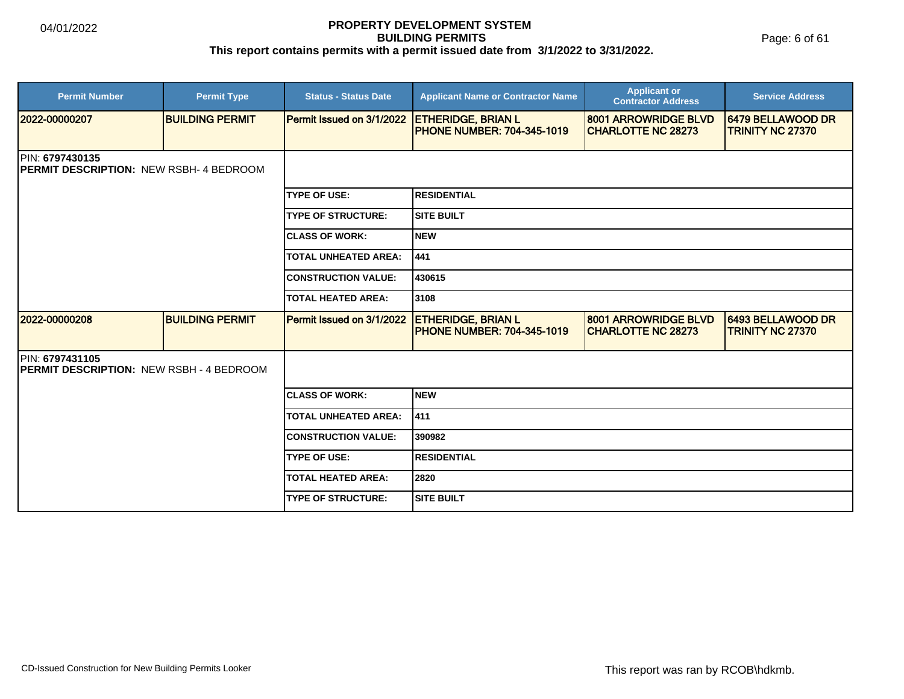**PROPERTY DEVELOPMENT SYSTEM**
**BUILDING PERMITS**
**This report contains permits with a permit issued date from 3/1/2022 to 3/31/2022.**

| Permit Number | Permit Type | Status - Status Date | Applicant Name or Contractor Name | Applicant or Contractor Address | Service Address |
|---|---|---|---|---|---|
| 2022-00000207 | BUILDING PERMIT | Permit Issued on 3/1/2022 | ETHERIDGE, BRIAN L PHONE NUMBER: 704-345-1019 | 8001 ARROWRIDGE BLVD CHARLOTTE NC 28273 | 6479 BELLAWOOD DR TRINITY NC 27370 |

PIN: **6797430135**
**PERMIT DESCRIPTION:** NEW RSBH- 4 BEDROOM

| | |
|---|---|
| TYPE OF USE: | RESIDENTIAL |
| TYPE OF STRUCTURE: | SITE BUILT |
| CLASS OF WORK: | NEW |
| TOTAL UNHEATED AREA: | 441 |
| CONSTRUCTION VALUE: | 430615 |
| TOTAL HEATED AREA: | 3108 |

| Permit Number | Permit Type | Status - Status Date | Applicant Name or Contractor Name | Applicant or Contractor Address | Service Address |
|---|---|---|---|---|---|
| 2022-00000208 | BUILDING PERMIT | Permit Issued on 3/1/2022 | ETHERIDGE, BRIAN L PHONE NUMBER: 704-345-1019 | 8001 ARROWRIDGE BLVD CHARLOTTE NC 28273 | 6493 BELLAWOOD DR TRINITY NC 27370 |

PIN: **6797431105**
**PERMIT DESCRIPTION:** NEW RSBH - 4 BEDROOM

| | |
|---|---|
| CLASS OF WORK: | NEW |
| TOTAL UNHEATED AREA: | 411 |
| CONSTRUCTION VALUE: | 390982 |
| TYPE OF USE: | RESIDENTIAL |
| TOTAL HEATED AREA: | 2820 |
| TYPE OF STRUCTURE: | SITE BUILT |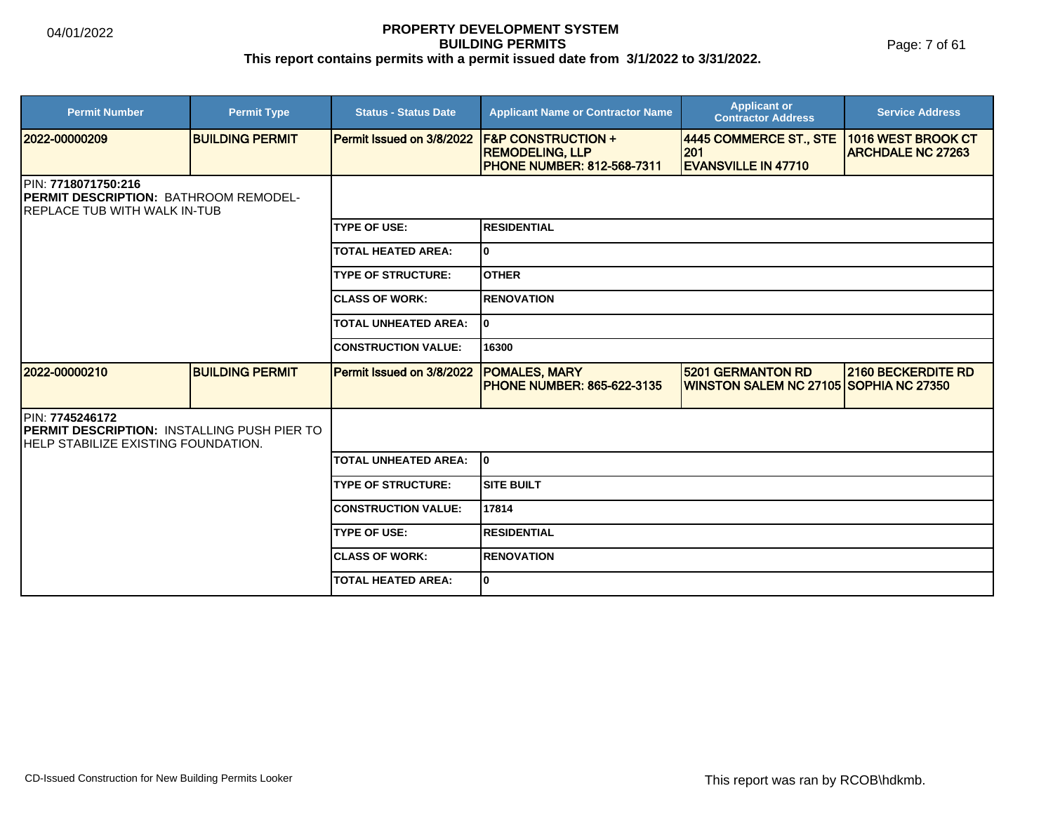# PROPERTY DEVELOPMENT SYSTEM
## BUILDING PERMITS
### This report contains permits with a permit issued date from 3/1/2022 to 3/31/2022.

| Permit Number | Permit Type | Status - Status Date | Applicant Name or Contractor Name | Applicant or Contractor Address | Service Address |
|---|---|---|---|---|---|
| 2022-00000209 | BUILDING PERMIT | Permit Issued on 3/8/2022 | F&P CONSTRUCTION + REMODELING, LLP PHONE NUMBER: 812-568-7311 | 4445 COMMERCE ST., STE 201 EVANSVILLE IN 47710 | 1016 WEST BROOK CT ARCHDALE NC 27263 |

PIN: **7718071750:216**
**PERMIT DESCRIPTION:** BATHROOM REMODEL-REPLACE TUB WITH WALK IN-TUB

| | |
|---|---|
| TYPE OF USE: | RESIDENTIAL |
| TOTAL HEATED AREA: | 0 |
| TYPE OF STRUCTURE: | OTHER |
| CLASS OF WORK: | RENOVATION |
| TOTAL UNHEATED AREA: | 0 |
| CONSTRUCTION VALUE: | 16300 |

| Permit Number | Permit Type | Status - Status Date | Applicant Name or Contractor Name | Applicant or Contractor Address | Service Address |
|---|---|---|---|---|---|
| 2022-00000210 | BUILDING PERMIT | Permit Issued on 3/8/2022 | POMALES, MARY PHONE NUMBER: 865-622-3135 | 5201 GERMANTON RD WINSTON SALEM NC 27105 | 2160 BECKERDITE RD SOPHIA NC 27350 |

PIN: **7745246172**
**PERMIT DESCRIPTION:** INSTALLING PUSH PIER TO HELP STABILIZE EXISTING FOUNDATION.

| | |
|---|---|
| TOTAL UNHEATED AREA: | 0 |
| TYPE OF STRUCTURE: | SITE BUILT |
| CONSTRUCTION VALUE: | 17814 |
| TYPE OF USE: | RESIDENTIAL |
| CLASS OF WORK: | RENOVATION |
| TOTAL HEATED AREA: | 0 |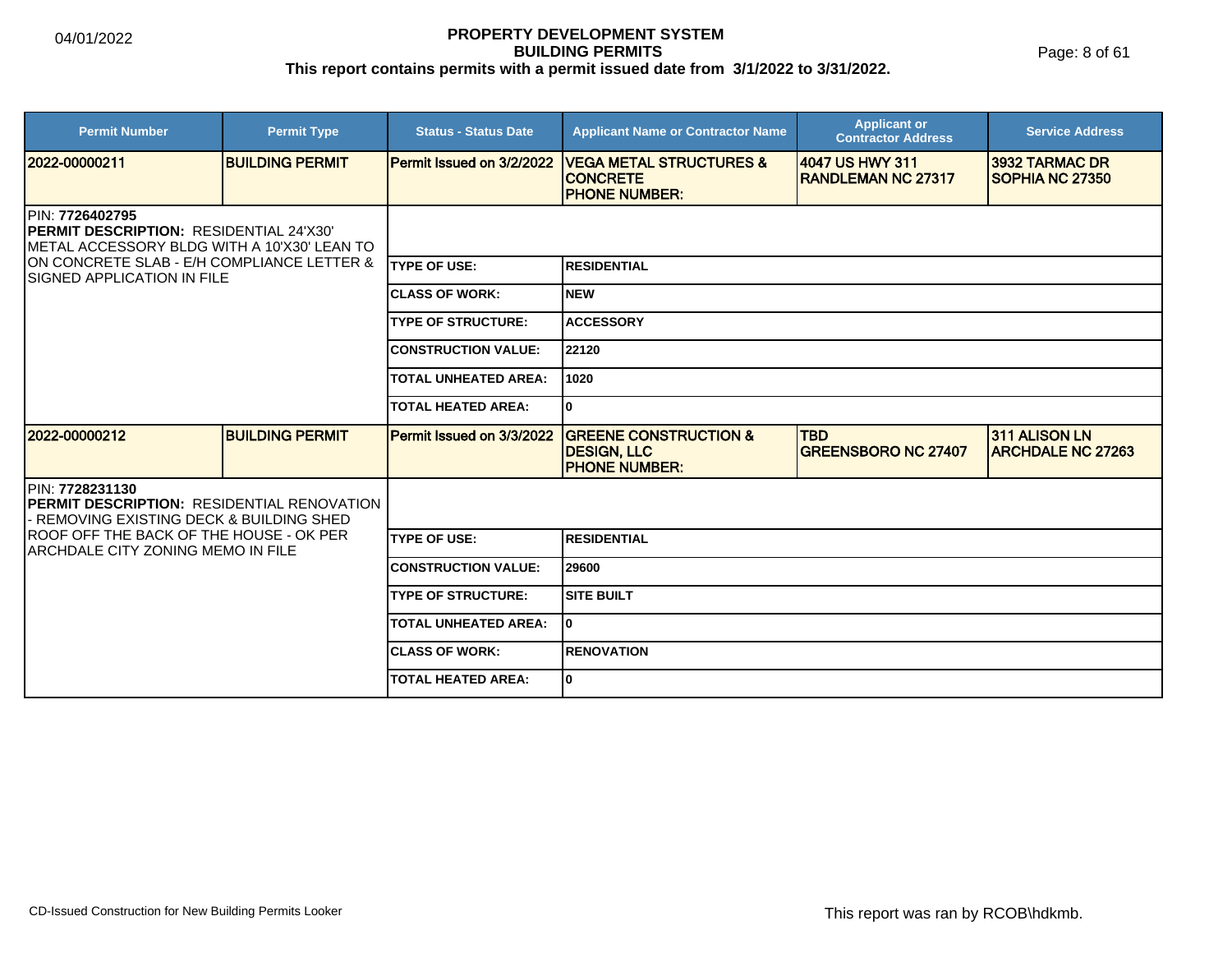# PROPERTY DEVELOPMENT SYSTEM
## BUILDING PERMITS
### This report contains permits with a permit issued date from 3/1/2022 to 3/31/2022.

| Permit Number | Permit Type | Status - Status Date | Applicant Name or Contractor Name | Applicant or Contractor Address | Service Address |
|---|---|---|---|---|---|
| **2022-00000211** | **BUILDING PERMIT** | **Permit Issued on 3/2/2022** | **VEGA METAL STRUCTURES & CONCRETE PHONE NUMBER:** | **4047 US HWY 311 RANDLEMAN NC 27317** | **3932 TARMAC DR SOPHIA NC 27350** |

PIN: **7726402795**
**PERMIT DESCRIPTION:** RESIDENTIAL 24'X30' METAL ACCESSORY BLDG WITH A 10'X30' LEAN TO ON CONCRETE SLAB - E/H COMPLIANCE LETTER & SIGNED APPLICATION IN FILE

| | |
|---|---|
| TYPE OF USE: | RESIDENTIAL |
| CLASS OF WORK: | NEW |
| TYPE OF STRUCTURE: | ACCESSORY |
| CONSTRUCTION VALUE: | 22120 |
| TOTAL UNHEATED AREA: | 1020 |
| TOTAL HEATED AREA: | 0 |

| Permit Number | Permit Type | Status - Status Date | Applicant Name or Contractor Name | Applicant or Contractor Address | Service Address |
|---|---|---|---|---|---|
| **2022-00000212** | **BUILDING PERMIT** | **Permit Issued on 3/3/2022** | **GREENE CONSTRUCTION & DESIGN, LLC PHONE NUMBER:** | **TBD GREENSBORO NC 27407** | **311 ALISON LN ARCHDALE NC 27263** |

PIN: **7728231130**
**PERMIT DESCRIPTION:** RESIDENTIAL RENOVATION - REMOVING EXISTING DECK & BUILDING SHED ROOF OFF THE BACK OF THE HOUSE - OK PER ARCHDALE CITY ZONING MEMO IN FILE

| | |
|---|---|
| TYPE OF USE: | RESIDENTIAL |
| CONSTRUCTION VALUE: | 29600 |
| TYPE OF STRUCTURE: | SITE BUILT |
| TOTAL UNHEATED AREA: | 0 |
| CLASS OF WORK: | RENOVATION |
| TOTAL HEATED AREA: | 0 |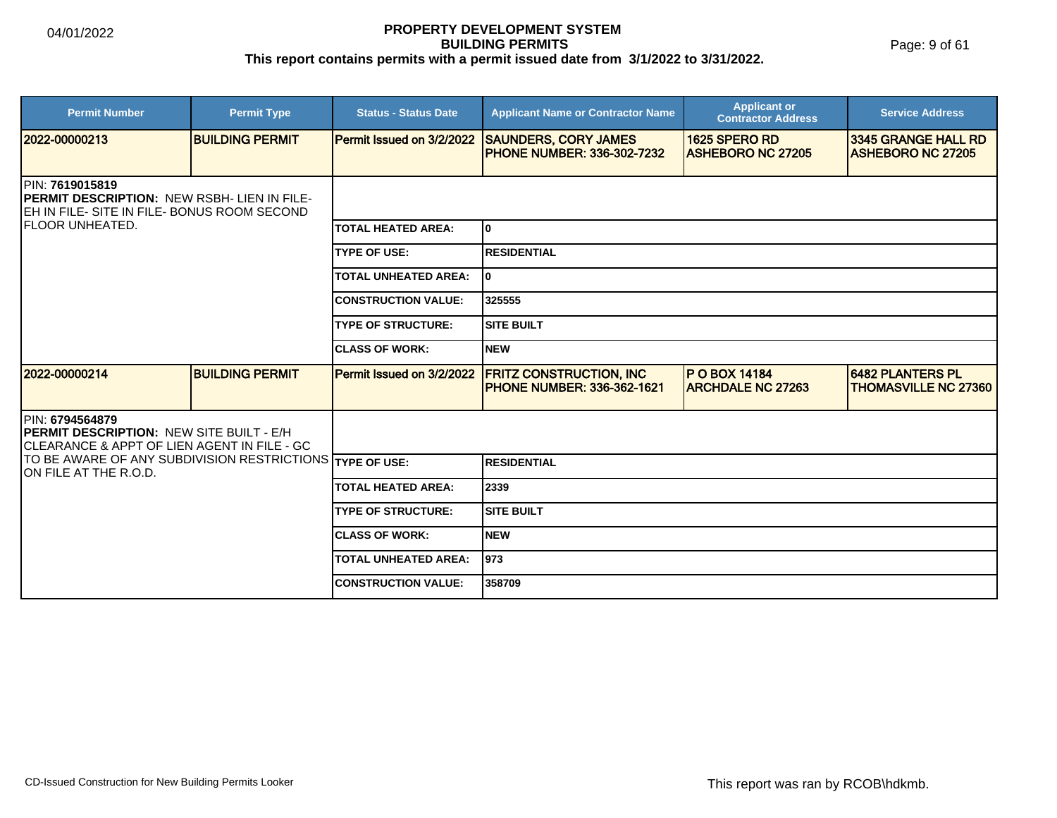**PROPERTY DEVELOPMENT SYSTEM**
**BUILDING PERMITS**
**This report contains permits with a permit issued date from 3/1/2022 to 3/31/2022.**

| Permit Number | Permit Type | Status - Status Date | Applicant Name or Contractor Name | Applicant or Contractor Address | Service Address |
|---|---|---|---|---|---|
| 2022-00000213 | BUILDING PERMIT | Permit Issued on 3/2/2022 | SAUNDERS, CORY JAMES PHONE NUMBER: 336-302-7232 | 1625 SPERO RD ASHEBORO NC 27205 | 3345 GRANGE HALL RD ASHEBORO NC 27205 |

PIN: **7619015819**
**PERMIT DESCRIPTION:** NEW RSBH- LIEN IN FILE- EH IN FILE- SITE IN FILE- BONUS ROOM SECOND FLOOR UNHEATED.

| | |
|---|---|
| TOTAL HEATED AREA: | 0 |
| TYPE OF USE: | RESIDENTIAL |
| TOTAL UNHEATED AREA: | 0 |
| CONSTRUCTION VALUE: | 325555 |
| TYPE OF STRUCTURE: | SITE BUILT |
| CLASS OF WORK: | NEW |

| Permit Number | Permit Type | Status - Status Date | Applicant Name or Contractor Name | Applicant or Contractor Address | Service Address |
|---|---|---|---|---|---|
| 2022-00000214 | BUILDING PERMIT | Permit Issued on 3/2/2022 | FRITZ CONSTRUCTION, INC PHONE NUMBER: 336-362-1621 | P O BOX 14184 ARCHDALE NC 27263 | 6482 PLANTERS PL THOMASVILLE NC 27360 |

PIN: **6794564879**
**PERMIT DESCRIPTION:** NEW SITE BUILT - E/H CLEARANCE & APPT OF LIEN AGENT IN FILE - GC TO BE AWARE OF ANY SUBDIVISION RESTRICTIONS ON FILE AT THE R.O.D.

| | |
|---|---|
| TYPE OF USE: | RESIDENTIAL |
| TOTAL HEATED AREA: | 2339 |
| TYPE OF STRUCTURE: | SITE BUILT |
| CLASS OF WORK: | NEW |
| TOTAL UNHEATED AREA: | 973 |
| CONSTRUCTION VALUE: | 358709 |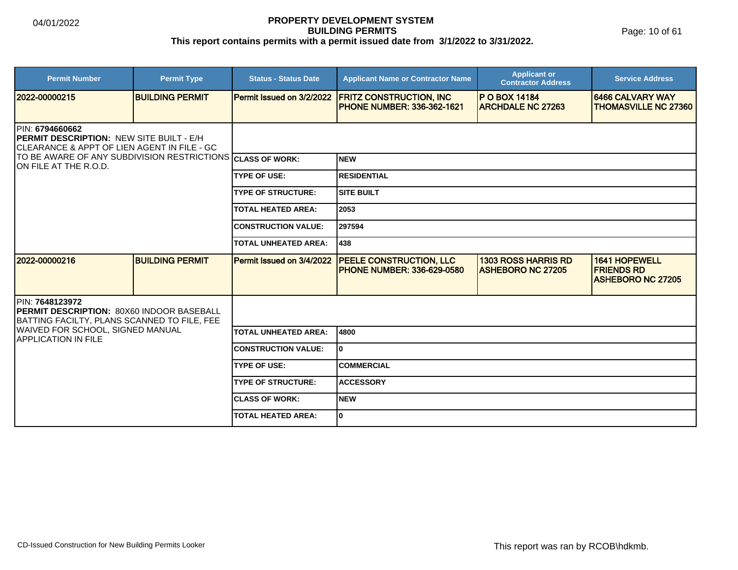# PROPERTY DEVELOPMENT SYSTEM
## BUILDING PERMITS
**This report contains permits with a permit issued date from 3/1/2022 to 3/31/2022.**

| Permit Number | Permit Type | Status - Status Date | Applicant Name or Contractor Name | Applicant or Contractor Address | Service Address |
|---|---|---|---|---|---|
| 2022-00000215 | BUILDING PERMIT | Permit Issued on 3/2/2022 | FRITZ CONSTRUCTION, INC PHONE NUMBER: 336-362-1621 | P O BOX 14184 ARCHDALE NC 27263 | 6466 CALVARY WAY THOMASVILLE NC 27360 |

PIN: **6794660662**
**PERMIT DESCRIPTION:** NEW SITE BUILT - E/H CLEARANCE & APPT OF LIEN AGENT IN FILE - GC TO BE AWARE OF ANY SUBDIVISION RESTRICTIONS ON FILE AT THE R.O.D.

| | |
|---|---|
| CLASS OF WORK: | NEW |
| TYPE OF USE: | RESIDENTIAL |
| TYPE OF STRUCTURE: | SITE BUILT |
| TOTAL HEATED AREA: | 2053 |
| CONSTRUCTION VALUE: | 297594 |
| TOTAL UNHEATED AREA: | 438 |

| Permit Number | Permit Type | Status - Status Date | Applicant Name or Contractor Name | Applicant or Contractor Address | Service Address |
|---|---|---|---|---|---|
| 2022-00000216 | BUILDING PERMIT | Permit Issued on 3/4/2022 | PEELE CONSTRUCTION, LLC PHONE NUMBER: 336-629-0580 | 1303 ROSS HARRIS RD ASHEBORO NC 27205 | 1641 HOPEWELL FRIENDS RD ASHEBORO NC 27205 |

PIN: **7648123972**
**PERMIT DESCRIPTION:** 80X60 INDOOR BASEBALL BATTING FACILTY, PLANS SCANNED TO FILE, FEE WAIVED FOR SCHOOL, SIGNED MANUAL APPLICATION IN FILE

| | |
|---|---|
| TOTAL UNHEATED AREA: | 4800 |
| CONSTRUCTION VALUE: | 0 |
| TYPE OF USE: | COMMERCIAL |
| TYPE OF STRUCTURE: | ACCESSORY |
| CLASS OF WORK: | NEW |
| TOTAL HEATED AREA: | 0 |

CD-Issued Construction for New Building Permits Looker

This report was ran by RCOB\hdkmb.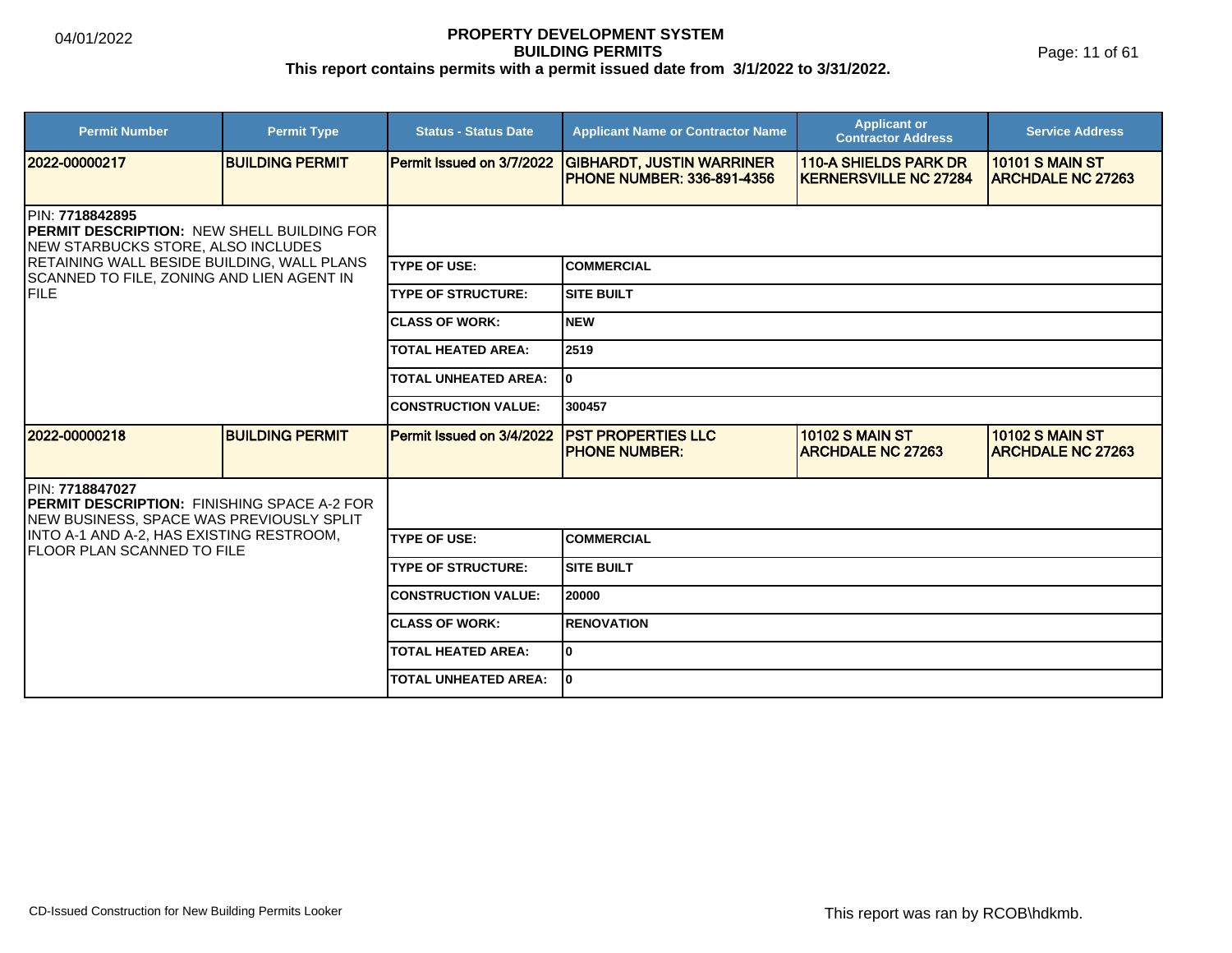# PROPERTY DEVELOPMENT SYSTEM
## BUILDING PERMITS
### This report contains permits with a permit issued date from 3/1/2022 to 3/31/2022.

| Permit Number | Permit Type | Status - Status Date | Applicant Name or Contractor Name | Applicant or Contractor Address | Service Address |
|---|---|---|---|---|---|
| 2022-00000217 | BUILDING PERMIT | Permit Issued on 3/7/2022 | GIBHARDT, JUSTIN WARRINER PHONE NUMBER: 336-891-4356 | 110-A SHIELDS PARK DR KERNERSVILLE NC 27284 | 10101 S MAIN ST ARCHDALE NC 27263 |

PIN: **7718842895**

**PERMIT DESCRIPTION:** NEW SHELL BUILDING FOR NEW STARBUCKS STORE, ALSO INCLUDES RETAINING WALL BESIDE BUILDING, WALL PLANS SCANNED TO FILE, ZONING AND LIEN AGENT IN FILE

| | |
|---|---|
| TYPE OF USE: | COMMERCIAL |
| TYPE OF STRUCTURE: | SITE BUILT |
| CLASS OF WORK: | NEW |
| TOTAL HEATED AREA: | 2519 |
| TOTAL UNHEATED AREA: | 0 |
| CONSTRUCTION VALUE: | 300457 |

| Permit Number | Permit Type | Status - Status Date | Applicant Name or Contractor Name | Applicant or Contractor Address | Service Address |
|---|---|---|---|---|---|
| 2022-00000218 | BUILDING PERMIT | Permit Issued on 3/4/2022 | PST PROPERTIES LLC PHONE NUMBER: | 10102 S MAIN ST ARCHDALE NC 27263 | 10102 S MAIN ST ARCHDALE NC 27263 |

PIN: **7718847027**

**PERMIT DESCRIPTION:** FINISHING SPACE A-2 FOR NEW BUSINESS, SPACE WAS PREVIOUSLY SPLIT INTO A-1 AND A-2, HAS EXISTING RESTROOM, FLOOR PLAN SCANNED TO FILE

| | |
|---|---|
| TYPE OF USE: | COMMERCIAL |
| TYPE OF STRUCTURE: | SITE BUILT |
| CONSTRUCTION VALUE: | 20000 |
| CLASS OF WORK: | RENOVATION |
| TOTAL HEATED AREA: | 0 |
| TOTAL UNHEATED AREA: | 0 |

CD-Issued Construction for New Building Permits Looker

This report was ran by RCOB\hdkmb.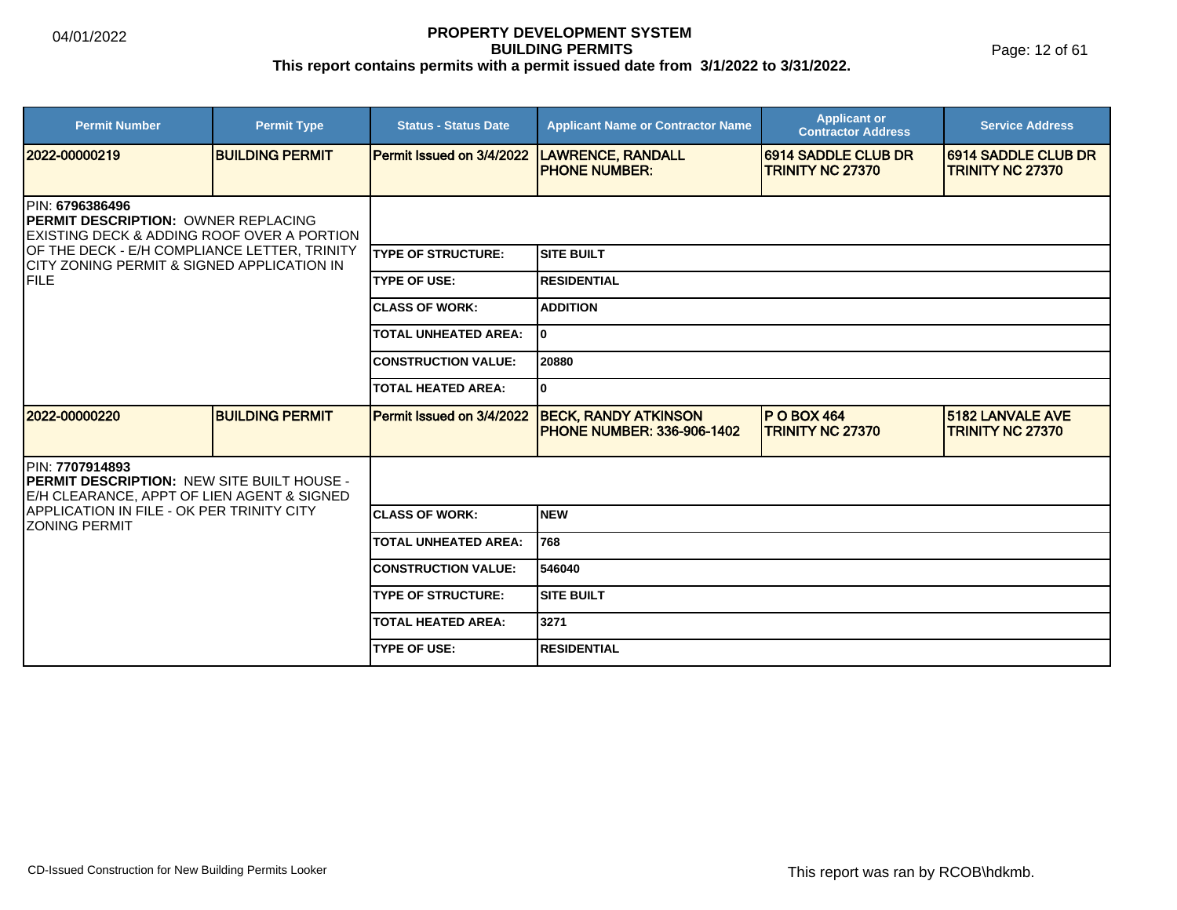# PROPERTY DEVELOPMENT SYSTEM
## BUILDING PERMITS
**This report contains permits with a permit issued date from 3/1/2022 to 3/31/2022.**

04/01/2022

| Permit Number | Permit Type | Status - Status Date | Applicant Name or Contractor Name | Applicant or Contractor Address | Service Address |
|---|---|---|---|---|---|
| 2022-00000219 | BUILDING PERMIT | Permit Issued on 3/4/2022 | LAWRENCE, RANDALL<br>PHONE NUMBER: | 6914 SADDLE CLUB DR<br>TRINITY NC 27370 | 6914 SADDLE CLUB DR<br>TRINITY NC 27370 |

PIN: **6796386496**
**PERMIT DESCRIPTION:** OWNER REPLACING EXISTING DECK & ADDING ROOF OVER A PORTION OF THE DECK - E/H COMPLIANCE LETTER, TRINITY CITY ZONING PERMIT & SIGNED APPLICATION IN FILE

| | |
|---|---|
| TYPE OF STRUCTURE: | SITE BUILT |
| TYPE OF USE: | RESIDENTIAL |
| CLASS OF WORK: | ADDITION |
| TOTAL UNHEATED AREA: | 0 |
| CONSTRUCTION VALUE: | 20880 |
| TOTAL HEATED AREA: | 0 |

| Permit Number | Permit Type | Status - Status Date | Applicant Name or Contractor Name | Applicant or Contractor Address | Service Address |
|---|---|---|---|---|---|
| 2022-00000220 | BUILDING PERMIT | Permit Issued on 3/4/2022 | BECK, RANDY ATKINSON<br>PHONE NUMBER: 336-906-1402 | P O BOX 464<br>TRINITY NC 27370 | 5182 LANVALE AVE<br>TRINITY NC 27370 |

PIN: **7707914893**
**PERMIT DESCRIPTION:** NEW SITE BUILT HOUSE - E/H CLEARANCE, APPT OF LIEN AGENT & SIGNED APPLICATION IN FILE - OK PER TRINITY CITY ZONING PERMIT

| | |
|---|---|
| CLASS OF WORK: | NEW |
| TOTAL UNHEATED AREA: | 768 |
| CONSTRUCTION VALUE: | 546040 |
| TYPE OF STRUCTURE: | SITE BUILT |
| TOTAL HEATED AREA: | 3271 |
| TYPE OF USE: | RESIDENTIAL |

CD-Issued Construction for New Building Permits Looker

This report was ran by RCOB\hdkmb.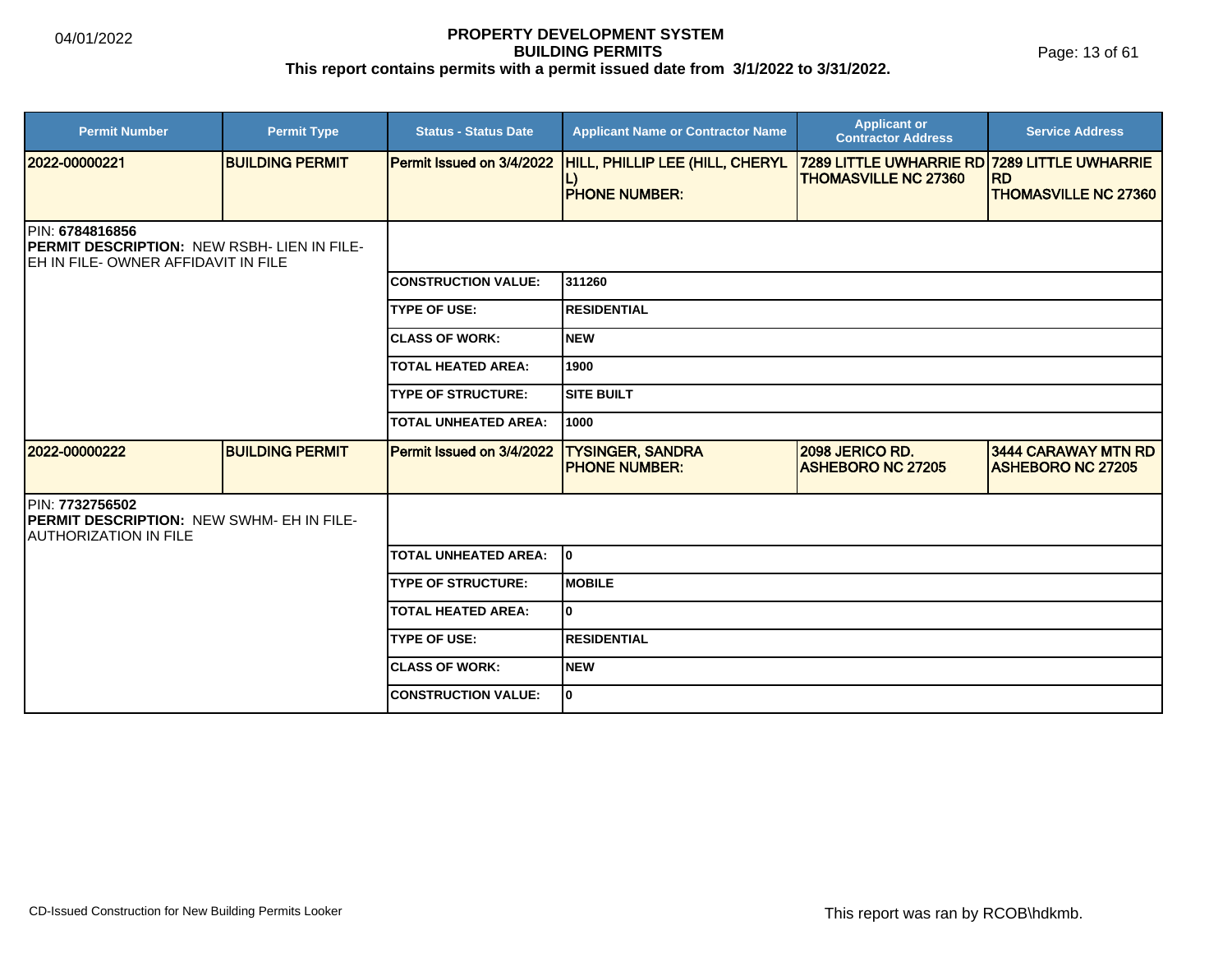## PROPERTY DEVELOPMENT SYSTEM
## BUILDING PERMITS
**This report contains permits with a permit issued date from 3/1/2022 to 3/31/2022.**

| Permit Number | Permit Type | Status - Status Date | Applicant Name or Contractor Name | Applicant or Contractor Address | Service Address |
|---|---|---|---|---|---|
| 2022-00000221 | BUILDING PERMIT | Permit Issued on 3/4/2022 | HILL, PHILLIP LEE (HILL, CHERYL L) PHONE NUMBER: | 7289 LITTLE UWHARRIE RD THOMASVILLE NC 27360 | 7289 LITTLE UWHARRIE RD THOMASVILLE NC 27360 |

PIN: **6784816856**
**PERMIT DESCRIPTION:** NEW RSBH- LIEN IN FILE- EH IN FILE- OWNER AFFIDAVIT IN FILE

| | |
|---|---|
| CONSTRUCTION VALUE: | 311260 |
| TYPE OF USE: | RESIDENTIAL |
| CLASS OF WORK: | NEW |
| TOTAL HEATED AREA: | 1900 |
| TYPE OF STRUCTURE: | SITE BUILT |
| TOTAL UNHEATED AREA: | 1000 |

| Permit Number | Permit Type | Status - Status Date | Applicant Name or Contractor Name | Applicant or Contractor Address | Service Address |
|---|---|---|---|---|---|
| 2022-00000222 | BUILDING PERMIT | Permit Issued on 3/4/2022 | TYSINGER, SANDRA PHONE NUMBER: | 2098 JERICO RD. ASHEBORO NC 27205 | 3444 CARAWAY MTN RD ASHEBORO NC 27205 |

PIN: **7732756502**
**PERMIT DESCRIPTION:** NEW SWHM- EH IN FILE- AUTHORIZATION IN FILE

| | |
|---|---|
| TOTAL UNHEATED AREA: | 0 |
| TYPE OF STRUCTURE: | MOBILE |
| TOTAL HEATED AREA: | 0 |
| TYPE OF USE: | RESIDENTIAL |
| CLASS OF WORK: | NEW |
| CONSTRUCTION VALUE: | 0 |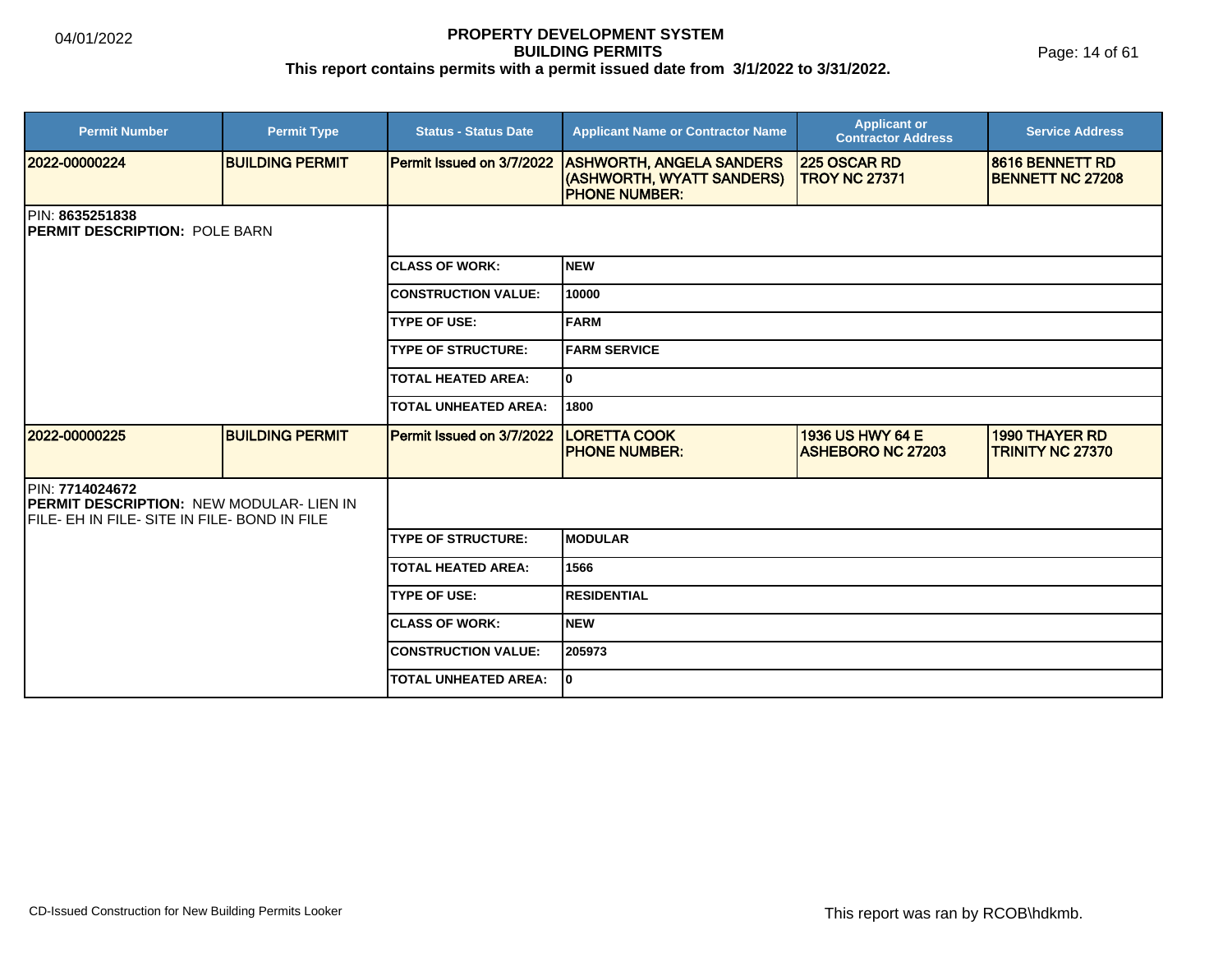# PROPERTY DEVELOPMENT SYSTEM
## BUILDING PERMITS
**This report contains permits with a permit issued date from 3/1/2022 to 3/31/2022.**

| Permit Number | Permit Type | Status - Status Date | Applicant Name or Contractor Name | Applicant or Contractor Address | Service Address |
|---|---|---|---|---|---|
| 2022-00000224 | BUILDING PERMIT | Permit Issued on 3/7/2022 | ASHWORTH, ANGELA SANDERS (ASHWORTH, WYATT SANDERS) PHONE NUMBER: | 225 OSCAR RD TROY NC 27371 | 8616 BENNETT RD BENNETT NC 27208 |

PIN: **8635251838**
**PERMIT DESCRIPTION:** POLE BARN

| | |
|---|---|
| CLASS OF WORK: | NEW |
| CONSTRUCTION VALUE: | 10000 |
| TYPE OF USE: | FARM |
| TYPE OF STRUCTURE: | FARM SERVICE |
| TOTAL HEATED AREA: | 0 |
| TOTAL UNHEATED AREA: | 1800 |

| Permit Number | Permit Type | Status - Status Date | Applicant Name or Contractor Name | Applicant or Contractor Address | Service Address |
|---|---|---|---|---|---|
| 2022-00000225 | BUILDING PERMIT | Permit Issued on 3/7/2022 | LORETTA COOK PHONE NUMBER: | 1936 US HWY 64 E ASHEBORO NC 27203 | 1990 THAYER RD TRINITY NC 27370 |

PIN: **7714024672**
**PERMIT DESCRIPTION:** NEW MODULAR- LIEN IN FILE- EH IN FILE- SITE IN FILE- BOND IN FILE

| | |
|---|---|
| TYPE OF STRUCTURE: | MODULAR |
| TOTAL HEATED AREA: | 1566 |
| TYPE OF USE: | RESIDENTIAL |
| CLASS OF WORK: | NEW |
| CONSTRUCTION VALUE: | 205973 |
| TOTAL UNHEATED AREA: | 0 |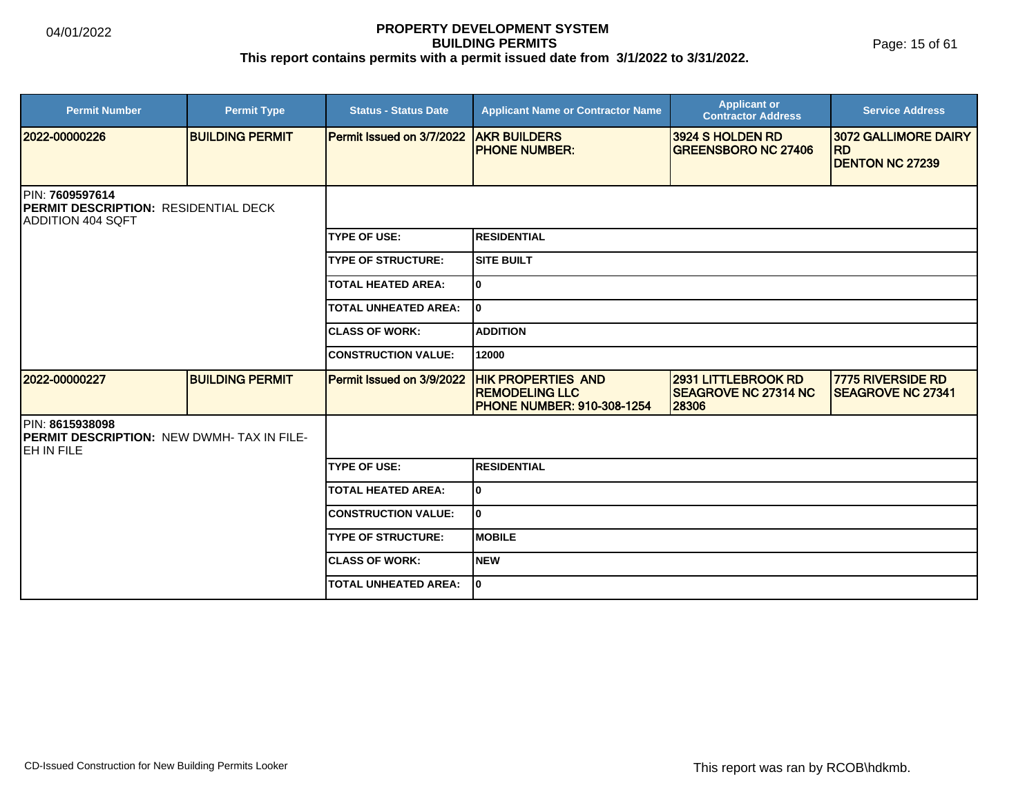# PROPERTY DEVELOPMENT SYSTEM
## BUILDING PERMITS
### This report contains permits with a permit issued date from 3/1/2022 to 3/31/2022.

04/01/2022

| Permit Number | Permit Type | Status - Status Date | Applicant Name or Contractor Name | Applicant or Contractor Address | Service Address |
|---|---|---|---|---|---|
| 2022-00000226 | BUILDING PERMIT | Permit Issued on 3/7/2022 | AKR BUILDERS<br>PHONE NUMBER: | 3924 S HOLDEN RD<br>GREENSBORO NC 27406 | 3072 GALLIMORE DAIRY RD<br>DENTON NC 27239 |

PIN: **7609597614**
**PERMIT DESCRIPTION:** RESIDENTIAL DECK ADDITION 404 SQFT

| | |
|---|---|
| TYPE OF USE: | RESIDENTIAL |
| TYPE OF STRUCTURE: | SITE BUILT |
| TOTAL HEATED AREA: | 0 |
| TOTAL UNHEATED AREA: | 0 |
| CLASS OF WORK: | ADDITION |
| CONSTRUCTION VALUE: | 12000 |

| Permit Number | Permit Type | Status - Status Date | Applicant Name or Contractor Name | Applicant or Contractor Address | Service Address |
|---|---|---|---|---|---|
| 2022-00000227 | BUILDING PERMIT | Permit Issued on 3/9/2022 | HIK PROPERTIES AND REMODELING LLC<br>PHONE NUMBER: 910-308-1254 | 2931 LITTLEBROOK RD<br>SEAGROVE NC 27314 NC 28306 | 7775 RIVERSIDE RD<br>SEAGROVE NC 27341 |

PIN: **8615938098**
**PERMIT DESCRIPTION:** NEW DWMH- TAX IN FILE- EH IN FILE

| | |
|---|---|
| TYPE OF USE: | RESIDENTIAL |
| TOTAL HEATED AREA: | 0 |
| CONSTRUCTION VALUE: | 0 |
| TYPE OF STRUCTURE: | MOBILE |
| CLASS OF WORK: | NEW |
| TOTAL UNHEATED AREA: | 0 |

CD-Issued Construction for New Building Permits Looker

This report was ran by RCOB\hdkmb.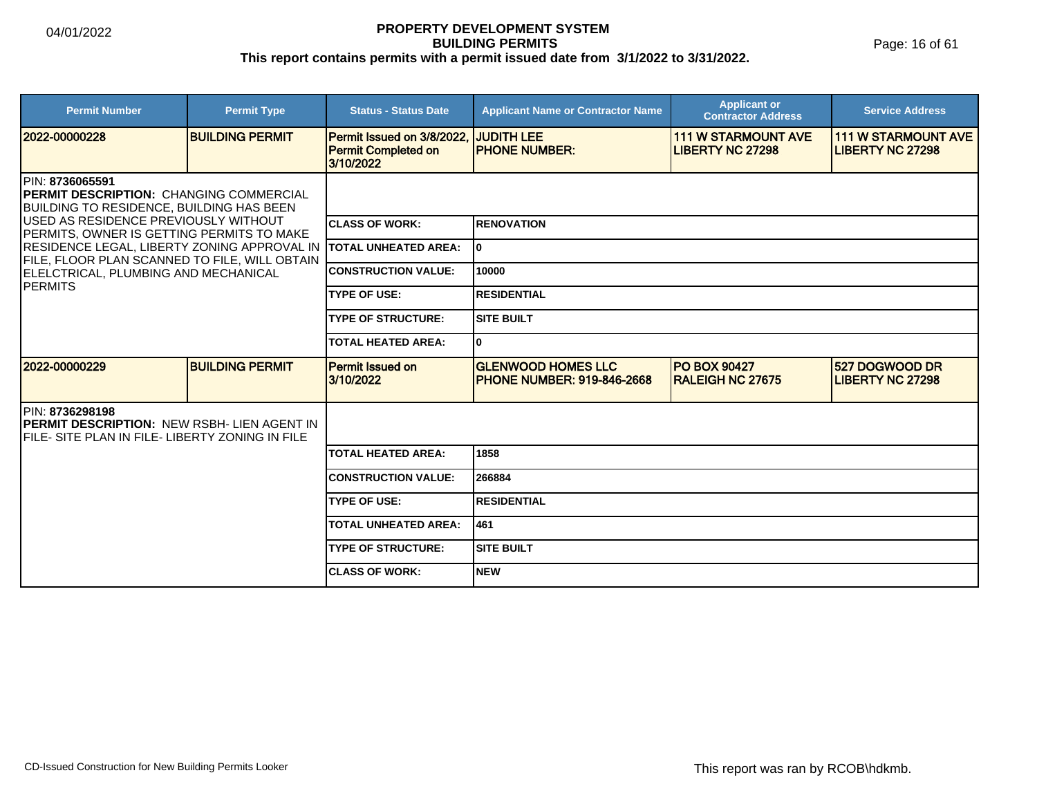**PROPERTY DEVELOPMENT SYSTEM**
**BUILDING PERMITS**
**This report contains permits with a permit issued date from 3/1/2022 to 3/31/2022.**

| Permit Number | Permit Type | Status - Status Date | Applicant Name or Contractor Name | Applicant or Contractor Address | Service Address |
|---|---|---|---|---|---|
| 2022-00000228 | BUILDING PERMIT | Permit Issued on 3/8/2022, Permit Completed on 3/10/2022 | JUDITH LEE PHONE NUMBER: | 111 W STARMOUNT AVE LIBERTY NC 27298 | 111 W STARMOUNT AVE LIBERTY NC 27298 |

PIN: **8736065591**
**PERMIT DESCRIPTION:** CHANGING COMMERCIAL BUILDING TO RESIDENCE, BUILDING HAS BEEN USED AS RESIDENCE PREVIOUSLY WITHOUT PERMITS, OWNER IS GETTING PERMITS TO MAKE RESIDENCE LEGAL, LIBERTY ZONING APPROVAL IN FILE, FLOOR PLAN SCANNED TO FILE, WILL OBTAIN ELELCTRICAL, PLUMBING AND MECHANICAL PERMITS

| | |
|---|---|
| CLASS OF WORK: | RENOVATION |
| TOTAL UNHEATED AREA: | 0 |
| CONSTRUCTION VALUE: | 10000 |
| TYPE OF USE: | RESIDENTIAL |
| TYPE OF STRUCTURE: | SITE BUILT |
| TOTAL HEATED AREA: | 0 |

| Permit Number | Permit Type | Status - Status Date | Applicant Name or Contractor Name | Applicant or Contractor Address | Service Address |
|---|---|---|---|---|---|
| 2022-00000229 | BUILDING PERMIT | Permit Issued on 3/10/2022 | GLENWOOD HOMES LLC PHONE NUMBER: 919-846-2668 | PO BOX 90427 RALEIGH NC 27675 | 527 DOGWOOD DR LIBERTY NC 27298 |

PIN: **8736298198**
**PERMIT DESCRIPTION:** NEW RSBH- LIEN AGENT IN FILE- SITE PLAN IN FILE- LIBERTY ZONING IN FILE

| | |
|---|---|
| TOTAL HEATED AREA: | 1858 |
| CONSTRUCTION VALUE: | 266884 |
| TYPE OF USE: | RESIDENTIAL |
| TOTAL UNHEATED AREA: | 461 |
| TYPE OF STRUCTURE: | SITE BUILT |
| CLASS OF WORK: | NEW |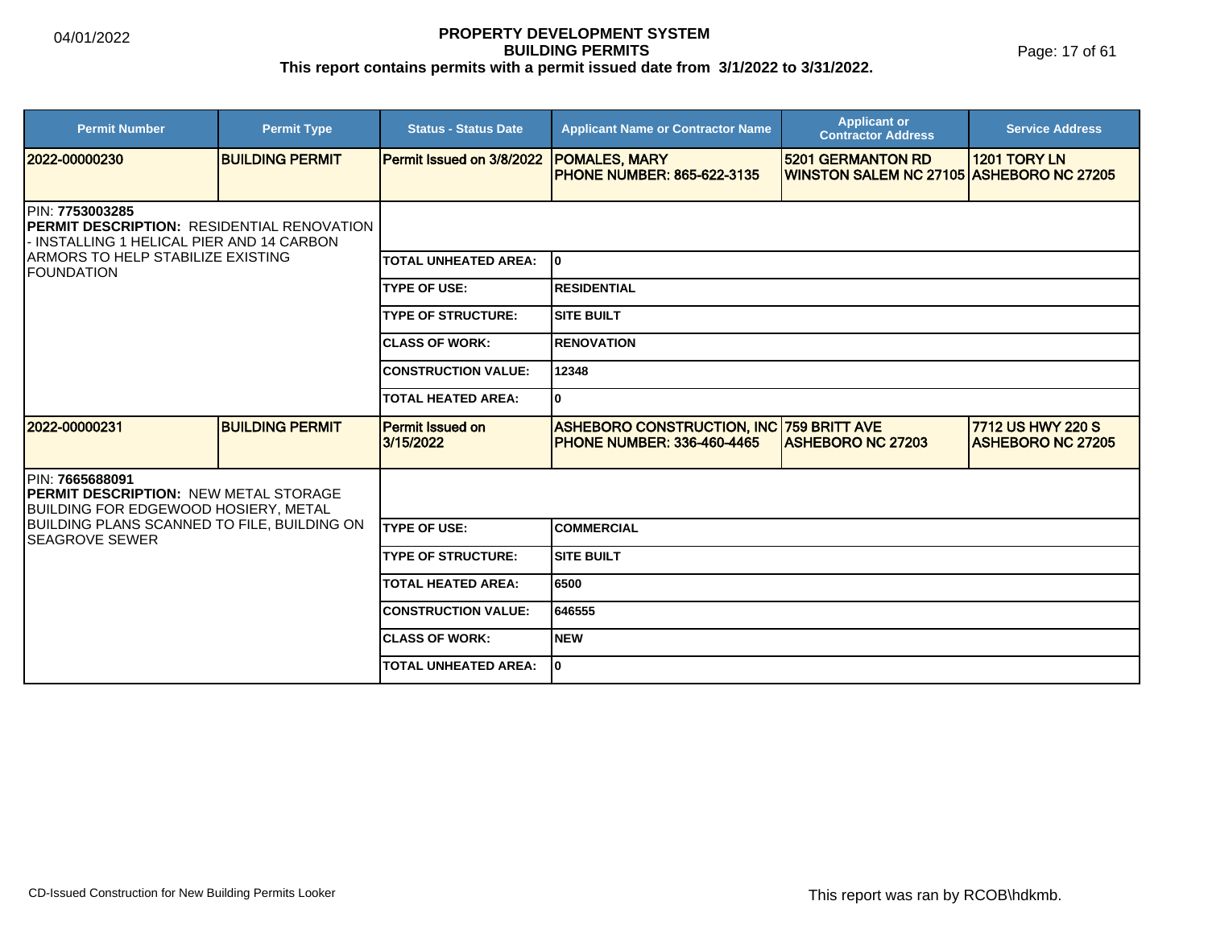# PROPERTY DEVELOPMENT SYSTEM
## BUILDING PERMITS
### This report contains permits with a permit issued date from 3/1/2022 to 3/31/2022.

| Permit Number | Permit Type | Status - Status Date | Applicant Name or Contractor Name | Applicant or Contractor Address | Service Address |
|---|---|---|---|---|---|
| **2022-00000230** | **BUILDING PERMIT** | **Permit Issued on 3/8/2022** | **POMALES, MARY**<br>**PHONE NUMBER: 865-622-3135** | **5201 GERMANTON RD**<br>**WINSTON SALEM NC 27105** | **1201 TORY LN**<br>**ASHEBORO NC 27205** |

PIN: **7753003285**
**PERMIT DESCRIPTION:** RESIDENTIAL RENOVATION - INSTALLING 1 HELICAL PIER AND 14 CARBON ARMORS TO HELP STABILIZE EXISTING FOUNDATION

| | |
|---|---|
| **TOTAL UNHEATED AREA:** | **0** |
| **TYPE OF USE:** | **RESIDENTIAL** |
| **TYPE OF STRUCTURE:** | **SITE BUILT** |
| **CLASS OF WORK:** | **RENOVATION** |
| **CONSTRUCTION VALUE:** | **12348** |
| **TOTAL HEATED AREA:** | **0** |

| Permit Number | Permit Type | Status - Status Date | Applicant Name or Contractor Name | Applicant or Contractor Address | Service Address |
|---|---|---|---|---|---|
| **2022-00000231** | **BUILDING PERMIT** | **Permit Issued on 3/15/2022** | **ASHEBORO CONSTRUCTION, INC**<br>**PHONE NUMBER: 336-460-4465** | **759 BRITT AVE**<br>**ASHEBORO NC 27203** | **7712 US HWY 220 S**<br>**ASHEBORO NC 27205** |

PIN: **7665688091**
**PERMIT DESCRIPTION:** NEW METAL STORAGE BUILDING FOR EDGEWOOD HOSIERY, METAL BUILDING PLANS SCANNED TO FILE, BUILDING ON SEAGROVE SEWER

| | |
|---|---|
| **TYPE OF USE:** | **COMMERCIAL** |
| **TYPE OF STRUCTURE:** | **SITE BUILT** |
| **TOTAL HEATED AREA:** | **6500** |
| **CONSTRUCTION VALUE:** | **646555** |
| **CLASS OF WORK:** | **NEW** |
| **TOTAL UNHEATED AREA:** | **0** |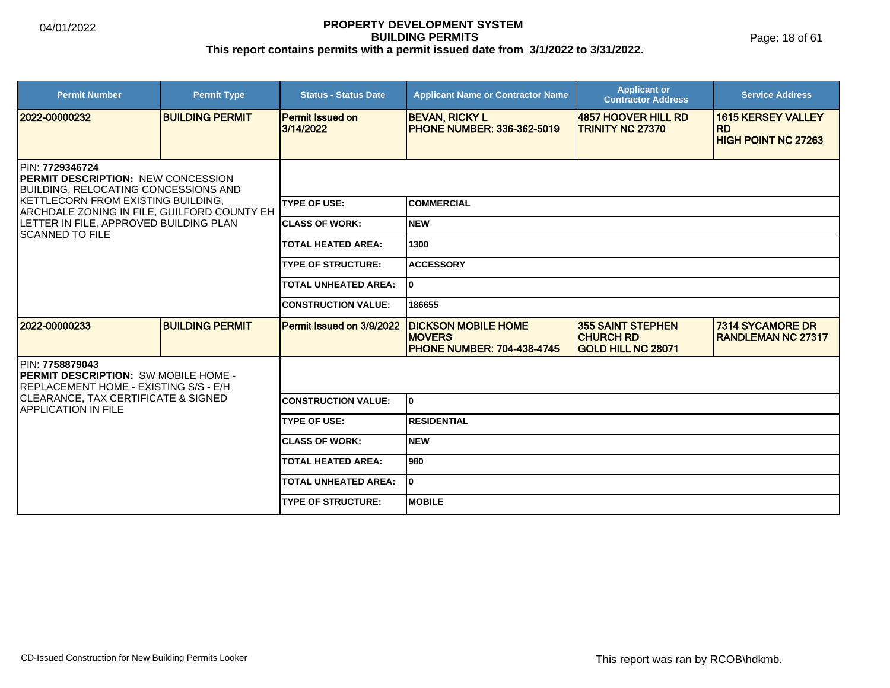# PROPERTY DEVELOPMENT SYSTEM
## BUILDING PERMITS
### This report contains permits with a permit issued date from 3/1/2022 to 3/31/2022.

| Permit Number | Permit Type | Status - Status Date | Applicant Name or Contractor Name | Applicant or Contractor Address | Service Address |
|---|---|---|---|---|---|
| **2022-00000232** | **BUILDING PERMIT** | **Permit Issued on 3/14/2022** | **BEVAN, RICKY L PHONE NUMBER: 336-362-5019** | **4857 HOOVER HILL RD TRINITY NC 27370** | **1615 KERSEY VALLEY RD HIGH POINT NC 27263** |

PIN: **7729346724**
**PERMIT DESCRIPTION:** NEW CONCESSION BUILDING, RELOCATING CONCESSIONS AND KETTLECORN FROM EXISTING BUILDING, ARCHDALE ZONING IN FILE, GUILFORD COUNTY EH LETTER IN FILE, APPROVED BUILDING PLAN SCANNED TO FILE

| | |
|---|---|
| **TYPE OF USE:** | **COMMERCIAL** |
| **CLASS OF WORK:** | **NEW** |
| **TOTAL HEATED AREA:** | **1300** |
| **TYPE OF STRUCTURE:** | **ACCESSORY** |
| **TOTAL UNHEATED AREA:** | **0** |
| **CONSTRUCTION VALUE:** | **186655** |

| Permit Number | Permit Type | Status - Status Date | Applicant Name or Contractor Name | Applicant or Contractor Address | Service Address |
|---|---|---|---|---|---|
| **2022-00000233** | **BUILDING PERMIT** | **Permit Issued on 3/9/2022** | **DICKSON MOBILE HOME MOVERS PHONE NUMBER: 704-438-4745** | **355 SAINT STEPHEN CHURCH RD GOLD HILL NC 28071** | **7314 SYCAMORE DR RANDLEMAN NC 27317** |

PIN: **7758879043**
**PERMIT DESCRIPTION:** SW MOBILE HOME - REPLACEMENT HOME - EXISTING S/S - E/H CLEARANCE, TAX CERTIFICATE & SIGNED APPLICATION IN FILE

| | |
|---|---|
| **CONSTRUCTION VALUE:** | **0** |
| **TYPE OF USE:** | **RESIDENTIAL** |
| **CLASS OF WORK:** | **NEW** |
| **TOTAL HEATED AREA:** | **980** |
| **TOTAL UNHEATED AREA:** | **0** |
| **TYPE OF STRUCTURE:** | **MOBILE** |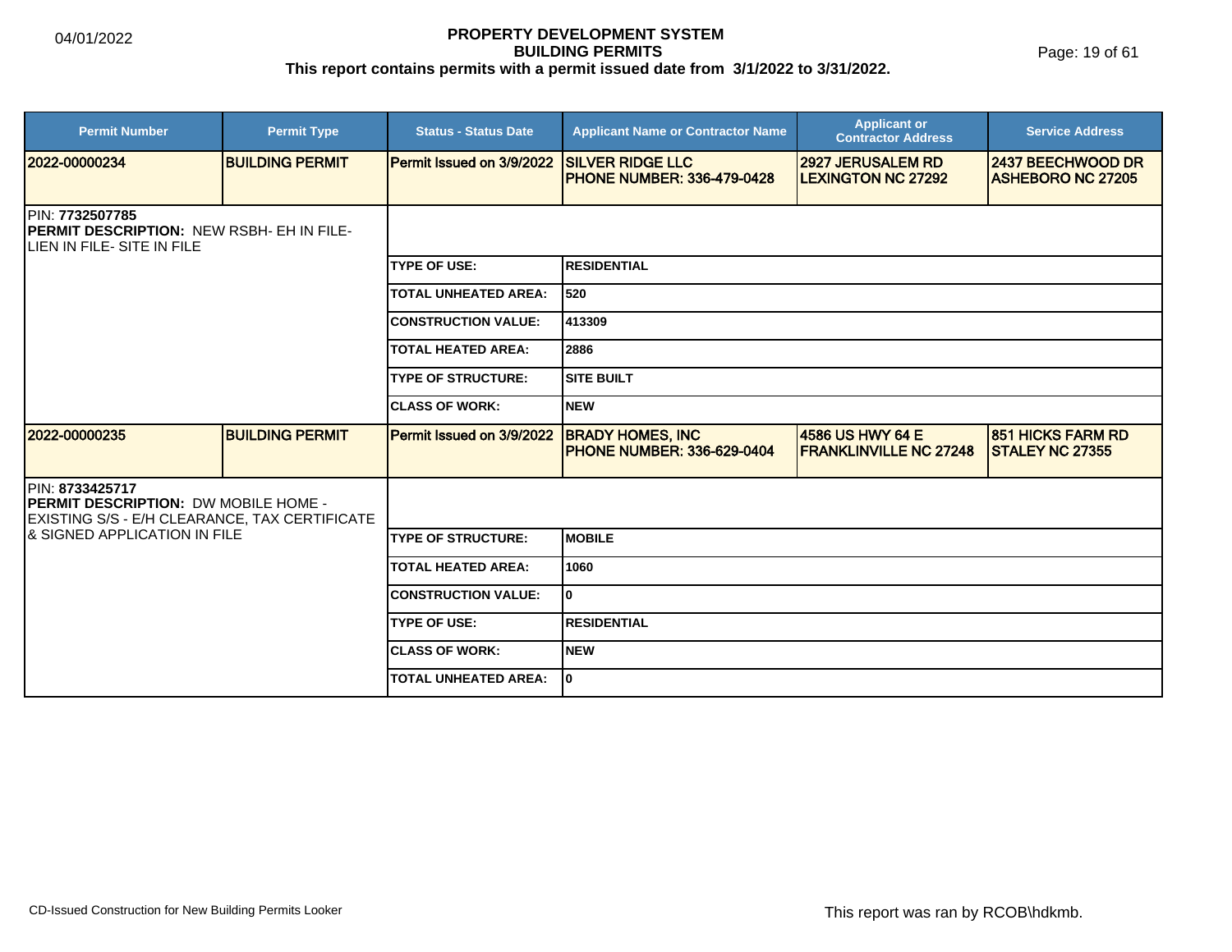# PROPERTY DEVELOPMENT SYSTEM
## BUILDING PERMITS
**This report contains permits with a permit issued date from 3/1/2022 to 3/31/2022.**

04/01/2022

| Permit Number | Permit Type | Status - Status Date | Applicant Name or Contractor Name | Applicant or Contractor Address | Service Address |
|---|---|---|---|---|---|
| 2022-00000234 | BUILDING PERMIT | Permit Issued on 3/9/2022 | SILVER RIDGE LLC PHONE NUMBER: 336-479-0428 | 2927 JERUSALEM RD LEXINGTON NC 27292 | 2437 BEECHWOOD DR ASHEBORO NC 27205 |

PIN: **7732507785**
**PERMIT DESCRIPTION:** NEW RSBH- EH IN FILE- LIEN IN FILE- SITE IN FILE

| | |
|---|---|
| TYPE OF USE: | RESIDENTIAL |
| TOTAL UNHEATED AREA: | 520 |
| CONSTRUCTION VALUE: | 413309 |
| TOTAL HEATED AREA: | 2886 |
| TYPE OF STRUCTURE: | SITE BUILT |
| CLASS OF WORK: | NEW |

| Permit Number | Permit Type | Status - Status Date | Applicant Name or Contractor Name | Applicant or Contractor Address | Service Address |
|---|---|---|---|---|---|
| 2022-00000235 | BUILDING PERMIT | Permit Issued on 3/9/2022 | BRADY HOMES, INC PHONE NUMBER: 336-629-0404 | 4586 US HWY 64 E FRANKLINVILLE NC 27248 | 851 HICKS FARM RD STALEY NC 27355 |

PIN: **8733425717**
**PERMIT DESCRIPTION:** DW MOBILE HOME - EXISTING S/S - E/H CLEARANCE, TAX CERTIFICATE & SIGNED APPLICATION IN FILE

| | |
|---|---|
| TYPE OF STRUCTURE: | MOBILE |
| TOTAL HEATED AREA: | 1060 |
| CONSTRUCTION VALUE: | 0 |
| TYPE OF USE: | RESIDENTIAL |
| CLASS OF WORK: | NEW |
| TOTAL UNHEATED AREA: | 0 |

CD-Issued Construction for New Building Permits Looker

This report was ran by RCOB\hdkmb.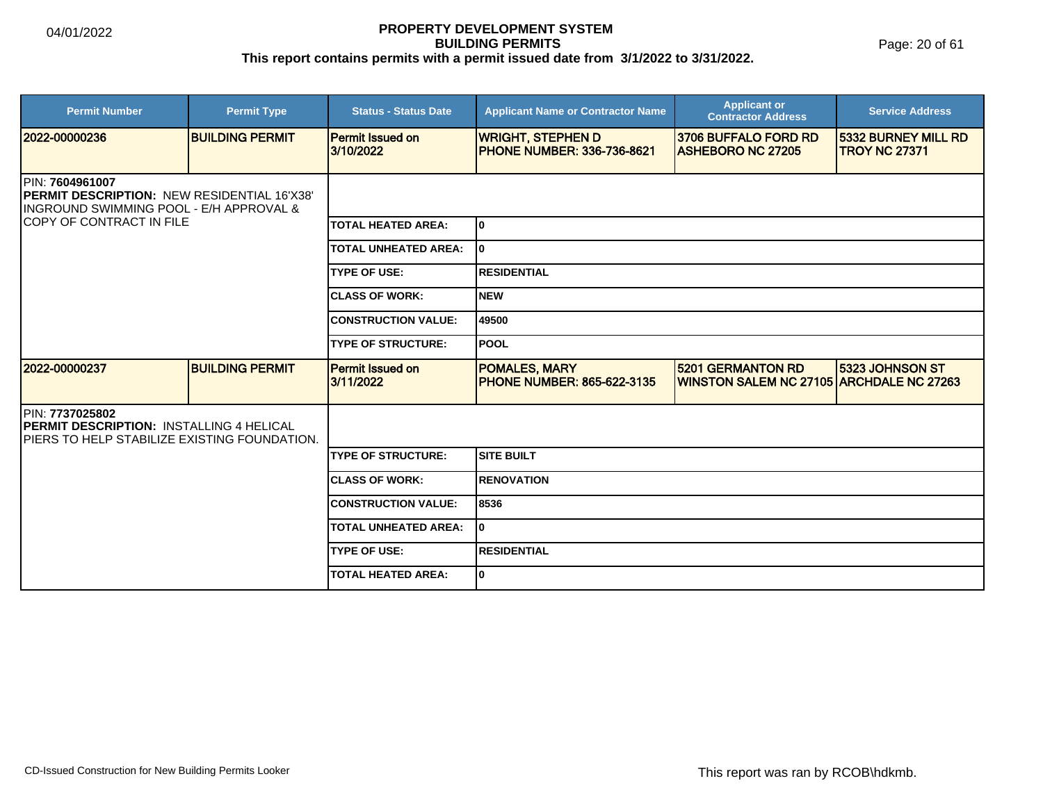# PROPERTY DEVELOPMENT SYSTEM
## BUILDING PERMITS
**This report contains permits with a permit issued date from 3/1/2022 to 3/31/2022.**

| Permit Number | Permit Type | Status - Status Date | Applicant Name or Contractor Name | Applicant or Contractor Address | Service Address |
|---|---|---|---|---|---|
| **2022-00000236** | **BUILDING PERMIT** | Permit Issued on 3/10/2022 | **WRIGHT, STEPHEN D**<br>**PHONE NUMBER: 336-736-8621** | **3706 BUFFALO FORD RD ASHEBORO NC 27205** | **5332 BURNEY MILL RD TROY NC 27371** |

PIN: **7604961007**
**PERMIT DESCRIPTION:** NEW RESIDENTIAL 16'X38' INGROUND SWIMMING POOL - E/H APPROVAL & COPY OF CONTRACT IN FILE

| Field | Value |
|---|---|
| TOTAL HEATED AREA: | 0 |
| TOTAL UNHEATED AREA: | 0 |
| TYPE OF USE: | RESIDENTIAL |
| CLASS OF WORK: | NEW |
| CONSTRUCTION VALUE: | 49500 |
| TYPE OF STRUCTURE: | POOL |

| Permit Number | Permit Type | Status - Status Date | Applicant Name or Contractor Name | Applicant or Contractor Address | Service Address |
|---|---|---|---|---|---|
| **2022-00000237** | **BUILDING PERMIT** | Permit Issued on 3/11/2022 | **POMALES, MARY**<br>**PHONE NUMBER: 865-622-3135** | **5201 GERMANTON RD WINSTON SALEM NC 27105** | **5323 JOHNSON ST ARCHDALE NC 27263** |

PIN: **7737025802**
**PERMIT DESCRIPTION:** INSTALLING 4 HELICAL PIERS TO HELP STABILIZE EXISTING FOUNDATION.

| Field | Value |
|---|---|
| TYPE OF STRUCTURE: | SITE BUILT |
| CLASS OF WORK: | RENOVATION |
| CONSTRUCTION VALUE: | 8536 |
| TOTAL UNHEATED AREA: | 0 |
| TYPE OF USE: | RESIDENTIAL |
| TOTAL HEATED AREA: | 0 |

CD-Issued Construction for New Building Permits Looker

This report was ran by RCOB\hdkmb.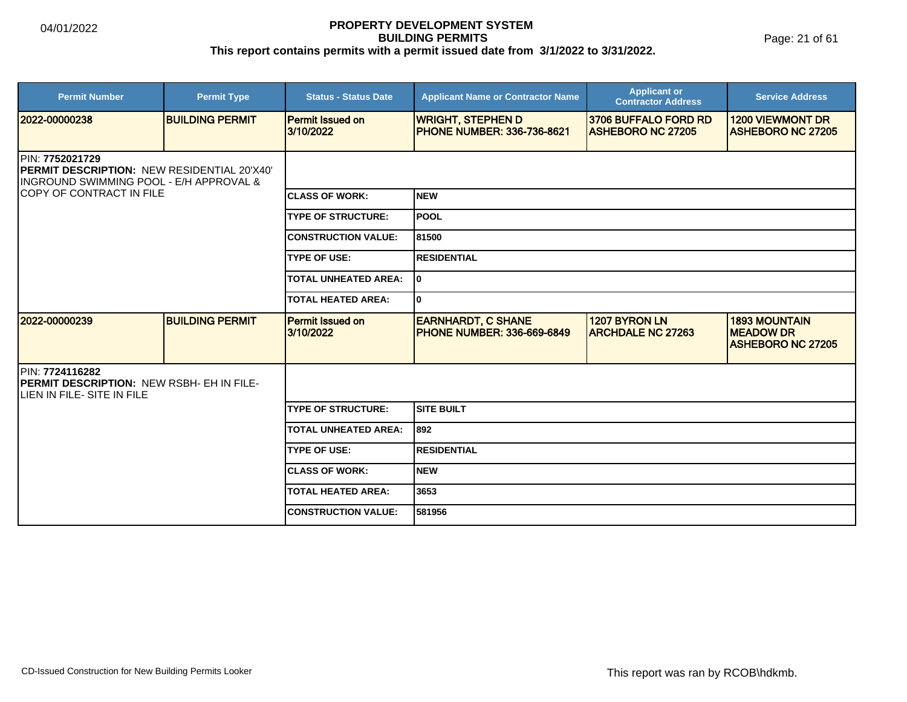# PROPERTY DEVELOPMENT SYSTEM
## BUILDING PERMITS
**This report contains permits with a permit issued date from 3/1/2022 to 3/31/2022.**

| Permit Number | Permit Type | Status - Status Date | Applicant Name or Contractor Name | Applicant or Contractor Address | Service Address |
|---|---|---|---|---|---|
| 2022-00000238 | BUILDING PERMIT | Permit Issued on 3/10/2022 | WRIGHT, STEPHEN D PHONE NUMBER: 336-736-8621 | 3706 BUFFALO FORD RD ASHEBORO NC 27205 | 1200 VIEWMONT DR ASHEBORO NC 27205 |

PIN: **7752021729**
**PERMIT DESCRIPTION:** NEW RESIDENTIAL 20'X40' INGROUND SWIMMING POOL - E/H APPROVAL & COPY OF CONTRACT IN FILE

| | |
|---|---|
| CLASS OF WORK: | NEW |
| TYPE OF STRUCTURE: | POOL |
| CONSTRUCTION VALUE: | 81500 |
| TYPE OF USE: | RESIDENTIAL |
| TOTAL UNHEATED AREA: | 0 |
| TOTAL HEATED AREA: | 0 |

| Permit Number | Permit Type | Status - Status Date | Applicant Name or Contractor Name | Applicant or Contractor Address | Service Address |
|---|---|---|---|---|---|
| 2022-00000239 | BUILDING PERMIT | Permit Issued on 3/10/2022 | EARNHARDT, C SHANE PHONE NUMBER: 336-669-6849 | 1207 BYRON LN ARCHDALE NC 27263 | 1893 MOUNTAIN MEADOW DR ASHEBORO NC 27205 |

PIN: **7724116282**
**PERMIT DESCRIPTION:** NEW RSBH- EH IN FILE- LIEN IN FILE- SITE IN FILE

| | |
|---|---|
| TYPE OF STRUCTURE: | SITE BUILT |
| TOTAL UNHEATED AREA: | 892 |
| TYPE OF USE: | RESIDENTIAL |
| CLASS OF WORK: | NEW |
| TOTAL HEATED AREA: | 3653 |
| CONSTRUCTION VALUE: | 581956 |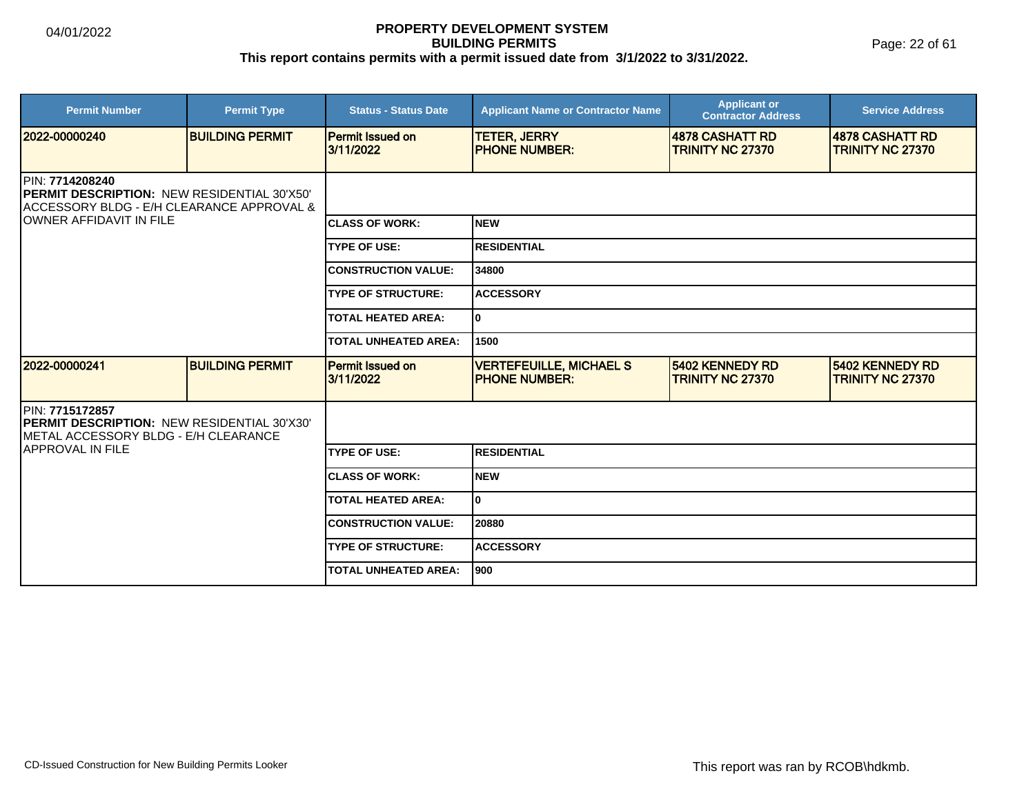# PROPERTY DEVELOPMENT SYSTEM
## BUILDING PERMITS
### This report contains permits with a permit issued date from 3/1/2022 to 3/31/2022.

| Permit Number | Permit Type | Status - Status Date | Applicant Name or Contractor Name | Applicant or Contractor Address | Service Address |
|---|---|---|---|---|---|
| **2022-00000240** | **BUILDING PERMIT** | **Permit Issued on 3/11/2022** | **TETER, JERRY PHONE NUMBER:** | **4878 CASHATT RD TRINITY NC 27370** | **4878 CASHATT RD TRINITY NC 27370** |

PIN: **7714208240**
**PERMIT DESCRIPTION:** NEW RESIDENTIAL 30'X50' ACCESSORY BLDG - E/H CLEARANCE APPROVAL & OWNER AFFIDAVIT IN FILE

| | |
|---|---|
| **CLASS OF WORK:** | **NEW** |
| **TYPE OF USE:** | **RESIDENTIAL** |
| **CONSTRUCTION VALUE:** | **34800** |
| **TYPE OF STRUCTURE:** | **ACCESSORY** |
| **TOTAL HEATED AREA:** | **0** |
| **TOTAL UNHEATED AREA:** | **1500** |

| Permit Number | Permit Type | Status - Status Date | Applicant Name or Contractor Name | Applicant or Contractor Address | Service Address |
|---|---|---|---|---|---|
| **2022-00000241** | **BUILDING PERMIT** | **Permit Issued on 3/11/2022** | **VERTEFEUILLE, MICHAEL S PHONE NUMBER:** | **5402 KENNEDY RD TRINITY NC 27370** | **5402 KENNEDY RD TRINITY NC 27370** |

PIN: **7715172857**
**PERMIT DESCRIPTION:** NEW RESIDENTIAL 30'X30' METAL ACCESSORY BLDG - E/H CLEARANCE APPROVAL IN FILE

| | |
|---|---|
| **TYPE OF USE:** | **RESIDENTIAL** |
| **CLASS OF WORK:** | **NEW** |
| **TOTAL HEATED AREA:** | **0** |
| **CONSTRUCTION VALUE:** | **20880** |
| **TYPE OF STRUCTURE:** | **ACCESSORY** |
| **TOTAL UNHEATED AREA:** | **900** |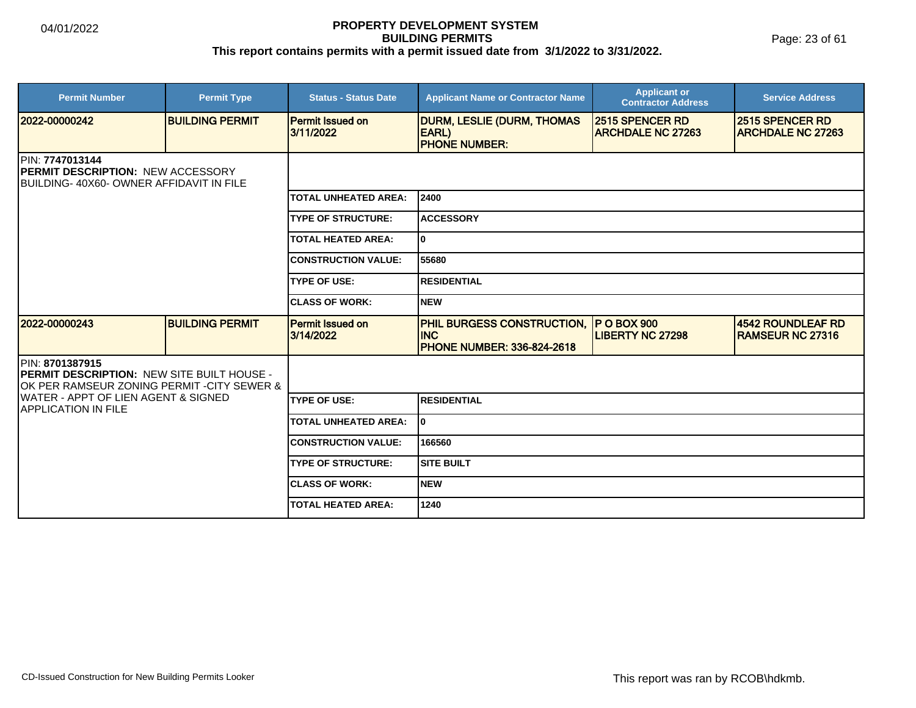# PROPERTY DEVELOPMENT SYSTEM
## BUILDING PERMITS
### This report contains permits with a permit issued date from 3/1/2022 to 3/31/2022.

| Permit Number | Permit Type | Status - Status Date | Applicant Name or Contractor Name | Applicant or Contractor Address | Service Address |
|---|---|---|---|---|---|
| 2022-00000242 | BUILDING PERMIT | Permit Issued on 3/11/2022 | DURM, LESLIE (DURM, THOMAS EARL) PHONE NUMBER: | 2515 SPENCER RD ARCHDALE NC 27263 | 2515 SPENCER RD ARCHDALE NC 27263 |

PIN: **7747013144**
**PERMIT DESCRIPTION:** NEW ACCESSORY BUILDING- 40X60- OWNER AFFIDAVIT IN FILE

| Field | Value |
|---|---|
| TOTAL UNHEATED AREA: | 2400 |
| TYPE OF STRUCTURE: | ACCESSORY |
| TOTAL HEATED AREA: | 0 |
| CONSTRUCTION VALUE: | 55680 |
| TYPE OF USE: | RESIDENTIAL |
| CLASS OF WORK: | NEW |

| Permit Number | Permit Type | Status - Status Date | Applicant Name or Contractor Name | Applicant or Contractor Address | Service Address |
|---|---|---|---|---|---|
| 2022-00000243 | BUILDING PERMIT | Permit Issued on 3/14/2022 | PHIL BURGESS CONSTRUCTION, INC PHONE NUMBER: 336-824-2618 | P O BOX 900 LIBERTY NC 27298 | 4542 ROUNDLEAF RD RAMSEUR NC 27316 |

PIN: **8701387915**
**PERMIT DESCRIPTION:** NEW SITE BUILT HOUSE - OK PER RAMSEUR ZONING PERMIT -CITY SEWER & WATER - APPT OF LIEN AGENT & SIGNED APPLICATION IN FILE

| Field | Value |
|---|---|
| TYPE OF USE: | RESIDENTIAL |
| TOTAL UNHEATED AREA: | 0 |
| CONSTRUCTION VALUE: | 166560 |
| TYPE OF STRUCTURE: | SITE BUILT |
| CLASS OF WORK: | NEW |
| TOTAL HEATED AREA: | 1240 |

CD-Issued Construction for New Building Permits Looker

This report was ran by RCOB\hdkmb.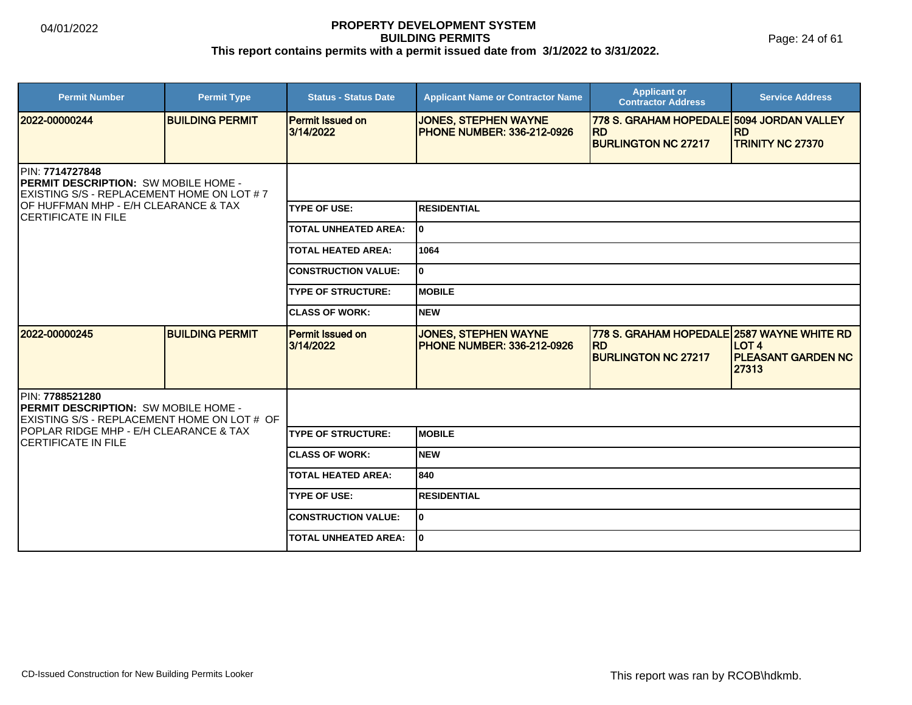# PROPERTY DEVELOPMENT SYSTEM
## BUILDING PERMITS
**This report contains permits with a permit issued date from 3/1/2022 to 3/31/2022.**

| Permit Number | Permit Type | Status - Status Date | Applicant Name or Contractor Name | Applicant or Contractor Address | Service Address |
|---|---|---|---|---|---|
| 2022-00000244 | BUILDING PERMIT | Permit Issued on 3/14/2022 | JONES, STEPHEN WAYNE PHONE NUMBER: 336-212-0926 | 778 S. GRAHAM HOPEDALE RD BURLINGTON NC 27217 | 5094 JORDAN VALLEY RD TRINITY NC 27370 |

PIN: **7714727848**
**PERMIT DESCRIPTION:** SW MOBILE HOME - EXISTING S/S - REPLACEMENT HOME ON LOT # 7 OF HUFFMAN MHP - E/H CLEARANCE & TAX CERTIFICATE IN FILE

| | |
|---|---|
| TYPE OF USE: | RESIDENTIAL |
| TOTAL UNHEATED AREA: | 0 |
| TOTAL HEATED AREA: | 1064 |
| CONSTRUCTION VALUE: | 0 |
| TYPE OF STRUCTURE: | MOBILE |
| CLASS OF WORK: | NEW |

| Permit Number | Permit Type | Status - Status Date | Applicant Name or Contractor Name | Applicant or Contractor Address | Service Address |
|---|---|---|---|---|---|
| 2022-00000245 | BUILDING PERMIT | Permit Issued on 3/14/2022 | JONES, STEPHEN WAYNE PHONE NUMBER: 336-212-0926 | 778 S. GRAHAM HOPEDALE RD BURLINGTON NC 27217 | 2587 WAYNE WHITE RD LOT 4 PLEASANT GARDEN NC 27313 |

PIN: **7788521280**
**PERMIT DESCRIPTION:** SW MOBILE HOME - EXISTING S/S - REPLACEMENT HOME ON LOT # OF POPLAR RIDGE MHP - E/H CLEARANCE & TAX CERTIFICATE IN FILE

| | |
|---|---|
| TYPE OF STRUCTURE: | MOBILE |
| CLASS OF WORK: | NEW |
| TOTAL HEATED AREA: | 840 |
| TYPE OF USE: | RESIDENTIAL |
| CONSTRUCTION VALUE: | 0 |
| TOTAL UNHEATED AREA: | 0 |

CD-Issued Construction for New Building Permits Looker

This report was ran by RCOB\hdkmb.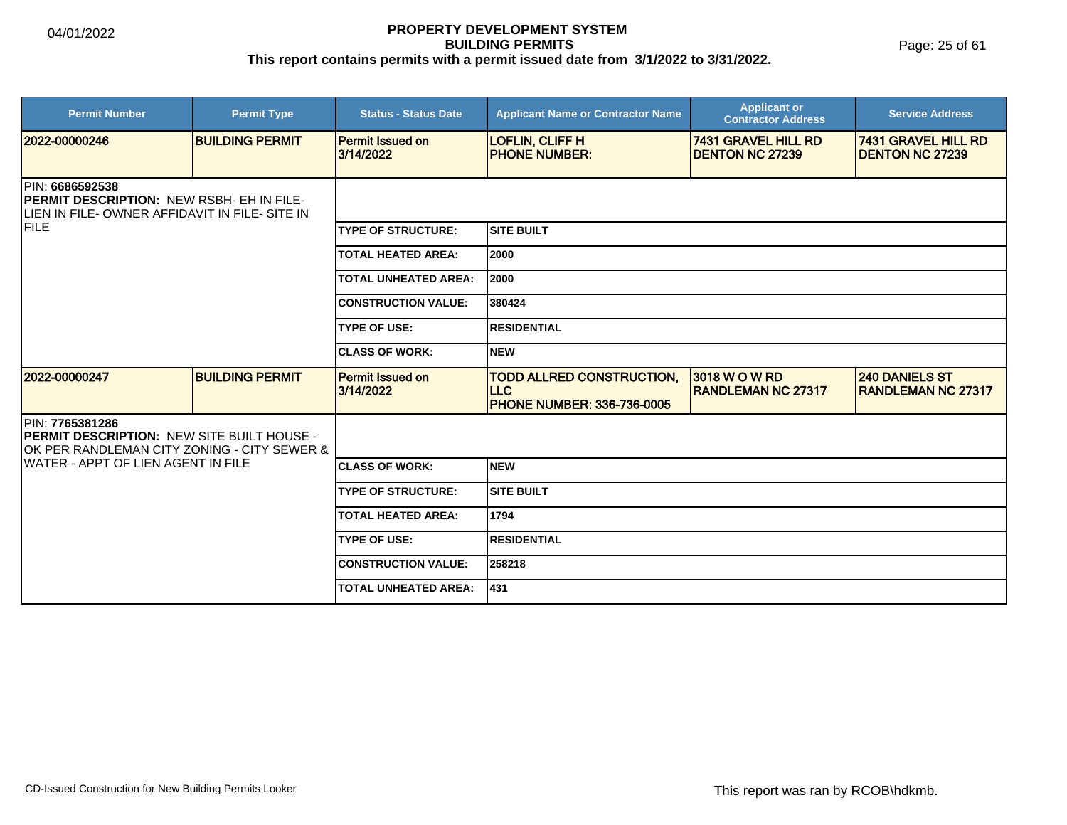# PROPERTY DEVELOPMENT SYSTEM
## BUILDING PERMITS
### This report contains permits with a permit issued date from 3/1/2022 to 3/31/2022.

| Permit Number | Permit Type | Status - Status Date | Applicant Name or Contractor Name | Applicant or Contractor Address | Service Address |
|---|---|---|---|---|---|
| 2022-00000246 | BUILDING PERMIT | Permit Issued on 3/14/2022 | LOFLIN, CLIFF H<br>PHONE NUMBER: | 7431 GRAVEL HILL RD<br>DENTON NC 27239 | 7431 GRAVEL HILL RD<br>DENTON NC 27239 |

PIN: **6686592538**
**PERMIT DESCRIPTION:** NEW RSBH- EH IN FILE- LIEN IN FILE- OWNER AFFIDAVIT IN FILE- SITE IN FILE

| | |
|---|---|
| TYPE OF STRUCTURE: | SITE BUILT |
| TOTAL HEATED AREA: | 2000 |
| TOTAL UNHEATED AREA: | 2000 |
| CONSTRUCTION VALUE: | 380424 |
| TYPE OF USE: | RESIDENTIAL |
| CLASS OF WORK: | NEW |

| Permit Number | Permit Type | Status - Status Date | Applicant Name or Contractor Name | Applicant or Contractor Address | Service Address |
|---|---|---|---|---|---|
| 2022-00000247 | BUILDING PERMIT | Permit Issued on 3/14/2022 | TODD ALLRED CONSTRUCTION, LLC<br>PHONE NUMBER: 336-736-0005 | 3018 W O W RD<br>RANDLEMAN NC 27317 | 240 DANIELS ST<br>RANDLEMAN NC 27317 |

PIN: **7765381286**
**PERMIT DESCRIPTION:** NEW SITE BUILT HOUSE - OK PER RANDLEMAN CITY ZONING - CITY SEWER & WATER - APPT OF LIEN AGENT IN FILE

| | |
|---|---|
| CLASS OF WORK: | NEW |
| TYPE OF STRUCTURE: | SITE BUILT |
| TOTAL HEATED AREA: | 1794 |
| TYPE OF USE: | RESIDENTIAL |
| CONSTRUCTION VALUE: | 258218 |
| TOTAL UNHEATED AREA: | 431 |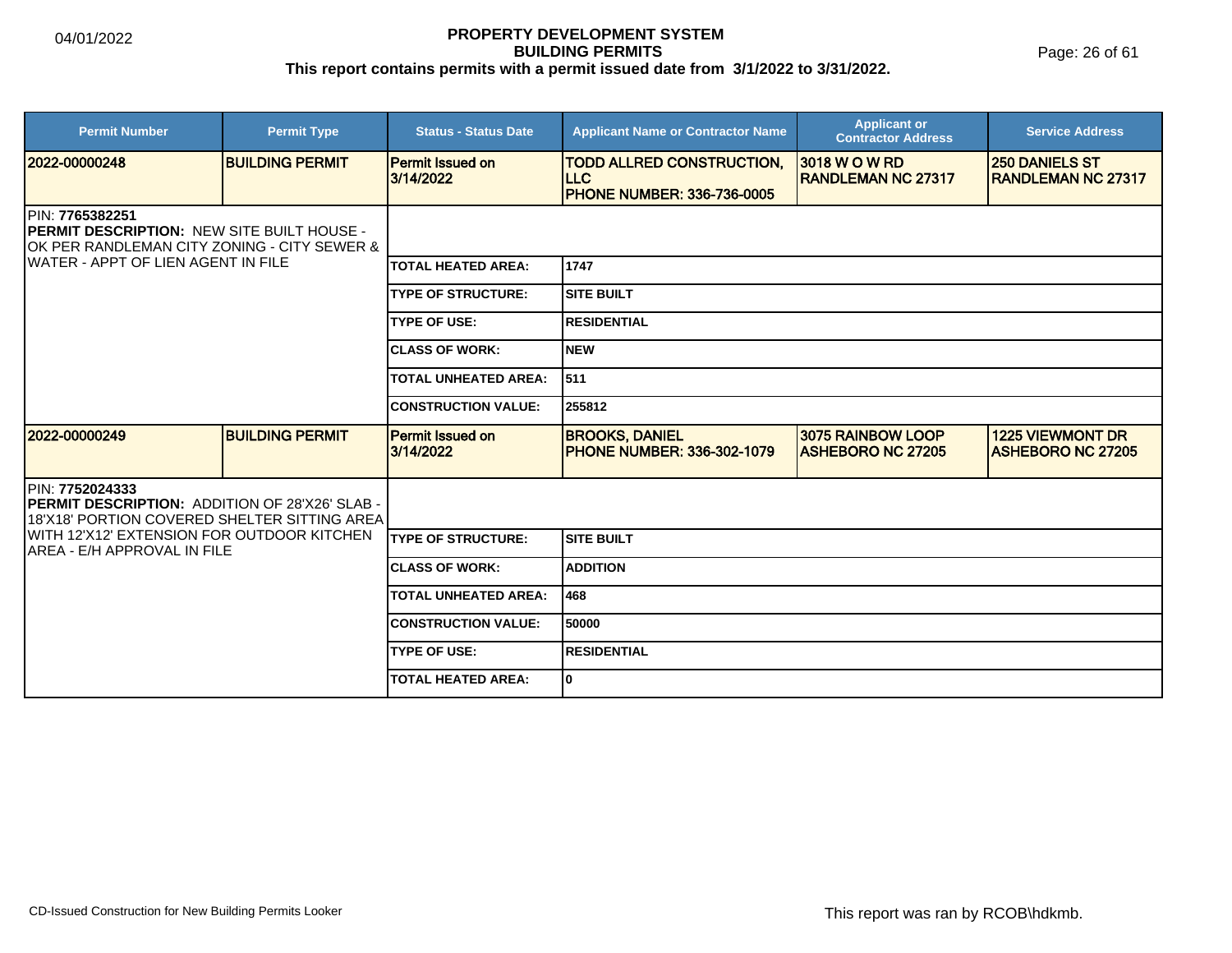**PROPERTY DEVELOPMENT SYSTEM**
**BUILDING PERMITS**
**This report contains permits with a permit issued date from 3/1/2022 to 3/31/2022.**

04/01/2022

| Permit Number | Permit Type | Status - Status Date | Applicant Name or Contractor Name | Applicant or Contractor Address | Service Address |
|---|---|---|---|---|---|
| 2022-00000248 | BUILDING PERMIT | Permit Issued on 3/14/2022 | TODD ALLRED CONSTRUCTION, LLC PHONE NUMBER: 336-736-0005 | 3018 W O W RD RANDLEMAN NC 27317 | 250 DANIELS ST RANDLEMAN NC 27317 |

PIN: **7765382251**
**PERMIT DESCRIPTION:** NEW SITE BUILT HOUSE - OK PER RANDLEMAN CITY ZONING - CITY SEWER & WATER - APPT OF LIEN AGENT IN FILE

| Field | Value |
|---|---|
| TOTAL HEATED AREA: | 1747 |
| TYPE OF STRUCTURE: | SITE BUILT |
| TYPE OF USE: | RESIDENTIAL |
| CLASS OF WORK: | NEW |
| TOTAL UNHEATED AREA: | 511 |
| CONSTRUCTION VALUE: | 255812 |

| Permit Number | Permit Type | Status - Status Date | Applicant Name or Contractor Name | Applicant or Contractor Address | Service Address |
|---|---|---|---|---|---|
| 2022-00000249 | BUILDING PERMIT | Permit Issued on 3/14/2022 | BROOKS, DANIEL PHONE NUMBER: 336-302-1079 | 3075 RAINBOW LOOP ASHEBORO NC 27205 | 1225 VIEWMONT DR ASHEBORO NC 27205 |

PIN: **7752024333**
**PERMIT DESCRIPTION:** ADDITION OF 28'X26' SLAB - 18'X18' PORTION COVERED SHELTER SITTING AREA WITH 12'X12' EXTENSION FOR OUTDOOR KITCHEN AREA - E/H APPROVAL IN FILE

| Field | Value |
|---|---|
| TYPE OF STRUCTURE: | SITE BUILT |
| CLASS OF WORK: | ADDITION |
| TOTAL UNHEATED AREA: | 468 |
| CONSTRUCTION VALUE: | 50000 |
| TYPE OF USE: | RESIDENTIAL |
| TOTAL HEATED AREA: | 0 |

CD-Issued Construction for New Building Permits Looker

This report was ran by RCOB\hdkmb.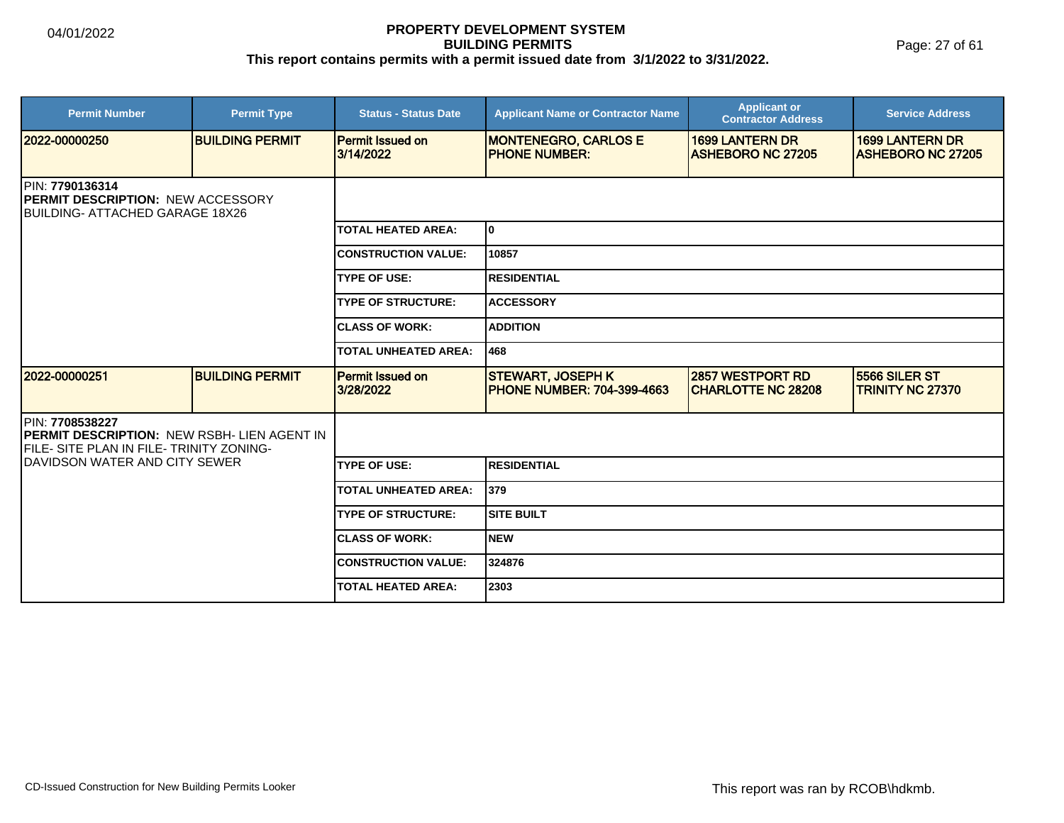| Permit Number | Permit Type | Status - Status Date | Applicant Name or Contractor Name | Applicant or Contractor Address | Service Address |
|---|---|---|---|---|---|
| **2022-00000250** | **BUILDING PERMIT** | **Permit Issued on 3/14/2022** | **MONTENEGRO, CARLOS E PHONE NUMBER:** | **1699 LANTERN DR ASHEBORO NC 27205** | **1699 LANTERN DR ASHEBORO NC 27205** |

PIN: **7790136314**
**PERMIT DESCRIPTION:** NEW ACCESSORY BUILDING- ATTACHED GARAGE 18X26

| | |
|---|---|
| **TOTAL HEATED AREA:** | **0** |
| **CONSTRUCTION VALUE:** | **10857** |
| **TYPE OF USE:** | **RESIDENTIAL** |
| **TYPE OF STRUCTURE:** | **ACCESSORY** |
| **CLASS OF WORK:** | **ADDITION** |
| **TOTAL UNHEATED AREA:** | **468** |

| Permit Number | Permit Type | Status - Status Date | Applicant Name or Contractor Name | Applicant or Contractor Address | Service Address |
|---|---|---|---|---|---|
| **2022-00000251** | **BUILDING PERMIT** | **Permit Issued on 3/28/2022** | **STEWART, JOSEPH K PHONE NUMBER: 704-399-4663** | **2857 WESTPORT RD CHARLOTTE NC 28208** | **5566 SILER ST TRINITY NC 27370** |

PIN: **7708538227**
**PERMIT DESCRIPTION:** NEW RSBH- LIEN AGENT IN FILE- SITE PLAN IN FILE- TRINITY ZONING- DAVIDSON WATER AND CITY SEWER

| | |
|---|---|
| **TYPE OF USE:** | **RESIDENTIAL** |
| **TOTAL UNHEATED AREA:** | **379** |
| **TYPE OF STRUCTURE:** | **SITE BUILT** |
| **CLASS OF WORK:** | **NEW** |
| **CONSTRUCTION VALUE:** | **324876** |
| **TOTAL HEATED AREA:** | **2303** |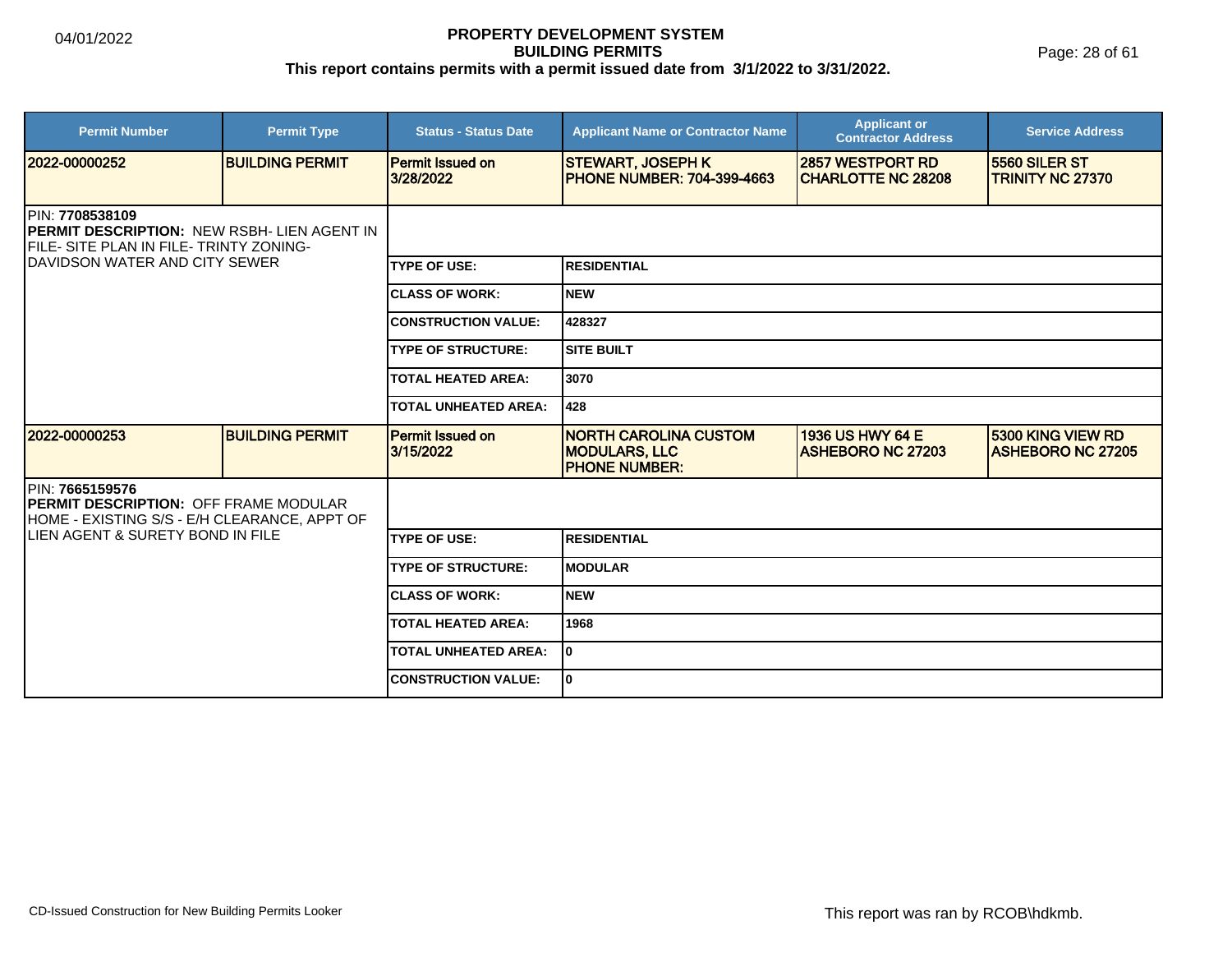| Permit Number | Permit Type | Status - Status Date | Applicant Name or Contractor Name | Applicant or Contractor Address | Service Address |
|---|---|---|---|---|---|
| **2022-00000252** | **BUILDING PERMIT** | **Permit Issued on 3/28/2022** | **STEWART, JOSEPH K PHONE NUMBER: 704-399-4663** | **2857 WESTPORT RD CHARLOTTE NC 28208** | **5560 SILER ST TRINITY NC 27370** |

PIN: **7708538109**
**PERMIT DESCRIPTION:** NEW RSBH- LIEN AGENT IN FILE- SITE PLAN IN FILE- TRINTY ZONING- DAVIDSON WATER AND CITY SEWER

| | |
|---|---|
| **TYPE OF USE:** | **RESIDENTIAL** |
| **CLASS OF WORK:** | **NEW** |
| **CONSTRUCTION VALUE:** | **428327** |
| **TYPE OF STRUCTURE:** | **SITE BUILT** |
| **TOTAL HEATED AREA:** | **3070** |
| **TOTAL UNHEATED AREA:** | **428** |

| Permit Number | Permit Type | Status - Status Date | Applicant Name or Contractor Name | Applicant or Contractor Address | Service Address |
|---|---|---|---|---|---|
| **2022-00000253** | **BUILDING PERMIT** | **Permit Issued on 3/15/2022** | **NORTH CAROLINA CUSTOM MODULARS, LLC PHONE NUMBER:** | **1936 US HWY 64 E ASHEBORO NC 27203** | **5300 KING VIEW RD ASHEBORO NC 27205** |

PIN: **7665159576**
**PERMIT DESCRIPTION:** OFF FRAME MODULAR HOME - EXISTING S/S - E/H CLEARANCE, APPT OF LIEN AGENT & SURETY BOND IN FILE

| | |
|---|---|
| **TYPE OF USE:** | **RESIDENTIAL** |
| **TYPE OF STRUCTURE:** | **MODULAR** |
| **CLASS OF WORK:** | **NEW** |
| **TOTAL HEATED AREA:** | **1968** |
| **TOTAL UNHEATED AREA:** | **0** |
| **CONSTRUCTION VALUE:** | **0** |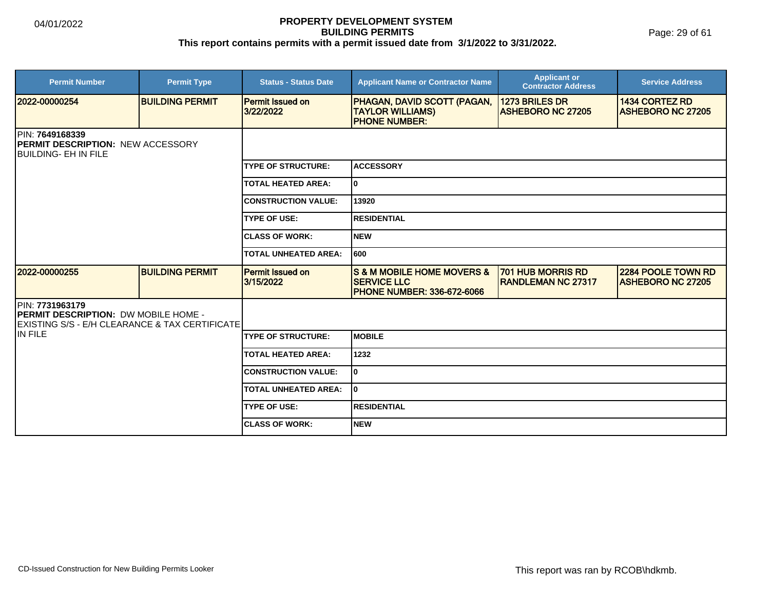# PROPERTY DEVELOPMENT SYSTEM
## BUILDING PERMITS
### This report contains permits with a permit issued date from 3/1/2022 to 3/31/2022.

| Permit Number | Permit Type | Status - Status Date | Applicant Name or Contractor Name | Applicant or Contractor Address | Service Address |
|---|---|---|---|---|---|
| **2022-00000254** | **BUILDING PERMIT** | **Permit Issued on 3/22/2022** | **PHAGAN, DAVID SCOTT (PAGAN, TAYLOR WILLIAMS) PHONE NUMBER:** | **1273 BRILES DR ASHEBORO NC 27205** | **1434 CORTEZ RD ASHEBORO NC 27205** |

PIN: **7649168339**
**PERMIT DESCRIPTION:** NEW ACCESSORY BUILDING- EH IN FILE

| | |
|---|---|
| **TYPE OF STRUCTURE:** | **ACCESSORY** |
| **TOTAL HEATED AREA:** | **0** |
| **CONSTRUCTION VALUE:** | **13920** |
| **TYPE OF USE:** | **RESIDENTIAL** |
| **CLASS OF WORK:** | **NEW** |
| **TOTAL UNHEATED AREA:** | **600** |

| Permit Number | Permit Type | Status - Status Date | Applicant Name or Contractor Name | Applicant or Contractor Address | Service Address |
|---|---|---|---|---|---|
| **2022-00000255** | **BUILDING PERMIT** | **Permit Issued on 3/15/2022** | **S & M MOBILE HOME MOVERS & SERVICE LLC PHONE NUMBER: 336-672-6066** | **701 HUB MORRIS RD RANDLEMAN NC 27317** | **2284 POOLE TOWN RD ASHEBORO NC 27205** |

PIN: **7731963179**
**PERMIT DESCRIPTION:** DW MOBILE HOME - EXISTING S/S - E/H CLEARANCE & TAX CERTIFICATE IN FILE

| | |
|---|---|
| **TYPE OF STRUCTURE:** | **MOBILE** |
| **TOTAL HEATED AREA:** | **1232** |
| **CONSTRUCTION VALUE:** | **0** |
| **TOTAL UNHEATED AREA:** | **0** |
| **TYPE OF USE:** | **RESIDENTIAL** |
| **CLASS OF WORK:** | **NEW** |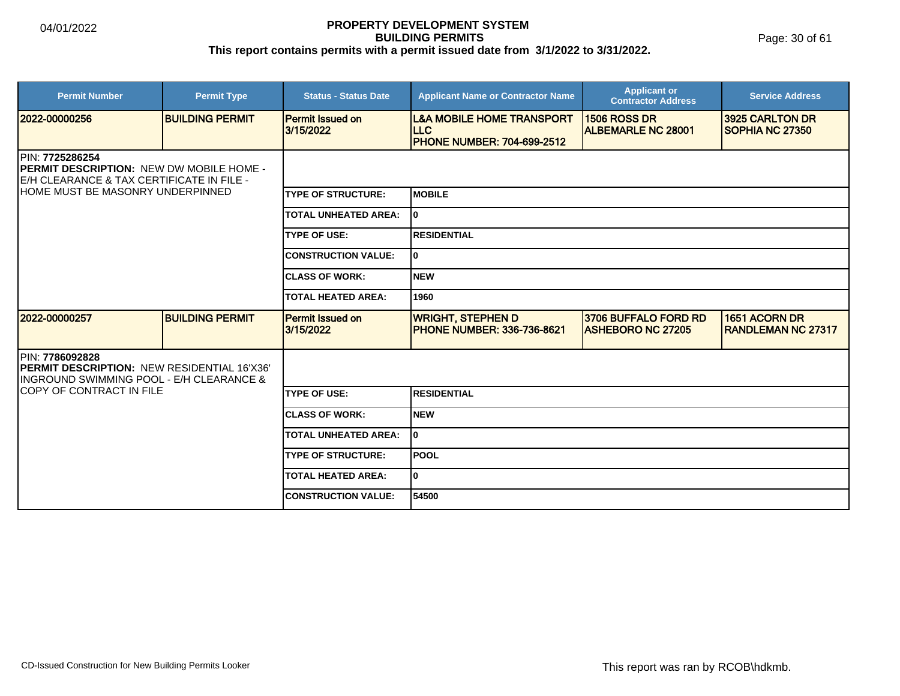# PROPERTY DEVELOPMENT SYSTEM
## BUILDING PERMITS
### This report contains permits with a permit issued date from 3/1/2022 to 3/31/2022.

| Permit Number | Permit Type | Status - Status Date | Applicant Name or Contractor Name | Applicant or Contractor Address | Service Address |
|---|---|---|---|---|---|
| 2022-00000256 | BUILDING PERMIT | Permit Issued on 3/15/2022 | L&A MOBILE HOME TRANSPORT LLC<br>PHONE NUMBER: 704-699-2512 | 1506 ROSS DR<br>ALBEMARLE NC 28001 | 3925 CARLTON DR<br>SOPHIA NC 27350 |

PIN: **7725286254**
**PERMIT DESCRIPTION:** NEW DW MOBILE HOME - E/H CLEARANCE & TAX CERTIFICATE IN FILE - HOME MUST BE MASONRY UNDERPINNED

| | |
|---|---|
| TYPE OF STRUCTURE: | MOBILE |
| TOTAL UNHEATED AREA: | 0 |
| TYPE OF USE: | RESIDENTIAL |
| CONSTRUCTION VALUE: | 0 |
| CLASS OF WORK: | NEW |
| TOTAL HEATED AREA: | 1960 |

| Permit Number | Permit Type | Status - Status Date | Applicant Name or Contractor Name | Applicant or Contractor Address | Service Address |
|---|---|---|---|---|---|
| 2022-00000257 | BUILDING PERMIT | Permit Issued on 3/15/2022 | WRIGHT, STEPHEN D<br>PHONE NUMBER: 336-736-8621 | 3706 BUFFALO FORD RD<br>ASHEBORO NC 27205 | 1651 ACORN DR<br>RANDLEMAN NC 27317 |

PIN: **7786092828**
**PERMIT DESCRIPTION:** NEW RESIDENTIAL 16'X36' INGROUND SWIMMING POOL - E/H CLEARANCE & COPY OF CONTRACT IN FILE

| | |
|---|---|
| TYPE OF USE: | RESIDENTIAL |
| CLASS OF WORK: | NEW |
| TOTAL UNHEATED AREA: | 0 |
| TYPE OF STRUCTURE: | POOL |
| TOTAL HEATED AREA: | 0 |
| CONSTRUCTION VALUE: | 54500 |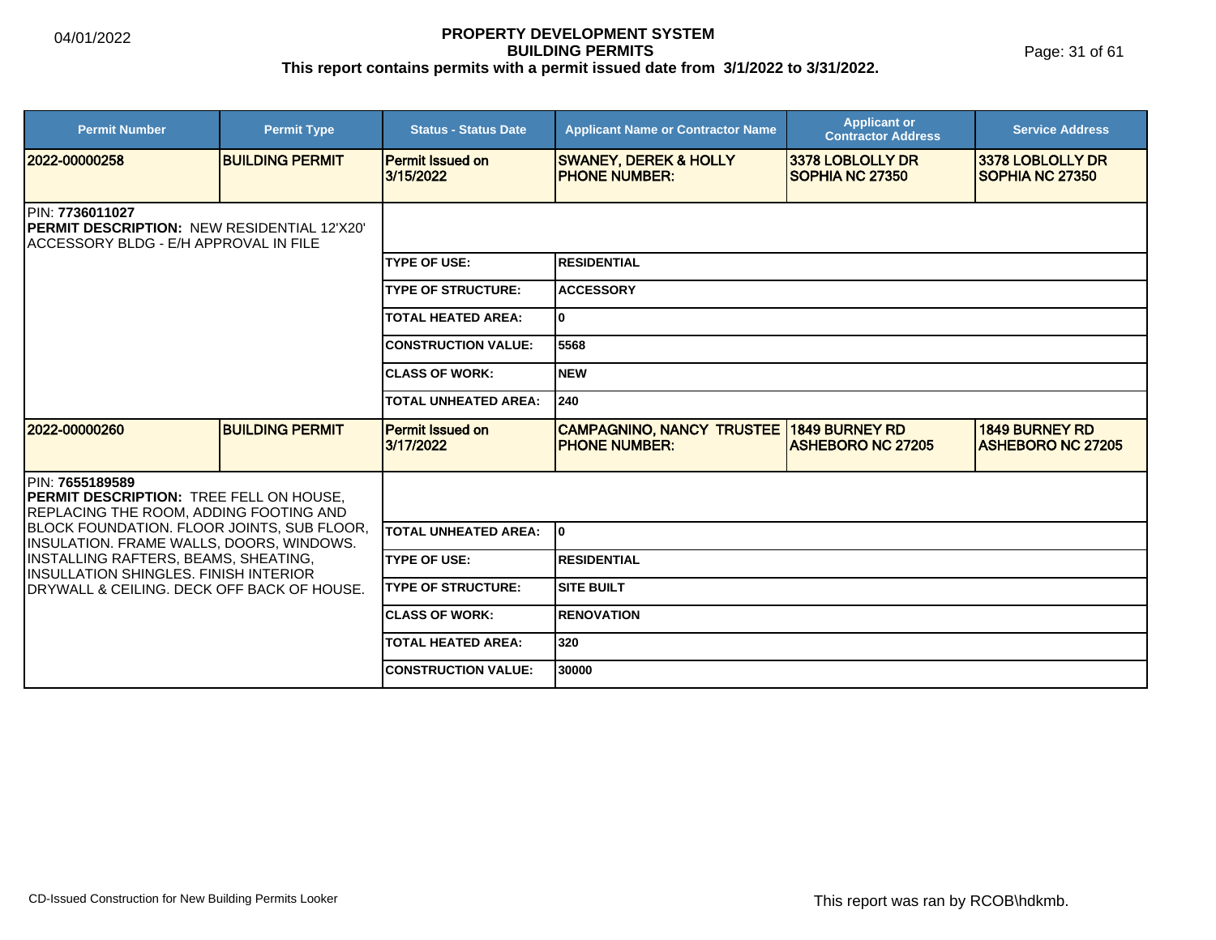# PROPERTY DEVELOPMENT SYSTEM
## BUILDING PERMITS
**This report contains permits with a permit issued date from 3/1/2022 to 3/31/2022.**

| Permit Number | Permit Type | Status - Status Date | Applicant Name or Contractor Name | Applicant or Contractor Address | Service Address |
|---|---|---|---|---|---|
| 2022-00000258 | BUILDING PERMIT | Permit Issued on 3/15/2022 | SWANEY, DEREK & HOLLY PHONE NUMBER: | 3378 LOBLOLLY DR SOPHIA NC 27350 | 3378 LOBLOLLY DR SOPHIA NC 27350 |

PIN: **7736011027**
**PERMIT DESCRIPTION:** NEW RESIDENTIAL 12'X20' ACCESSORY BLDG - E/H APPROVAL IN FILE

| | |
|---|---|
| TYPE OF USE: | RESIDENTIAL |
| TYPE OF STRUCTURE: | ACCESSORY |
| TOTAL HEATED AREA: | 0 |
| CONSTRUCTION VALUE: | 5568 |
| CLASS OF WORK: | NEW |
| TOTAL UNHEATED AREA: | 240 |

| Permit Number | Permit Type | Status - Status Date | Applicant Name or Contractor Name | Applicant or Contractor Address | Service Address |
|---|---|---|---|---|---|
| 2022-00000260 | BUILDING PERMIT | Permit Issued on 3/17/2022 | CAMPAGNINO, NANCY TRUSTEE PHONE NUMBER: | 1849 BURNEY RD ASHEBORO NC 27205 | 1849 BURNEY RD ASHEBORO NC 27205 |

PIN: **7655189589**
**PERMIT DESCRIPTION:** TREE FELL ON HOUSE, REPLACING THE ROOM, ADDING FOOTING AND BLOCK FOUNDATION. FLOOR JOINTS, SUB FLOOR, INSULATION. FRAME WALLS, DOORS, WINDOWS. INSTALLING RAFTERS, BEAMS, SHEATING, INSULLATION SHINGLES. FINISH INTERIOR DRYWALL & CEILING. DECK OFF BACK OF HOUSE.

| | |
|---|---|
| TOTAL UNHEATED AREA: | 0 |
| TYPE OF USE: | RESIDENTIAL |
| TYPE OF STRUCTURE: | SITE BUILT |
| CLASS OF WORK: | RENOVATION |
| TOTAL HEATED AREA: | 320 |
| CONSTRUCTION VALUE: | 30000 |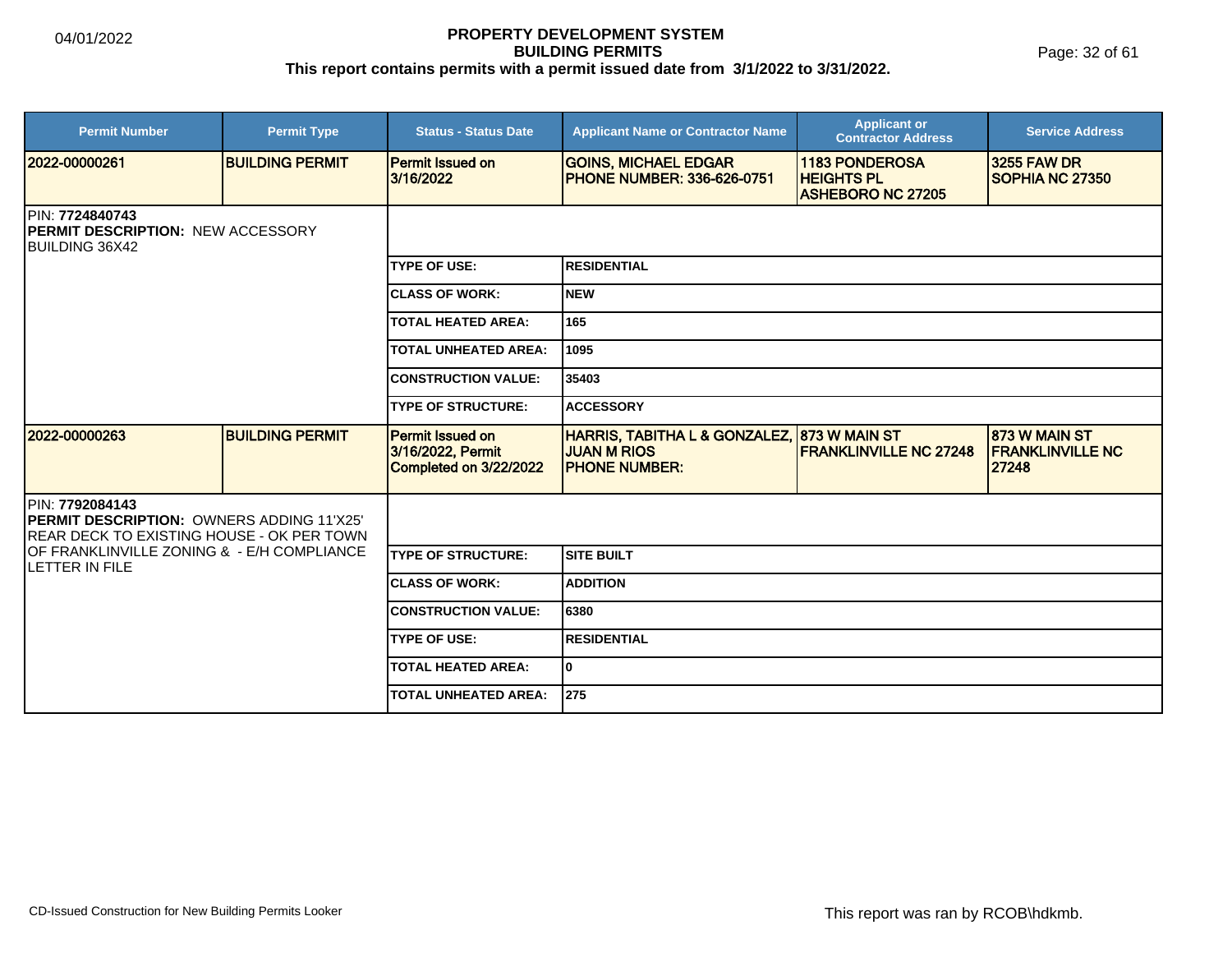# PROPERTY DEVELOPMENT SYSTEM
## BUILDING PERMITS
### This report contains permits with a permit issued date from 3/1/2022 to 3/31/2022.

04/01/2022

| Permit Number | Permit Type | Status - Status Date | Applicant Name or Contractor Name | Applicant or Contractor Address | Service Address |
|---|---|---|---|---|---|
| 2022-00000261 | BUILDING PERMIT | Permit Issued on 3/16/2022 | GOINS, MICHAEL EDGAR PHONE NUMBER: 336-626-0751 | 1183 PONDEROSA HEIGHTS PL ASHEBORO NC 27205 | 3255 FAW DR SOPHIA NC 27350 |

PIN: **7724840743**
**PERMIT DESCRIPTION:** NEW ACCESSORY BUILDING 36X42

| | |
|---|---|
| TYPE OF USE: | RESIDENTIAL |
| CLASS OF WORK: | NEW |
| TOTAL HEATED AREA: | 165 |
| TOTAL UNHEATED AREA: | 1095 |
| CONSTRUCTION VALUE: | 35403 |
| TYPE OF STRUCTURE: | ACCESSORY |

| Permit Number | Permit Type | Status - Status Date | Applicant Name or Contractor Name | Applicant or Contractor Address | Service Address |
|---|---|---|---|---|---|
| 2022-00000263 | BUILDING PERMIT | Permit Issued on 3/16/2022, Permit Completed on 3/22/2022 | HARRIS, TABITHA L & GONZALEZ, JUAN M RIOS PHONE NUMBER: | 873 W MAIN ST FRANKLINVILLE NC 27248 | 873 W MAIN ST FRANKLINVILLE NC 27248 |

PIN: **7792084143**
**PERMIT DESCRIPTION:** OWNERS ADDING 11'X25' REAR DECK TO EXISTING HOUSE - OK PER TOWN OF FRANKLINVILLE ZONING & - E/H COMPLIANCE LETTER IN FILE

| | |
|---|---|
| TYPE OF STRUCTURE: | SITE BUILT |
| CLASS OF WORK: | ADDITION |
| CONSTRUCTION VALUE: | 6380 |
| TYPE OF USE: | RESIDENTIAL |
| TOTAL HEATED AREA: | 0 |
| TOTAL UNHEATED AREA: | 275 |

CD-Issued Construction for New Building Permits Looker

This report was ran by RCOB\hdkmb.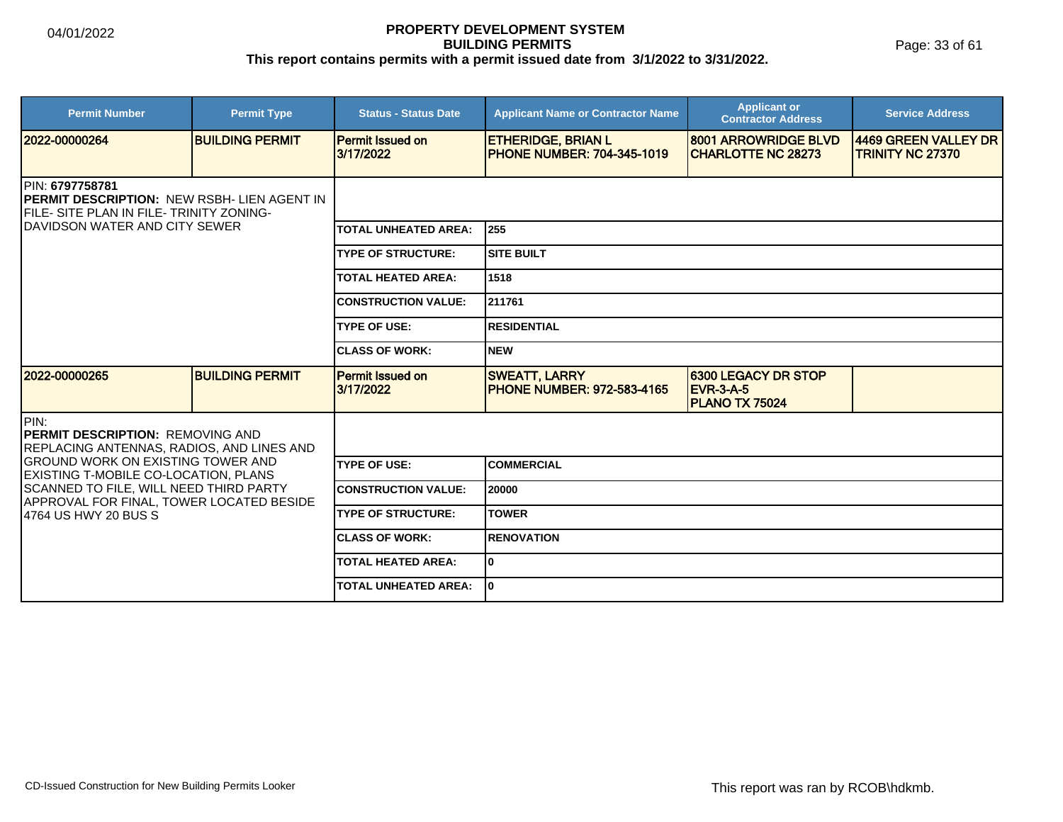# PROPERTY DEVELOPMENT SYSTEM
## BUILDING PERMITS
### This report contains permits with a permit issued date from 3/1/2022 to 3/31/2022.

04/01/2022

| Permit Number | Permit Type | Status - Status Date | Applicant Name or Contractor Name | Applicant or Contractor Address | Service Address |
|---|---|---|---|---|---|
| 2022-00000264 | BUILDING PERMIT | Permit Issued on 3/17/2022 | ETHERIDGE, BRIAN L PHONE NUMBER: 704-345-1019 | 8001 ARROWRIDGE BLVD CHARLOTTE NC 28273 | 4469 GREEN VALLEY DR TRINITY NC 27370 |

PIN: **6797758781**
**PERMIT DESCRIPTION:** NEW RSBH- LIEN AGENT IN FILE- SITE PLAN IN FILE- TRINITY ZONING- DAVIDSON WATER AND CITY SEWER

| | |
|---|---|
| TOTAL UNHEATED AREA: | 255 |
| TYPE OF STRUCTURE: | SITE BUILT |
| TOTAL HEATED AREA: | 1518 |
| CONSTRUCTION VALUE: | 211761 |
| TYPE OF USE: | RESIDENTIAL |
| CLASS OF WORK: | NEW |

| Permit Number | Permit Type | Status - Status Date | Applicant Name or Contractor Name | Applicant or Contractor Address | Service Address |
|---|---|---|---|---|---|
| 2022-00000265 | BUILDING PERMIT | Permit Issued on 3/17/2022 | SWEATT, LARRY PHONE NUMBER: 972-583-4165 | 6300 LEGACY DR STOP EVR-3-A-5 PLANO TX 75024 | |

PIN:
**PERMIT DESCRIPTION:** REMOVING AND REPLACING ANTENNAS, RADIOS, AND LINES AND GROUND WORK ON EXISTING TOWER AND EXISTING T-MOBILE CO-LOCATION, PLANS SCANNED TO FILE, WILL NEED THIRD PARTY APPROVAL FOR FINAL, TOWER LOCATED BESIDE 4764 US HWY 20 BUS S

| | |
|---|---|
| TYPE OF USE: | COMMERCIAL |
| CONSTRUCTION VALUE: | 20000 |
| TYPE OF STRUCTURE: | TOWER |
| CLASS OF WORK: | RENOVATION |
| TOTAL HEATED AREA: | 0 |
| TOTAL UNHEATED AREA: | 0 |

CD-Issued Construction for New Building Permits Looker

This report was ran by RCOB\hdkmb.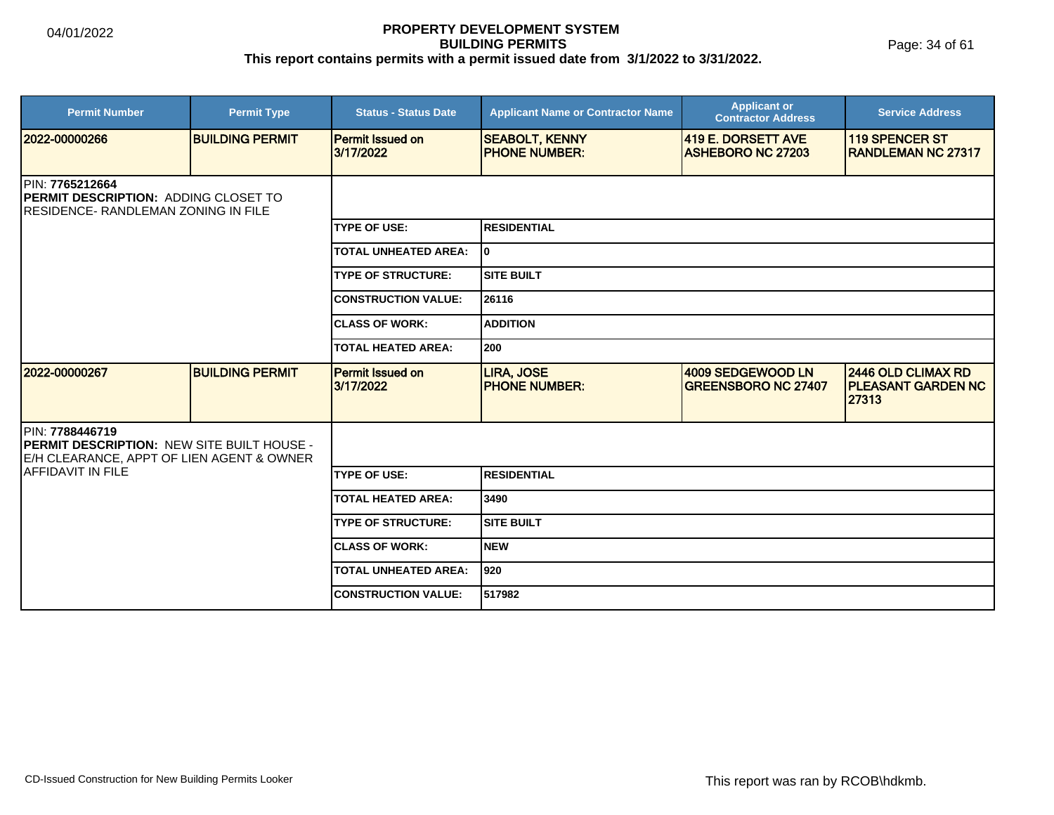# PROPERTY DEVELOPMENT SYSTEM
## BUILDING PERMITS
**This report contains permits with a permit issued date from 3/1/2022 to 3/31/2022.**

| Permit Number | Permit Type | Status - Status Date | Applicant Name or Contractor Name | Applicant or Contractor Address | Service Address |
|---|---|---|---|---|---|
| 2022-00000266 | BUILDING PERMIT | Permit Issued on 3/17/2022 | SEABOLT, KENNY PHONE NUMBER: | 419 E. DORSETT AVE ASHEBORO NC 27203 | 119 SPENCER ST RANDLEMAN NC 27317 |

PIN: **7765212664**
**PERMIT DESCRIPTION:** ADDING CLOSET TO RESIDENCE- RANDLEMAN ZONING IN FILE

| | |
|---|---|
| TYPE OF USE: | RESIDENTIAL |
| TOTAL UNHEATED AREA: | 0 |
| TYPE OF STRUCTURE: | SITE BUILT |
| CONSTRUCTION VALUE: | 26116 |
| CLASS OF WORK: | ADDITION |
| TOTAL HEATED AREA: | 200 |

| Permit Number | Permit Type | Status - Status Date | Applicant Name or Contractor Name | Applicant or Contractor Address | Service Address |
|---|---|---|---|---|---|
| 2022-00000267 | BUILDING PERMIT | Permit Issued on 3/17/2022 | LIRA, JOSE PHONE NUMBER: | 4009 SEDGEWOOD LN GREENSBORO NC 27407 | 2446 OLD CLIMAX RD PLEASANT GARDEN NC 27313 |

PIN: **7788446719**
**PERMIT DESCRIPTION:** NEW SITE BUILT HOUSE - E/H CLEARANCE, APPT OF LIEN AGENT & OWNER AFFIDAVIT IN FILE

| | |
|---|---|
| TYPE OF USE: | RESIDENTIAL |
| TOTAL HEATED AREA: | 3490 |
| TYPE OF STRUCTURE: | SITE BUILT |
| CLASS OF WORK: | NEW |
| TOTAL UNHEATED AREA: | 920 |
| CONSTRUCTION VALUE: | 517982 |

CD-Issued Construction for New Building Permits Looker

This report was ran by RCOB\hdkmb.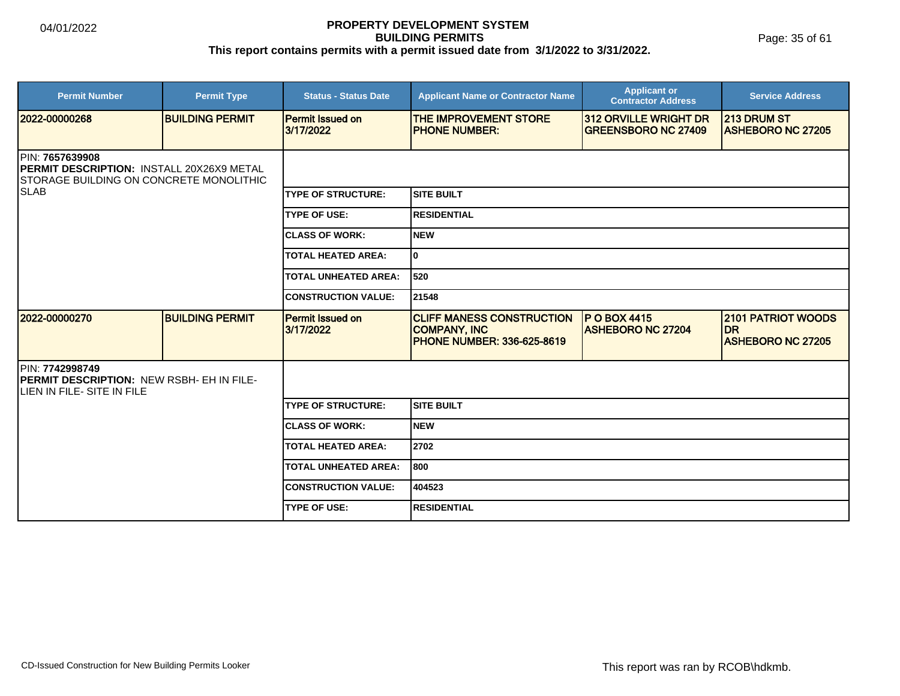| Permit Number | Permit Type | Status - Status Date | Applicant Name or Contractor Name | Applicant or Contractor Address | Service Address |
|---|---|---|---|---|---|
| 2022-00000268 | BUILDING PERMIT | Permit Issued on 3/17/2022 | THE IMPROVEMENT STORE PHONE NUMBER: | 312 ORVILLE WRIGHT DR GREENSBORO NC 27409 | 213 DRUM ST ASHEBORO NC 27205 |

PIN: **7657639908**
**PERMIT DESCRIPTION:** INSTALL 20X26X9 METAL STORAGE BUILDING ON CONCRETE MONOLITHIC SLAB

| | |
|---|---|
| TYPE OF STRUCTURE: | SITE BUILT |
| TYPE OF USE: | RESIDENTIAL |
| CLASS OF WORK: | NEW |
| TOTAL HEATED AREA: | 0 |
| TOTAL UNHEATED AREA: | 520 |
| CONSTRUCTION VALUE: | 21548 |

| Permit Number | Permit Type | Status - Status Date | Applicant Name or Contractor Name | Applicant or Contractor Address | Service Address |
|---|---|---|---|---|---|
| 2022-00000270 | BUILDING PERMIT | Permit Issued on 3/17/2022 | CLIFF MANESS CONSTRUCTION COMPANY, INC PHONE NUMBER: 336-625-8619 | P O BOX 4415 ASHEBORO NC 27204 | 2101 PATRIOT WOODS DR ASHEBORO NC 27205 |

PIN: **7742998749**
**PERMIT DESCRIPTION:** NEW RSBH- EH IN FILE- LIEN IN FILE- SITE IN FILE

| | |
|---|---|
| TYPE OF STRUCTURE: | SITE BUILT |
| CLASS OF WORK: | NEW |
| TOTAL HEATED AREA: | 2702 |
| TOTAL UNHEATED AREA: | 800 |
| CONSTRUCTION VALUE: | 404523 |
| TYPE OF USE: | RESIDENTIAL |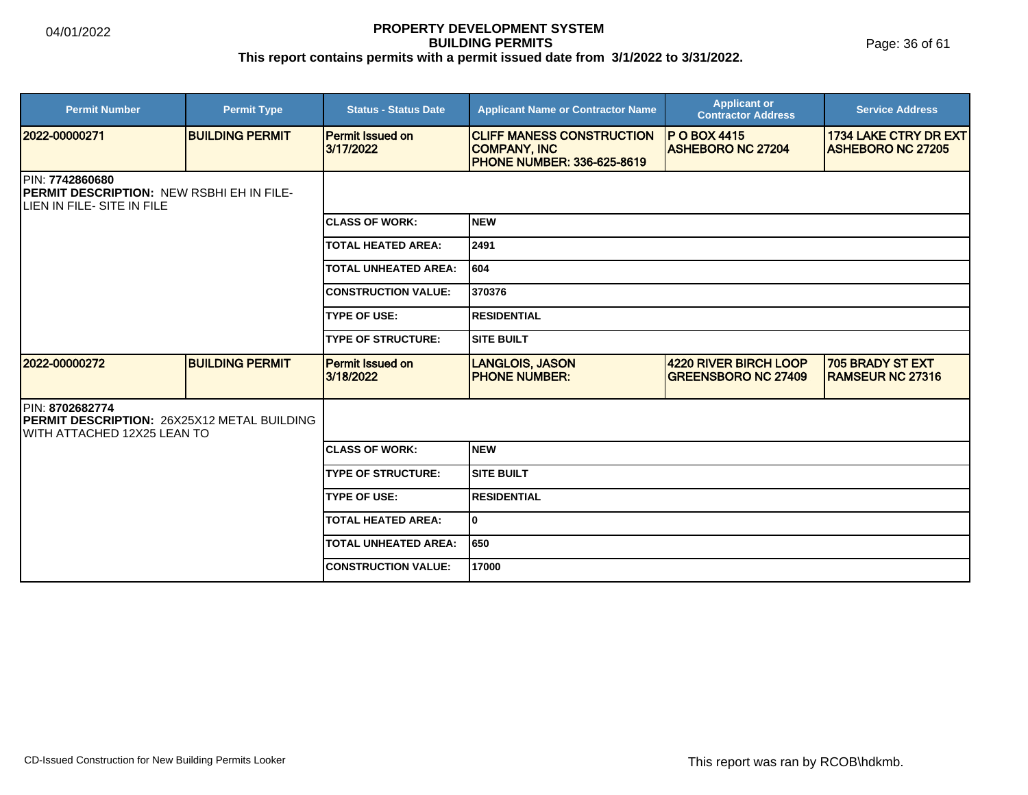# PROPERTY DEVELOPMENT SYSTEM
## BUILDING PERMITS
### This report contains permits with a permit issued date from 3/1/2022 to 3/31/2022.

| Permit Number | Permit Type | Status - Status Date | Applicant Name or Contractor Name | Applicant or Contractor Address | Service Address |
|---|---|---|---|---|---|
| 2022-00000271 | BUILDING PERMIT | Permit Issued on 3/17/2022 | CLIFF MANESS CONSTRUCTION COMPANY, INC PHONE NUMBER: 336-625-8619 | P O BOX 4415 ASHEBORO NC 27204 | 1734 LAKE CTRY DR EXT ASHEBORO NC 27205 |

PIN: **7742860680**
**PERMIT DESCRIPTION:** NEW RSBHI EH IN FILE- LIEN IN FILE- SITE IN FILE

| | |
|---|---|
| CLASS OF WORK: | NEW |
| TOTAL HEATED AREA: | 2491 |
| TOTAL UNHEATED AREA: | 604 |
| CONSTRUCTION VALUE: | 370376 |
| TYPE OF USE: | RESIDENTIAL |
| TYPE OF STRUCTURE: | SITE BUILT |

| Permit Number | Permit Type | Status - Status Date | Applicant Name or Contractor Name | Applicant or Contractor Address | Service Address |
|---|---|---|---|---|---|
| 2022-00000272 | BUILDING PERMIT | Permit Issued on 3/18/2022 | LANGLOIS, JASON PHONE NUMBER: | 4220 RIVER BIRCH LOOP GREENSBORO NC 27409 | 705 BRADY ST EXT RAMSEUR NC 27316 |

PIN: **8702682774**
**PERMIT DESCRIPTION:** 26X25X12 METAL BUILDING WITH ATTACHED 12X25 LEAN TO

| | |
|---|---|
| CLASS OF WORK: | NEW |
| TYPE OF STRUCTURE: | SITE BUILT |
| TYPE OF USE: | RESIDENTIAL |
| TOTAL HEATED AREA: | 0 |
| TOTAL UNHEATED AREA: | 650 |
| CONSTRUCTION VALUE: | 17000 |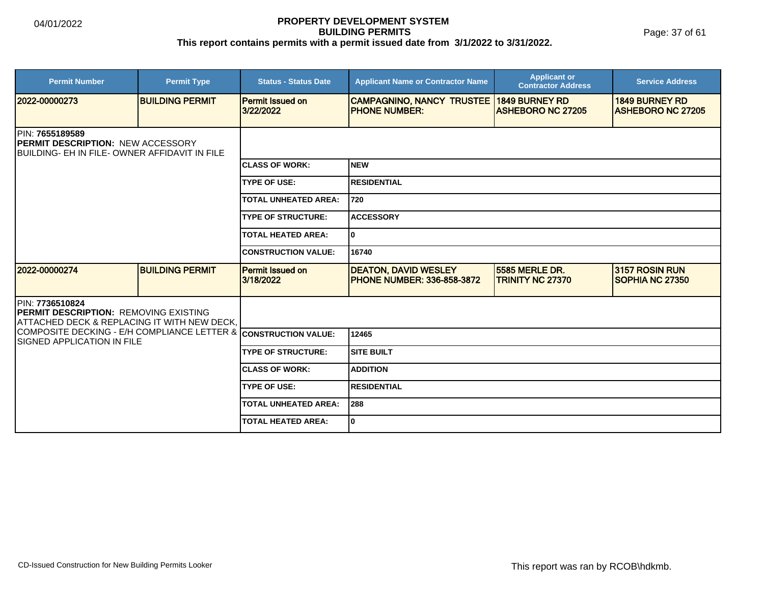# PROPERTY DEVELOPMENT SYSTEM
## BUILDING PERMITS
### This report contains permits with a permit issued date from 3/1/2022 to 3/31/2022.

| Permit Number | Permit Type | Status - Status Date | Applicant Name or Contractor Name | Applicant or Contractor Address | Service Address |
|---|---|---|---|---|---|
| **2022-00000273** | **BUILDING PERMIT** | **Permit Issued on 3/22/2022** | **CAMPAGNINO, NANCY TRUSTEE PHONE NUMBER:** | **1849 BURNEY RD ASHEBORO NC 27205** | **1849 BURNEY RD ASHEBORO NC 27205** |

PIN: **7655189589**
**PERMIT DESCRIPTION:** NEW ACCESSORY BUILDING- EH IN FILE- OWNER AFFIDAVIT IN FILE

| | |
|---|---|
| **CLASS OF WORK:** | **NEW** |
| **TYPE OF USE:** | **RESIDENTIAL** |
| **TOTAL UNHEATED AREA:** | **720** |
| **TYPE OF STRUCTURE:** | **ACCESSORY** |
| **TOTAL HEATED AREA:** | **0** |
| **CONSTRUCTION VALUE:** | **16740** |

| Permit Number | Permit Type | Status - Status Date | Applicant Name or Contractor Name | Applicant or Contractor Address | Service Address |
|---|---|---|---|---|---|
| **2022-00000274** | **BUILDING PERMIT** | **Permit Issued on 3/18/2022** | **DEATON, DAVID WESLEY PHONE NUMBER: 336-858-3872** | **5585 MERLE DR. TRINITY NC 27370** | **3157 ROSIN RUN SOPHIA NC 27350** |

PIN: **7736510824**
**PERMIT DESCRIPTION:** REMOVING EXISTING ATTACHED DECK & REPLACING IT WITH NEW DECK, COMPOSITE DECKING - E/H COMPLIANCE LETTER & SIGNED APPLICATION IN FILE

| | |
|---|---|
| **CONSTRUCTION VALUE:** | **12465** |
| **TYPE OF STRUCTURE:** | **SITE BUILT** |
| **CLASS OF WORK:** | **ADDITION** |
| **TYPE OF USE:** | **RESIDENTIAL** |
| **TOTAL UNHEATED AREA:** | **288** |
| **TOTAL HEATED AREA:** | **0** |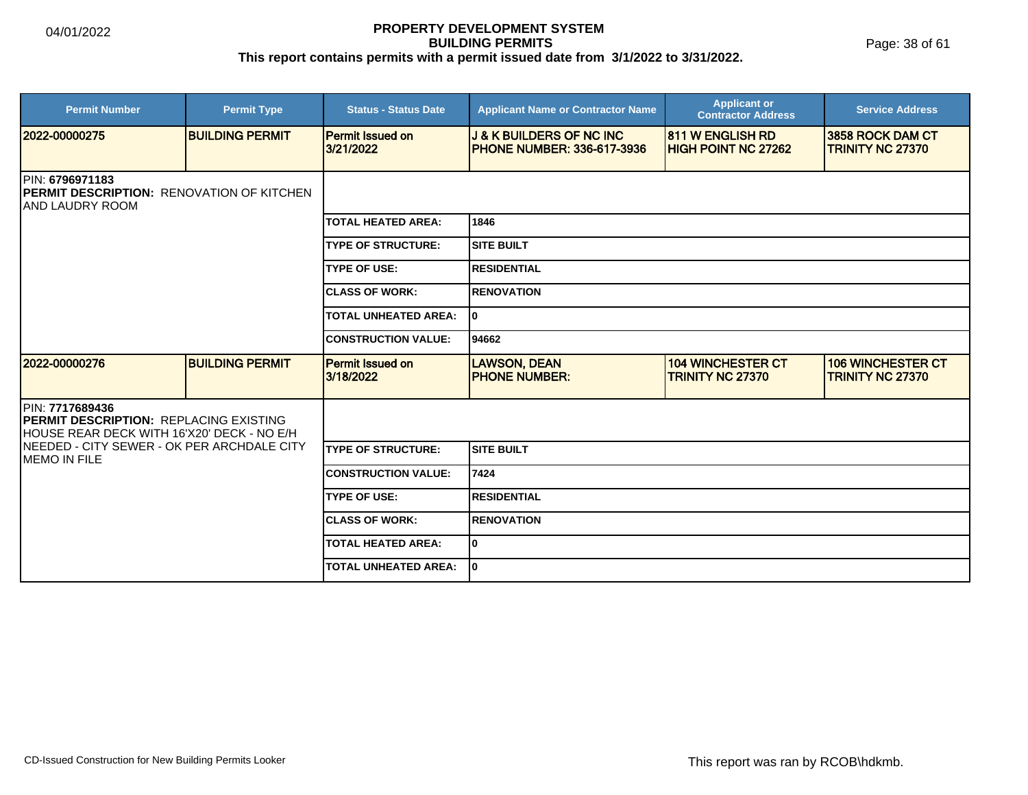# PROPERTY DEVELOPMENT SYSTEM
## BUILDING PERMITS
### This report contains permits with a permit issued date from 3/1/2022 to 3/31/2022.

04/01/2022

| Permit Number | Permit Type | Status - Status Date | Applicant Name or Contractor Name | Applicant or Contractor Address | Service Address |
|---|---|---|---|---|---|
| **2022-00000275** | **BUILDING PERMIT** | Permit Issued on 3/21/2022 | J & K BUILDERS OF NC INC PHONE NUMBER: 336-617-3936 | 811 W ENGLISH RD HIGH POINT NC 27262 | 3858 ROCK DAM CT TRINITY NC 27370 |

PIN: **6796971183**
**PERMIT DESCRIPTION:** RENOVATION OF KITCHEN AND LAUDRY ROOM

| Field | Value |
|---|---|
| TOTAL HEATED AREA: | 1846 |
| TYPE OF STRUCTURE: | SITE BUILT |
| TYPE OF USE: | RESIDENTIAL |
| CLASS OF WORK: | RENOVATION |
| TOTAL UNHEATED AREA: | 0 |
| CONSTRUCTION VALUE: | 94662 |

| Permit Number | Permit Type | Status - Status Date | Applicant Name or Contractor Name | Applicant or Contractor Address | Service Address |
|---|---|---|---|---|---|
| **2022-00000276** | **BUILDING PERMIT** | Permit Issued on 3/18/2022 | LAWSON, DEAN PHONE NUMBER: | 104 WINCHESTER CT TRINITY NC 27370 | 106 WINCHESTER CT TRINITY NC 27370 |

PIN: **7717689436**
**PERMIT DESCRIPTION:** REPLACING EXISTING HOUSE REAR DECK WITH 16'X20' DECK - NO E/H NEEDED - CITY SEWER - OK PER ARCHDALE CITY MEMO IN FILE

| Field | Value |
|---|---|
| TYPE OF STRUCTURE: | SITE BUILT |
| CONSTRUCTION VALUE: | 7424 |
| TYPE OF USE: | RESIDENTIAL |
| CLASS OF WORK: | RENOVATION |
| TOTAL HEATED AREA: | 0 |
| TOTAL UNHEATED AREA: | 0 |

CD-Issued Construction for New Building Permits Looker

This report was ran by RCOB\hdkmb.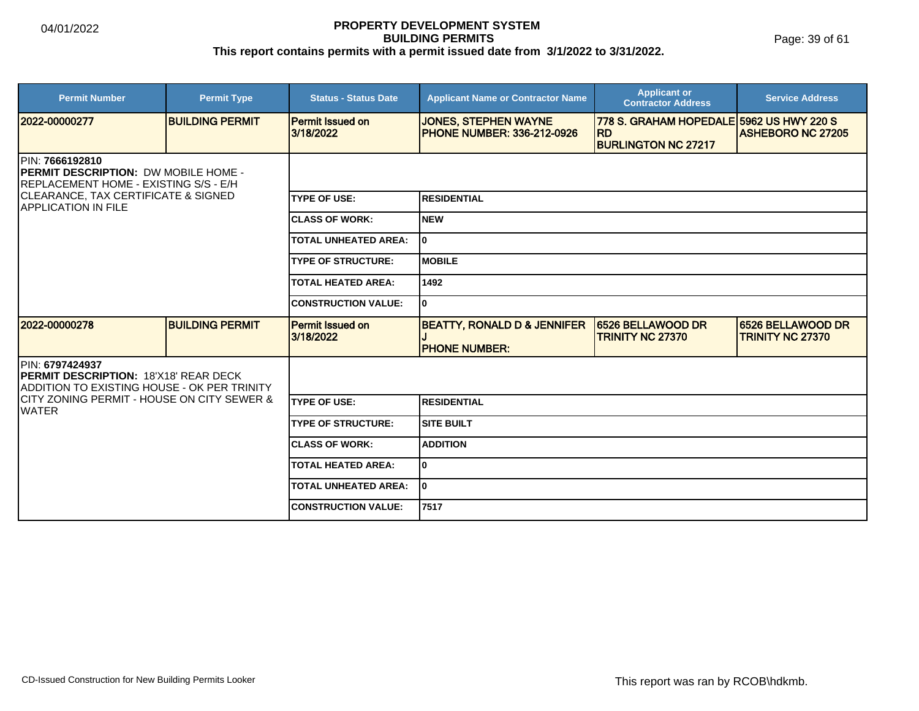# PROPERTY DEVELOPMENT SYSTEM
## BUILDING PERMITS
### This report contains permits with a permit issued date from 3/1/2022 to 3/31/2022.

| Permit Number | Permit Type | Status - Status Date | Applicant Name or Contractor Name | Applicant or Contractor Address | Service Address |
|---|---|---|---|---|---|
| 2022-00000277 | BUILDING PERMIT | Permit Issued on 3/18/2022 | JONES, STEPHEN WAYNE<br>PHONE NUMBER: 336-212-0926 | 778 S. GRAHAM HOPEDALE RD<br>BURLINGTON NC 27217 | 5962 US HWY 220 S<br>ASHEBORO NC 27205 |

PIN: **7666192810**
**PERMIT DESCRIPTION:** DW MOBILE HOME - REPLACEMENT HOME - EXISTING S/S - E/H CLEARANCE, TAX CERTIFICATE & SIGNED APPLICATION IN FILE

| | |
|---|---|
| TYPE OF USE: | RESIDENTIAL |
| CLASS OF WORK: | NEW |
| TOTAL UNHEATED AREA: | 0 |
| TYPE OF STRUCTURE: | MOBILE |
| TOTAL HEATED AREA: | 1492 |
| CONSTRUCTION VALUE: | 0 |

| Permit Number | Permit Type | Status - Status Date | Applicant Name or Contractor Name | Applicant or Contractor Address | Service Address |
|---|---|---|---|---|---|
| 2022-00000278 | BUILDING PERMIT | Permit Issued on 3/18/2022 | BEATTY, RONALD D & JENNIFER J<br>PHONE NUMBER: | 6526 BELLAWOOD DR<br>TRINITY NC 27370 | 6526 BELLAWOOD DR<br>TRINITY NC 27370 |

PIN: **6797424937**
**PERMIT DESCRIPTION:** 18'X18' REAR DECK ADDITION TO EXISTING HOUSE - OK PER TRINITY CITY ZONING PERMIT - HOUSE ON CITY SEWER & WATER

| | |
|---|---|
| TYPE OF USE: | RESIDENTIAL |
| TYPE OF STRUCTURE: | SITE BUILT |
| CLASS OF WORK: | ADDITION |
| TOTAL HEATED AREA: | 0 |
| TOTAL UNHEATED AREA: | 0 |
| CONSTRUCTION VALUE: | 7517 |

CD-Issued Construction for New Building Permits Looker

This report was ran by RCOB\hdkmb.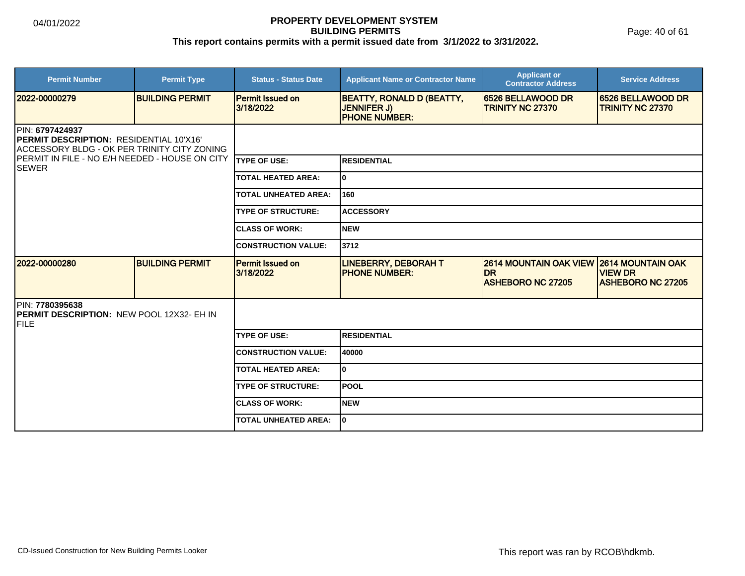## PROPERTY DEVELOPMENT SYSTEM
## BUILDING PERMITS

**This report contains permits with a permit issued date from 3/1/2022 to 3/31/2022.**

| Permit Number | Permit Type | Status - Status Date | Applicant Name or Contractor Name | Applicant or Contractor Address | Service Address |
|---|---|---|---|---|---|
| 2022-00000279 | BUILDING PERMIT | Permit Issued on 3/18/2022 | BEATTY, RONALD D (BEATTY, JENNIFER J) PHONE NUMBER: | 6526 BELLAWOOD DR TRINITY NC 27370 | 6526 BELLAWOOD DR TRINITY NC 27370 |

PIN: **6797424937**
**PERMIT DESCRIPTION:** RESIDENTIAL 10'X16' ACCESSORY BLDG - OK PER TRINITY CITY ZONING PERMIT IN FILE - NO E/H NEEDED - HOUSE ON CITY SEWER

| | |
|---|---|
| TYPE OF USE: | RESIDENTIAL |
| TOTAL HEATED AREA: | 0 |
| TOTAL UNHEATED AREA: | 160 |
| TYPE OF STRUCTURE: | ACCESSORY |
| CLASS OF WORK: | NEW |
| CONSTRUCTION VALUE: | 3712 |

| Permit Number | Permit Type | Status - Status Date | Applicant Name or Contractor Name | Applicant or Contractor Address | Service Address |
|---|---|---|---|---|---|
| 2022-00000280 | BUILDING PERMIT | Permit Issued on 3/18/2022 | LINEBERRY, DEBORAH T PHONE NUMBER: | 2614 MOUNTAIN OAK VIEW DR ASHEBORO NC 27205 | 2614 MOUNTAIN OAK VIEW DR ASHEBORO NC 27205 |

PIN: **7780395638**
**PERMIT DESCRIPTION:** NEW POOL 12X32- EH IN FILE

| | |
|---|---|
| TYPE OF USE: | RESIDENTIAL |
| CONSTRUCTION VALUE: | 40000 |
| TOTAL HEATED AREA: | 0 |
| TYPE OF STRUCTURE: | POOL |
| CLASS OF WORK: | NEW |
| TOTAL UNHEATED AREA: | 0 |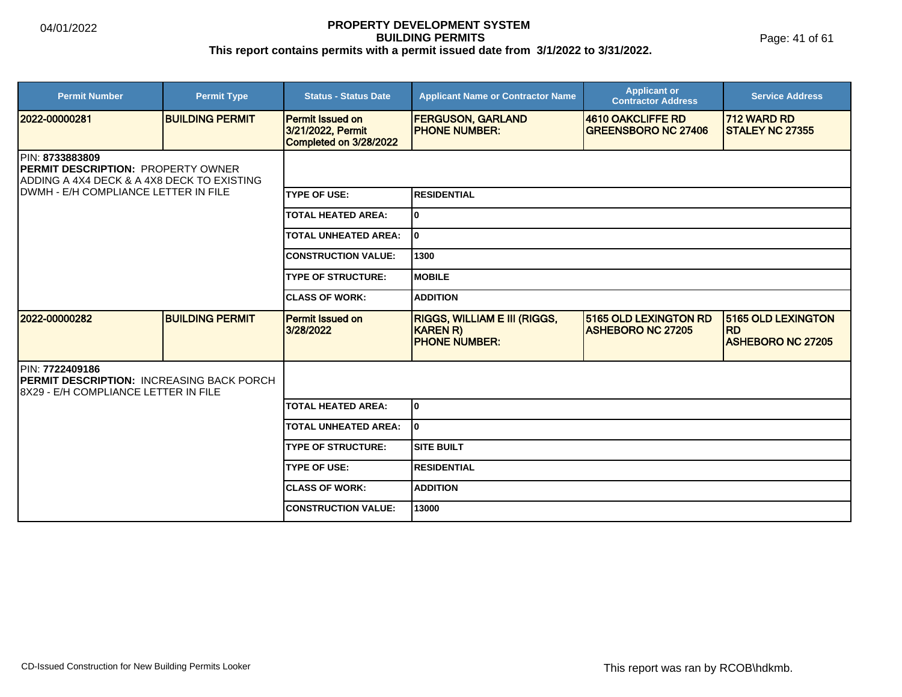# PROPERTY DEVELOPMENT SYSTEM
## BUILDING PERMITS
### This report contains permits with a permit issued date from 3/1/2022 to 3/31/2022.

| Permit Number | Permit Type | Status - Status Date | Applicant Name or Contractor Name | Applicant or Contractor Address | Service Address |
|---|---|---|---|---|---|
| 2022-00000281 | BUILDING PERMIT | Permit Issued on 3/21/2022, Permit Completed on 3/28/2022 | FERGUSON, GARLAND PHONE NUMBER: | 4610 OAKCLIFFE RD GREENSBORO NC 27406 | 712 WARD RD STALEY NC 27355 |

PIN: **8733883809**
**PERMIT DESCRIPTION:** PROPERTY OWNER ADDING A 4X4 DECK & A 4X8 DECK TO EXISTING DWMH - E/H COMPLIANCE LETTER IN FILE

| | |
|---|---|
| TYPE OF USE: | RESIDENTIAL |
| TOTAL HEATED AREA: | 0 |
| TOTAL UNHEATED AREA: | 0 |
| CONSTRUCTION VALUE: | 1300 |
| TYPE OF STRUCTURE: | MOBILE |
| CLASS OF WORK: | ADDITION |

| Permit Number | Permit Type | Status - Status Date | Applicant Name or Contractor Name | Applicant or Contractor Address | Service Address |
|---|---|---|---|---|---|
| 2022-00000282 | BUILDING PERMIT | Permit Issued on 3/28/2022 | RIGGS, WILLIAM E III (RIGGS, KAREN R) PHONE NUMBER: | 5165 OLD LEXINGTON RD ASHEBORO NC 27205 | 5165 OLD LEXINGTON RD ASHEBORO NC 27205 |

PIN: **7722409186**
**PERMIT DESCRIPTION:** INCREASING BACK PORCH 8X29 - E/H COMPLIANCE LETTER IN FILE

| | |
|---|---|
| TOTAL HEATED AREA: | 0 |
| TOTAL UNHEATED AREA: | 0 |
| TYPE OF STRUCTURE: | SITE BUILT |
| TYPE OF USE: | RESIDENTIAL |
| CLASS OF WORK: | ADDITION |
| CONSTRUCTION VALUE: | 13000 |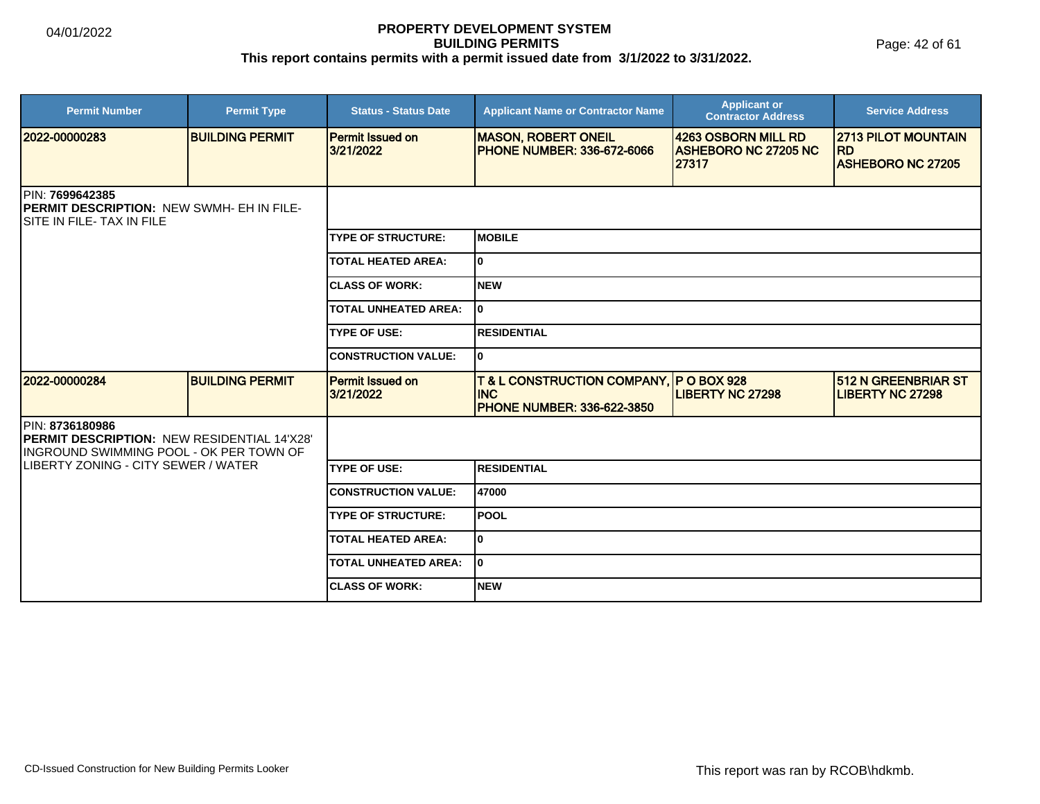# PROPERTY DEVELOPMENT SYSTEM
## BUILDING PERMITS
**This report contains permits with a permit issued date from 3/1/2022 to 3/31/2022.**

04/01/2022

| Permit Number | Permit Type | Status - Status Date | Applicant Name or Contractor Name | Applicant or Contractor Address | Service Address |
|---|---|---|---|---|---|
| 2022-00000283 | BUILDING PERMIT | Permit Issued on 3/21/2022 | MASON, ROBERT ONEIL<br>PHONE NUMBER: 336-672-6066 | 4263 OSBORN MILL RD ASHEBORO NC 27205 NC 27317 | 2713 PILOT MOUNTAIN RD ASHEBORO NC 27205 |

PIN: **7699642385**
**PERMIT DESCRIPTION:** NEW SWMH- EH IN FILE- SITE IN FILE- TAX IN FILE

| | |
|---|---|
| TYPE OF STRUCTURE: | MOBILE |
| TOTAL HEATED AREA: | 0 |
| CLASS OF WORK: | NEW |
| TOTAL UNHEATED AREA: | 0 |
| TYPE OF USE: | RESIDENTIAL |
| CONSTRUCTION VALUE: | 0 |

| Permit Number | Permit Type | Status - Status Date | Applicant Name or Contractor Name | Applicant or Contractor Address | Service Address |
|---|---|---|---|---|---|
| 2022-00000284 | BUILDING PERMIT | Permit Issued on 3/21/2022 | T & L CONSTRUCTION COMPANY, INC<br>PHONE NUMBER: 336-622-3850 | P O BOX 928 LIBERTY NC 27298 | 512 N GREENBRIAR ST LIBERTY NC 27298 |

PIN: **8736180986**
**PERMIT DESCRIPTION:** NEW RESIDENTIAL 14'X28' INGROUND SWIMMING POOL - OK PER TOWN OF LIBERTY ZONING - CITY SEWER / WATER

| | |
|---|---|
| TYPE OF USE: | RESIDENTIAL |
| CONSTRUCTION VALUE: | 47000 |
| TYPE OF STRUCTURE: | POOL |
| TOTAL HEATED AREA: | 0 |
| TOTAL UNHEATED AREA: | 0 |
| CLASS OF WORK: | NEW |

CD-Issued Construction for New Building Permits Looker

This report was ran by RCOB\hdkmb.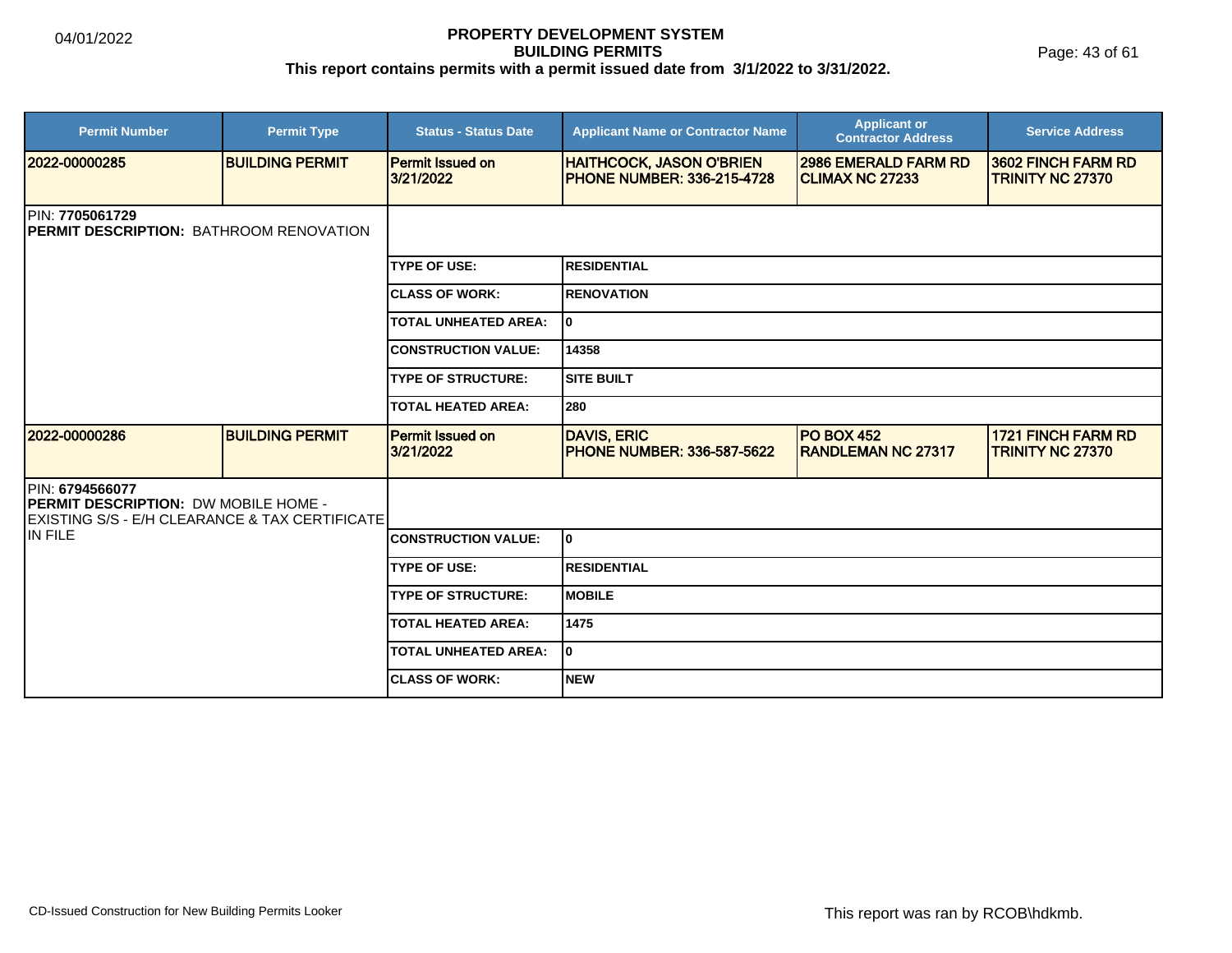# PROPERTY DEVELOPMENT SYSTEM
## BUILDING PERMITS
### This report contains permits with a permit issued date from 3/1/2022 to 3/31/2022.

04/01/2022

| Permit Number | Permit Type | Status - Status Date | Applicant Name or Contractor Name | Applicant or Contractor Address | Service Address |
|---|---|---|---|---|---|
| 2022-00000285 | BUILDING PERMIT | Permit Issued on 3/21/2022 | HAITHCOCK, JASON O'BRIEN PHONE NUMBER: 336-215-4728 | 2986 EMERALD FARM RD CLIMAX NC 27233 | 3602 FINCH FARM RD TRINITY NC 27370 |

PIN: **7705061729**
**PERMIT DESCRIPTION:** BATHROOM RENOVATION

| | |
|---|---|
| TYPE OF USE: | RESIDENTIAL |
| CLASS OF WORK: | RENOVATION |
| TOTAL UNHEATED AREA: | 0 |
| CONSTRUCTION VALUE: | 14358 |
| TYPE OF STRUCTURE: | SITE BUILT |
| TOTAL HEATED AREA: | 280 |

| Permit Number | Permit Type | Status - Status Date | Applicant Name or Contractor Name | Applicant or Contractor Address | Service Address |
|---|---|---|---|---|---|
| 2022-00000286 | BUILDING PERMIT | Permit Issued on 3/21/2022 | DAVIS, ERIC PHONE NUMBER: 336-587-5622 | PO BOX 452 RANDLEMAN NC 27317 | 1721 FINCH FARM RD TRINITY NC 27370 |

PIN: **6794566077**
**PERMIT DESCRIPTION:** DW MOBILE HOME - EXISTING S/S - E/H CLEARANCE & TAX CERTIFICATE IN FILE

| | |
|---|---|
| CONSTRUCTION VALUE: | 0 |
| TYPE OF USE: | RESIDENTIAL |
| TYPE OF STRUCTURE: | MOBILE |
| TOTAL HEATED AREA: | 1475 |
| TOTAL UNHEATED AREA: | 0 |
| CLASS OF WORK: | NEW |

CD-Issued Construction for New Building Permits Looker

This report was ran by RCOB\hdkmb.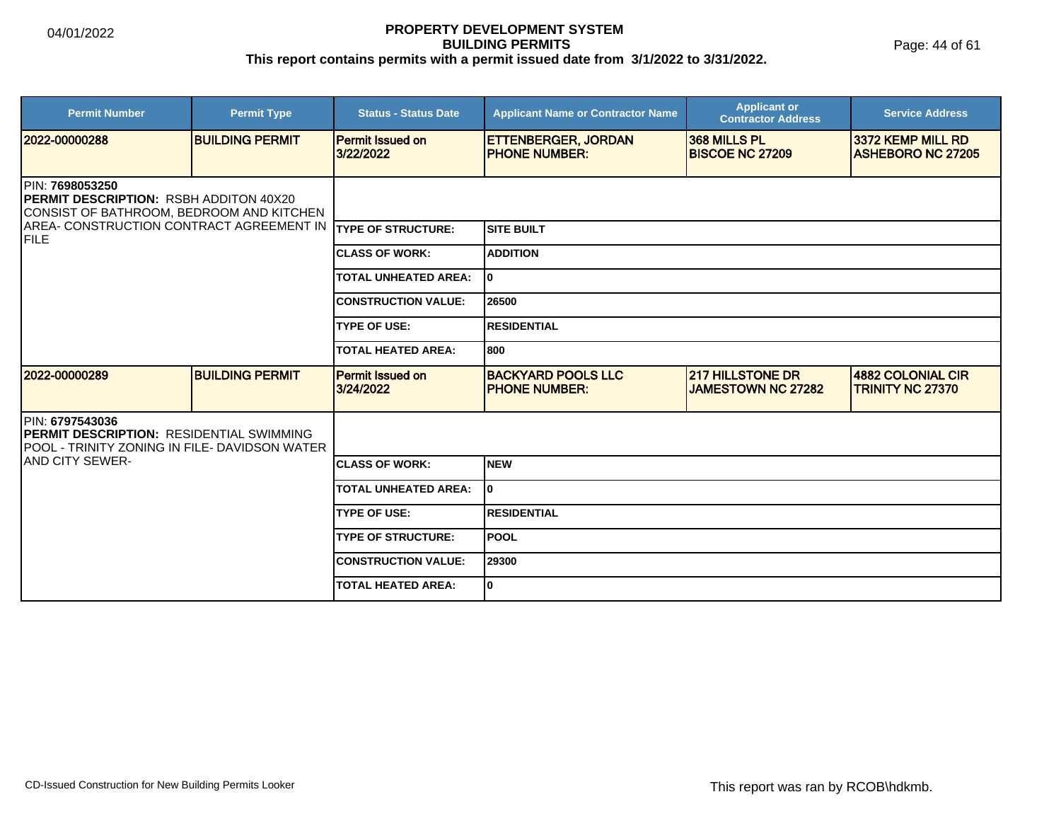# PROPERTY DEVELOPMENT SYSTEM
## BUILDING PERMITS
**This report contains permits with a permit issued date from 3/1/2022 to 3/31/2022.**

| Permit Number | Permit Type | Status - Status Date | Applicant Name or Contractor Name | Applicant or Contractor Address | Service Address |
|---|---|---|---|---|---|
| 2022-00000288 | BUILDING PERMIT | Permit Issued on 3/22/2022 | ETTENBERGER, JORDAN PHONE NUMBER: | 368 MILLS PL BISCOE NC 27209 | 3372 KEMP MILL RD ASHEBORO NC 27205 |

PIN: **7698053250**
**PERMIT DESCRIPTION:** RSBH ADDITON 40X20 CONSIST OF BATHROOM, BEDROOM AND KITCHEN AREA- CONSTRUCTION CONTRACT AGREEMENT IN FILE

| | |
|---|---|
| TYPE OF STRUCTURE: | SITE BUILT |
| CLASS OF WORK: | ADDITION |
| TOTAL UNHEATED AREA: | 0 |
| CONSTRUCTION VALUE: | 26500 |
| TYPE OF USE: | RESIDENTIAL |
| TOTAL HEATED AREA: | 800 |

| Permit Number | Permit Type | Status - Status Date | Applicant Name or Contractor Name | Applicant or Contractor Address | Service Address |
|---|---|---|---|---|---|
| 2022-00000289 | BUILDING PERMIT | Permit Issued on 3/24/2022 | BACKYARD POOLS LLC PHONE NUMBER: | 217 HILLSTONE DR JAMESTOWN NC 27282 | 4882 COLONIAL CIR TRINITY NC 27370 |

PIN: **6797543036**
**PERMIT DESCRIPTION:** RESIDENTIAL SWIMMING POOL - TRINITY ZONING IN FILE- DAVIDSON WATER AND CITY SEWER-

| | |
|---|---|
| CLASS OF WORK: | NEW |
| TOTAL UNHEATED AREA: | 0 |
| TYPE OF USE: | RESIDENTIAL |
| TYPE OF STRUCTURE: | POOL |
| CONSTRUCTION VALUE: | 29300 |
| TOTAL HEATED AREA: | 0 |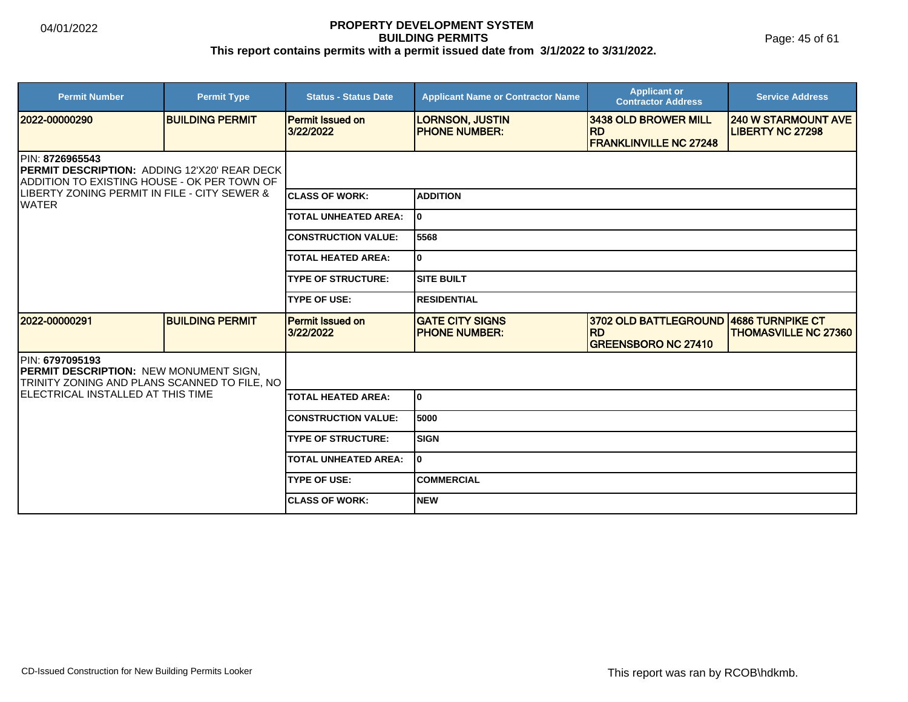| Permit Number | Permit Type | Status - Status Date | Applicant Name or Contractor Name | Applicant or Contractor Address | Service Address |
|---|---|---|---|---|---|
| 2022-00000290 | BUILDING PERMIT | Permit Issued on 3/22/2022 | LORNSON, JUSTIN<br>PHONE NUMBER: | 3438 OLD BROWER MILL RD<br>FRANKLINVILLE NC 27248 | 240 W STARMOUNT AVE<br>LIBERTY NC 27298 |

PIN: **8726965543**
**PERMIT DESCRIPTION:** ADDING 12'X20' REAR DECK ADDITION TO EXISTING HOUSE - OK PER TOWN OF LIBERTY ZONING PERMIT IN FILE - CITY SEWER & WATER

| | |
|---|---|
| CLASS OF WORK: | ADDITION |
| TOTAL UNHEATED AREA: | 0 |
| CONSTRUCTION VALUE: | 5568 |
| TOTAL HEATED AREA: | 0 |
| TYPE OF STRUCTURE: | SITE BUILT |
| TYPE OF USE: | RESIDENTIAL |

| Permit Number | Permit Type | Status - Status Date | Applicant Name or Contractor Name | Applicant or Contractor Address | Service Address |
|---|---|---|---|---|---|
| 2022-00000291 | BUILDING PERMIT | Permit Issued on 3/22/2022 | GATE CITY SIGNS<br>PHONE NUMBER: | 3702 OLD BATTLEGROUND RD<br>GREENSBORO NC 27410 | 4686 TURNPIKE CT<br>THOMASVILLE NC 27360 |

PIN: **6797095193**
**PERMIT DESCRIPTION:** NEW MONUMENT SIGN, TRINITY ZONING AND PLANS SCANNED TO FILE, NO ELECTRICAL INSTALLED AT THIS TIME

| | |
|---|---|
| TOTAL HEATED AREA: | 0 |
| CONSTRUCTION VALUE: | 5000 |
| TYPE OF STRUCTURE: | SIGN |
| TOTAL UNHEATED AREA: | 0 |
| TYPE OF USE: | COMMERCIAL |
| CLASS OF WORK: | NEW |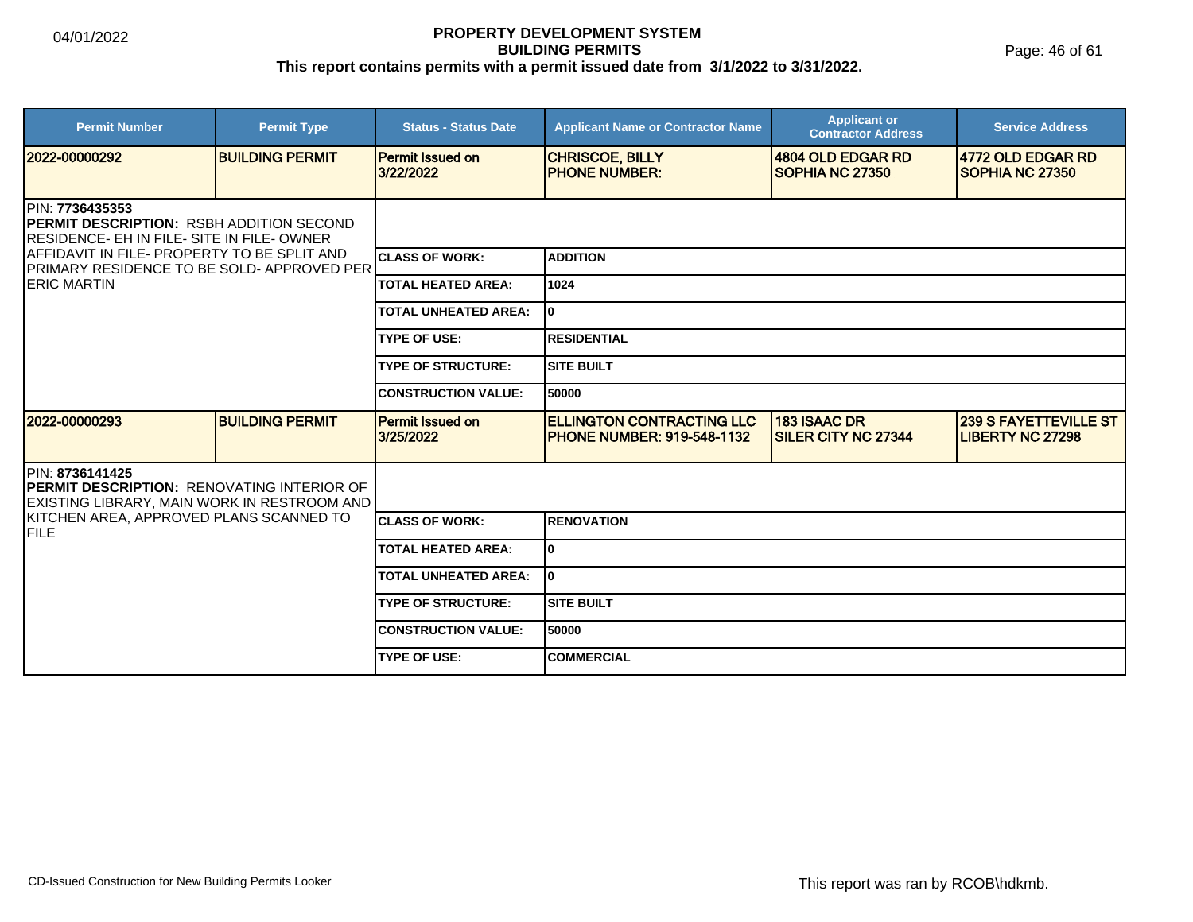| Permit Number | Permit Type | Status - Status Date | Applicant Name or Contractor Name | Applicant or Contractor Address | Service Address |
|---|---|---|---|---|---|
| 2022-00000292 | BUILDING PERMIT | Permit Issued on 3/22/2022 | CHRISCOE, BILLY<br>PHONE NUMBER: | 4804 OLD EDGAR RD<br>SOPHIA NC 27350 | 4772 OLD EDGAR RD<br>SOPHIA NC 27350 |

PIN: **7736435353**

**PERMIT DESCRIPTION:** RSBH ADDITION SECOND RESIDENCE- EH IN FILE- SITE IN FILE- OWNER AFFIDAVIT IN FILE- PROPERTY TO BE SPLIT AND PRIMARY RESIDENCE TO BE SOLD- APPROVED PER ERIC MARTIN

| | |
|---|---|
| CLASS OF WORK: | ADDITION |
| TOTAL HEATED AREA: | 1024 |
| TOTAL UNHEATED AREA: | 0 |
| TYPE OF USE: | RESIDENTIAL |
| TYPE OF STRUCTURE: | SITE BUILT |
| CONSTRUCTION VALUE: | 50000 |

| Permit Number | Permit Type | Status - Status Date | Applicant Name or Contractor Name | Applicant or Contractor Address | Service Address |
|---|---|---|---|---|---|
| 2022-00000293 | BUILDING PERMIT | Permit Issued on 3/25/2022 | ELLINGTON CONTRACTING LLC<br>PHONE NUMBER: 919-548-1132 | 183 ISAAC DR<br>SILER CITY NC 27344 | 239 S FAYETTEVILLE ST<br>LIBERTY NC 27298 |

PIN: **8736141425**

**PERMIT DESCRIPTION:** RENOVATING INTERIOR OF EXISTING LIBRARY, MAIN WORK IN RESTROOM AND KITCHEN AREA, APPROVED PLANS SCANNED TO FILE

| | |
|---|---|
| CLASS OF WORK: | RENOVATION |
| TOTAL HEATED AREA: | 0 |
| TOTAL UNHEATED AREA: | 0 |
| TYPE OF STRUCTURE: | SITE BUILT |
| CONSTRUCTION VALUE: | 50000 |
| TYPE OF USE: | COMMERCIAL |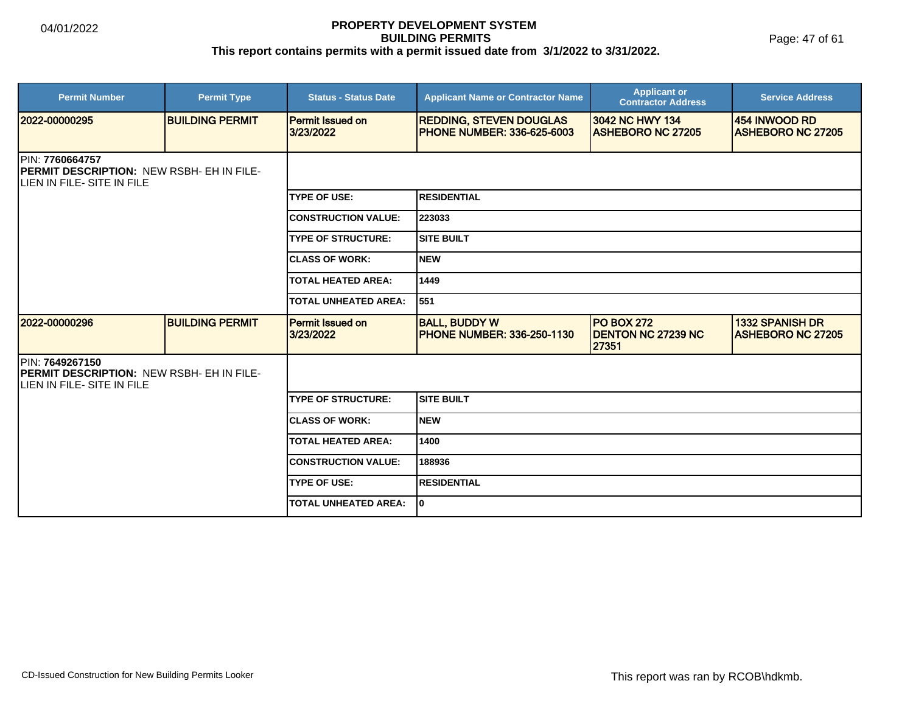# PROPERTY DEVELOPMENT SYSTEM
## BUILDING PERMITS
**This report contains permits with a permit issued date from 3/1/2022 to 3/31/2022.**

| Permit Number | Permit Type | Status - Status Date | Applicant Name or Contractor Name | Applicant or Contractor Address | Service Address |
|---|---|---|---|---|---|
| 2022-00000295 | BUILDING PERMIT | Permit Issued on 3/23/2022 | REDDING, STEVEN DOUGLAS PHONE NUMBER: 336-625-6003 | 3042 NC HWY 134 ASHEBORO NC 27205 | 454 INWOOD RD ASHEBORO NC 27205 |

PIN: **7760664757**
**PERMIT DESCRIPTION:** NEW RSBH- EH IN FILE- LIEN IN FILE- SITE IN FILE

| | |
|---|---|
| TYPE OF USE: | RESIDENTIAL |
| CONSTRUCTION VALUE: | 223033 |
| TYPE OF STRUCTURE: | SITE BUILT |
| CLASS OF WORK: | NEW |
| TOTAL HEATED AREA: | 1449 |
| TOTAL UNHEATED AREA: | 551 |

| Permit Number | Permit Type | Status - Status Date | Applicant Name or Contractor Name | Applicant or Contractor Address | Service Address |
|---|---|---|---|---|---|
| 2022-00000296 | BUILDING PERMIT | Permit Issued on 3/23/2022 | BALL, BUDDY W PHONE NUMBER: 336-250-1130 | PO BOX 272 DENTON NC 27239 NC 27351 | 1332 SPANISH DR ASHEBORO NC 27205 |

PIN: **7649267150**
**PERMIT DESCRIPTION:** NEW RSBH- EH IN FILE- LIEN IN FILE- SITE IN FILE

| | |
|---|---|
| TYPE OF STRUCTURE: | SITE BUILT |
| CLASS OF WORK: | NEW |
| TOTAL HEATED AREA: | 1400 |
| CONSTRUCTION VALUE: | 188936 |
| TYPE OF USE: | RESIDENTIAL |
| TOTAL UNHEATED AREA: | 0 |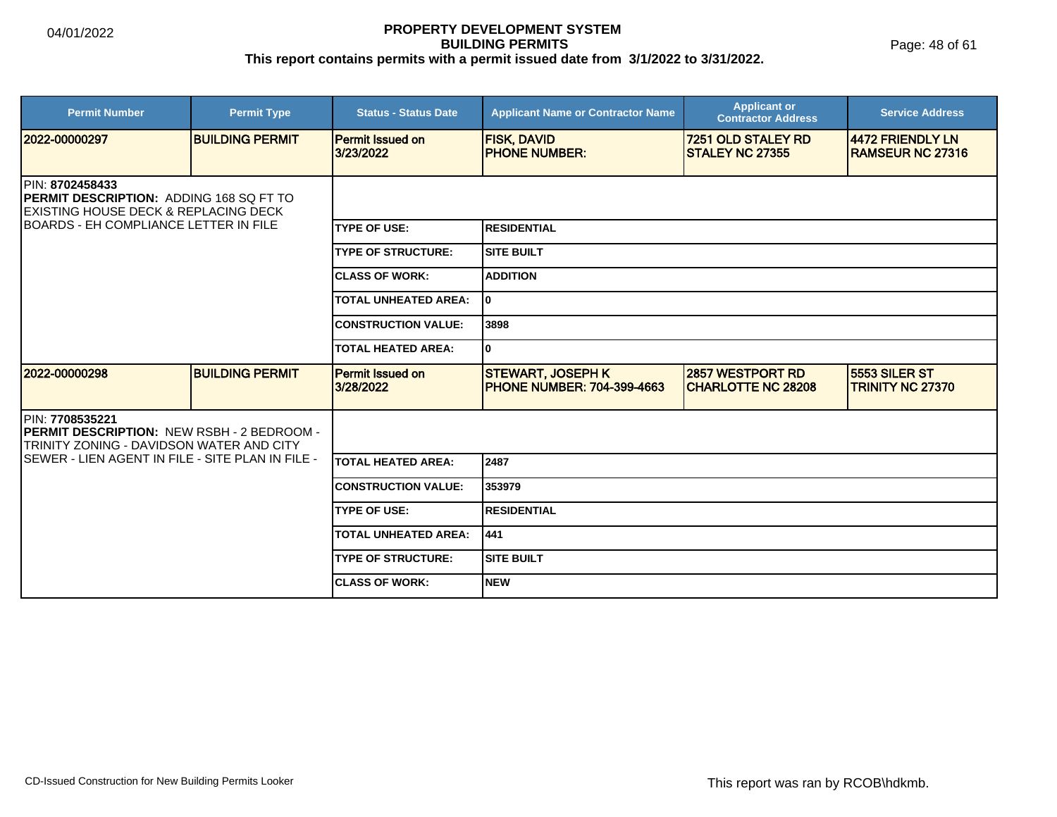# PROPERTY DEVELOPMENT SYSTEM
## BUILDING PERMITS
### This report contains permits with a permit issued date from 3/1/2022 to 3/31/2022.

| Permit Number | Permit Type | Status - Status Date | Applicant Name or Contractor Name | Applicant or Contractor Address | Service Address |
|---|---|---|---|---|---|
| 2022-00000297 | BUILDING PERMIT | Permit Issued on 3/23/2022 | FISK, DAVID PHONE NUMBER: | 7251 OLD STALEY RD STALEY NC 27355 | 4472 FRIENDLY LN RAMSEUR NC 27316 |

PIN: **8702458433**
**PERMIT DESCRIPTION:** ADDING 168 SQ FT TO EXISTING HOUSE DECK & REPLACING DECK BOARDS - EH COMPLIANCE LETTER IN FILE

| | |
|---|---|
| TYPE OF USE: | RESIDENTIAL |
| TYPE OF STRUCTURE: | SITE BUILT |
| CLASS OF WORK: | ADDITION |
| TOTAL UNHEATED AREA: | 0 |
| CONSTRUCTION VALUE: | 3898 |
| TOTAL HEATED AREA: | 0 |

| Permit Number | Permit Type | Status - Status Date | Applicant Name or Contractor Name | Applicant or Contractor Address | Service Address |
|---|---|---|---|---|---|
| 2022-00000298 | BUILDING PERMIT | Permit Issued on 3/28/2022 | STEWART, JOSEPH K PHONE NUMBER: 704-399-4663 | 2857 WESTPORT RD CHARLOTTE NC 28208 | 5553 SILER ST TRINITY NC 27370 |

PIN: **7708535221**
**PERMIT DESCRIPTION:** NEW RSBH - 2 BEDROOM - TRINITY ZONING - DAVIDSON WATER AND CITY SEWER - LIEN AGENT IN FILE - SITE PLAN IN FILE -

| | |
|---|---|
| TOTAL HEATED AREA: | 2487 |
| CONSTRUCTION VALUE: | 353979 |
| TYPE OF USE: | RESIDENTIAL |
| TOTAL UNHEATED AREA: | 441 |
| TYPE OF STRUCTURE: | SITE BUILT |
| CLASS OF WORK: | NEW |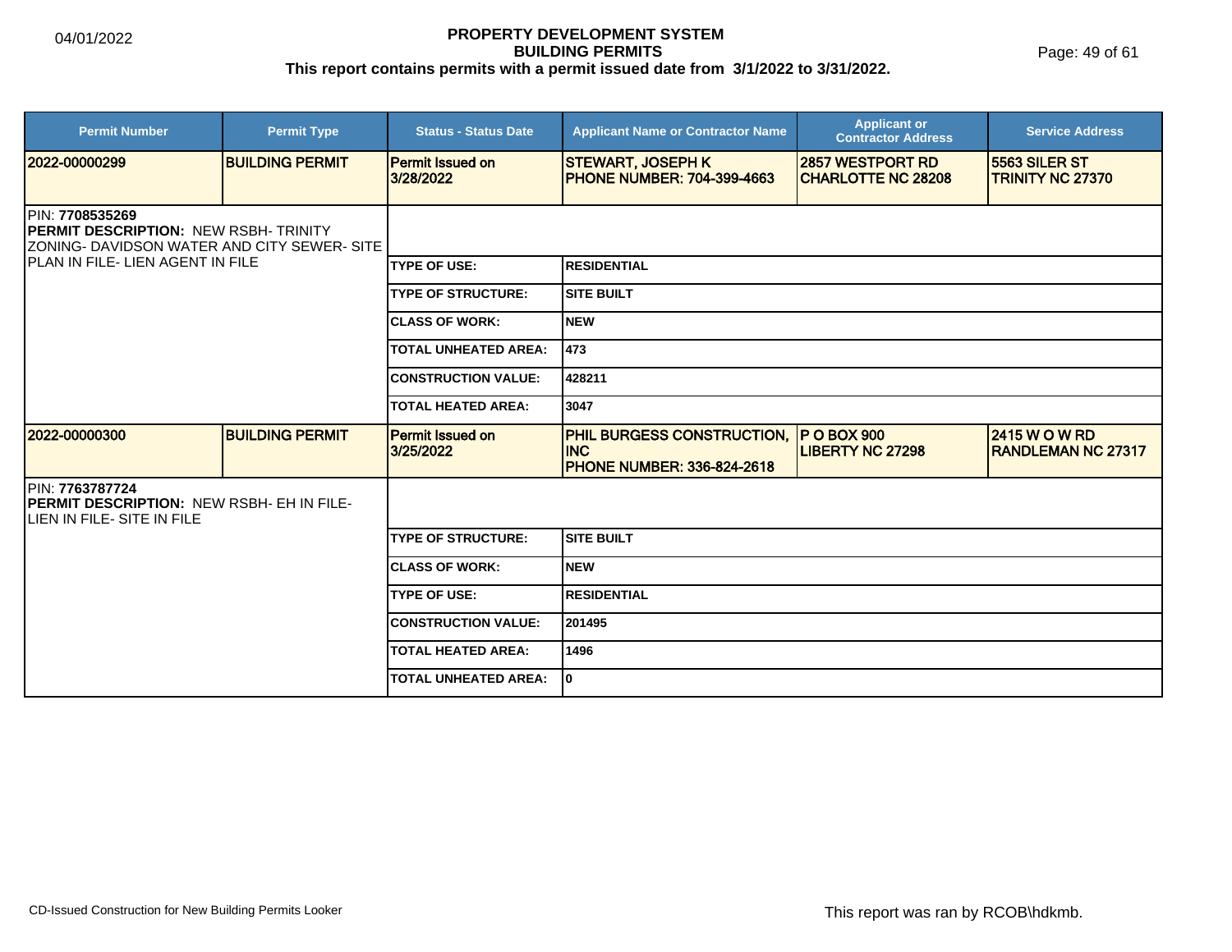**PROPERTY DEVELOPMENT SYSTEM**
**BUILDING PERMITS**
**This report contains permits with a permit issued date from 3/1/2022 to 3/31/2022.**

04/01/2022

| Permit Number | Permit Type | Status - Status Date | Applicant Name or Contractor Name | Applicant or Contractor Address | Service Address |
|---|---|---|---|---|---|
| 2022-00000299 | BUILDING PERMIT | Permit Issued on 3/28/2022 | STEWART, JOSEPH K PHONE NUMBER: 704-399-4663 | 2857 WESTPORT RD CHARLOTTE NC 28208 | 5563 SILER ST TRINITY NC 27370 |

PIN: **7708535269**
**PERMIT DESCRIPTION:** NEW RSBH- TRINITY ZONING- DAVIDSON WATER AND CITY SEWER- SITE PLAN IN FILE- LIEN AGENT IN FILE

| | |
|---|---|
| TYPE OF USE: | RESIDENTIAL |
| TYPE OF STRUCTURE: | SITE BUILT |
| CLASS OF WORK: | NEW |
| TOTAL UNHEATED AREA: | 473 |
| CONSTRUCTION VALUE: | 428211 |
| TOTAL HEATED AREA: | 3047 |

| Permit Number | Permit Type | Status - Status Date | Applicant Name or Contractor Name | Applicant or Contractor Address | Service Address |
|---|---|---|---|---|---|
| 2022-00000300 | BUILDING PERMIT | Permit Issued on 3/25/2022 | PHIL BURGESS CONSTRUCTION, INC PHONE NUMBER: 336-824-2618 | P O BOX 900 LIBERTY NC 27298 | 2415 W O W RD RANDLEMAN NC 27317 |

PIN: **7763787724**
**PERMIT DESCRIPTION:** NEW RSBH- EH IN FILE- LIEN IN FILE- SITE IN FILE

| | |
|---|---|
| TYPE OF STRUCTURE: | SITE BUILT |
| CLASS OF WORK: | NEW |
| TYPE OF USE: | RESIDENTIAL |
| CONSTRUCTION VALUE: | 201495 |
| TOTAL HEATED AREA: | 1496 |
| TOTAL UNHEATED AREA: | 0 |

CD-Issued Construction for New Building Permits Looker

This report was ran by RCOB\hdkmb.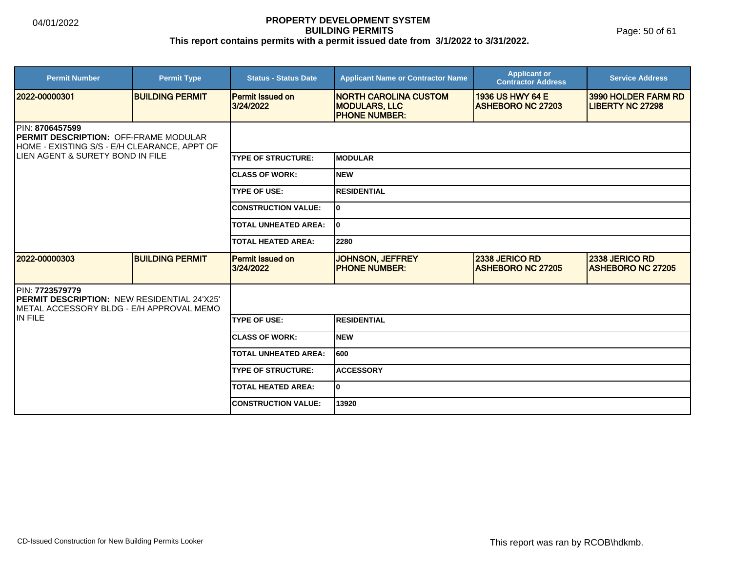# PROPERTY DEVELOPMENT SYSTEM
## BUILDING PERMITS
**This report contains permits with a permit issued date from 3/1/2022 to 3/31/2022.**

04/01/2022

| Permit Number | Permit Type | Status - Status Date | Applicant Name or Contractor Name | Applicant or Contractor Address | Service Address |
|---|---|---|---|---|---|
| 2022-00000301 | BUILDING PERMIT | Permit Issued on 3/24/2022 | NORTH CAROLINA CUSTOM MODULARS, LLC PHONE NUMBER: | 1936 US HWY 64 E ASHEBORO NC 27203 | 3990 HOLDER FARM RD LIBERTY NC 27298 |

PIN: **8706457599**
**PERMIT DESCRIPTION:** OFF-FRAME MODULAR HOME - EXISTING S/S - E/H CLEARANCE, APPT OF LIEN AGENT & SURETY BOND IN FILE

| | |
|---|---|
| TYPE OF STRUCTURE: | MODULAR |
| CLASS OF WORK: | NEW |
| TYPE OF USE: | RESIDENTIAL |
| CONSTRUCTION VALUE: | 0 |
| TOTAL UNHEATED AREA: | 0 |
| TOTAL HEATED AREA: | 2280 |

| Permit Number | Permit Type | Status - Status Date | Applicant Name or Contractor Name | Applicant or Contractor Address | Service Address |
|---|---|---|---|---|---|
| 2022-00000303 | BUILDING PERMIT | Permit Issued on 3/24/2022 | JOHNSON, JEFFREY PHONE NUMBER: | 2338 JERICO RD ASHEBORO NC 27205 | 2338 JERICO RD ASHEBORO NC 27205 |

PIN: **7723579779**
**PERMIT DESCRIPTION:** NEW RESIDENTIAL 24'X25' METAL ACCESSORY BLDG - E/H APPROVAL MEMO IN FILE

| | |
|---|---|
| TYPE OF USE: | RESIDENTIAL |
| CLASS OF WORK: | NEW |
| TOTAL UNHEATED AREA: | 600 |
| TYPE OF STRUCTURE: | ACCESSORY |
| TOTAL HEATED AREA: | 0 |
| CONSTRUCTION VALUE: | 13920 |

CD-Issued Construction for New Building Permits Looker

This report was ran by RCOB\hdkmb.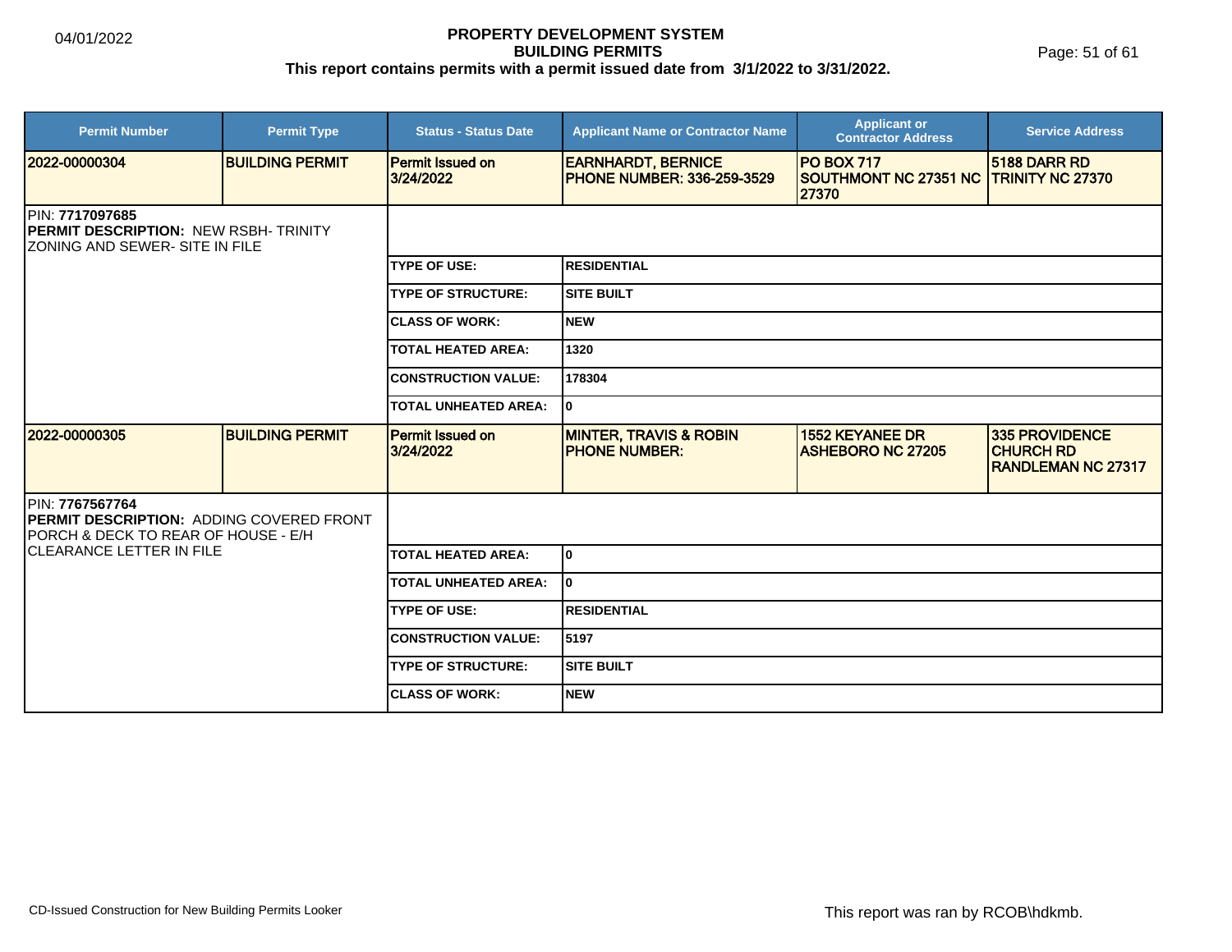# PROPERTY DEVELOPMENT SYSTEM
## BUILDING PERMITS
**This report contains permits with a permit issued date from 3/1/2022 to 3/31/2022.**

| Permit Number | Permit Type | Status - Status Date | Applicant Name or Contractor Name | Applicant or Contractor Address | Service Address |
|---|---|---|---|---|---|
| 2022-00000304 | BUILDING PERMIT | Permit Issued on 3/24/2022 | EARNHARDT, BERNICE PHONE NUMBER: 336-259-3529 | PO BOX 717 SOUTHMONT NC 27351 NC 27370 | 5188 DARR RD TRINITY NC 27370 |

PIN: **7717097685**
**PERMIT DESCRIPTION:** NEW RSBH- TRINITY ZONING AND SEWER- SITE IN FILE

| Field | Value |
|---|---|
| TYPE OF USE: | RESIDENTIAL |
| TYPE OF STRUCTURE: | SITE BUILT |
| CLASS OF WORK: | NEW |
| TOTAL HEATED AREA: | 1320 |
| CONSTRUCTION VALUE: | 178304 |
| TOTAL UNHEATED AREA: | 0 |

| Permit Number | Permit Type | Status - Status Date | Applicant Name or Contractor Name | Applicant or Contractor Address | Service Address |
|---|---|---|---|---|---|
| 2022-00000305 | BUILDING PERMIT | Permit Issued on 3/24/2022 | MINTER, TRAVIS & ROBIN PHONE NUMBER: | 1552 KEYANEE DR ASHEBORO NC 27205 | 335 PROVIDENCE CHURCH RD RANDLEMAN NC 27317 |

PIN: **7767567764**
**PERMIT DESCRIPTION:** ADDING COVERED FRONT PORCH & DECK TO REAR OF HOUSE - E/H CLEARANCE LETTER IN FILE

| Field | Value |
|---|---|
| TOTAL HEATED AREA: | 0 |
| TOTAL UNHEATED AREA: | 0 |
| TYPE OF USE: | RESIDENTIAL |
| CONSTRUCTION VALUE: | 5197 |
| TYPE OF STRUCTURE: | SITE BUILT |
| CLASS OF WORK: | NEW |

CD-Issued Construction for New Building Permits Looker

This report was ran by RCOB\hdkmb.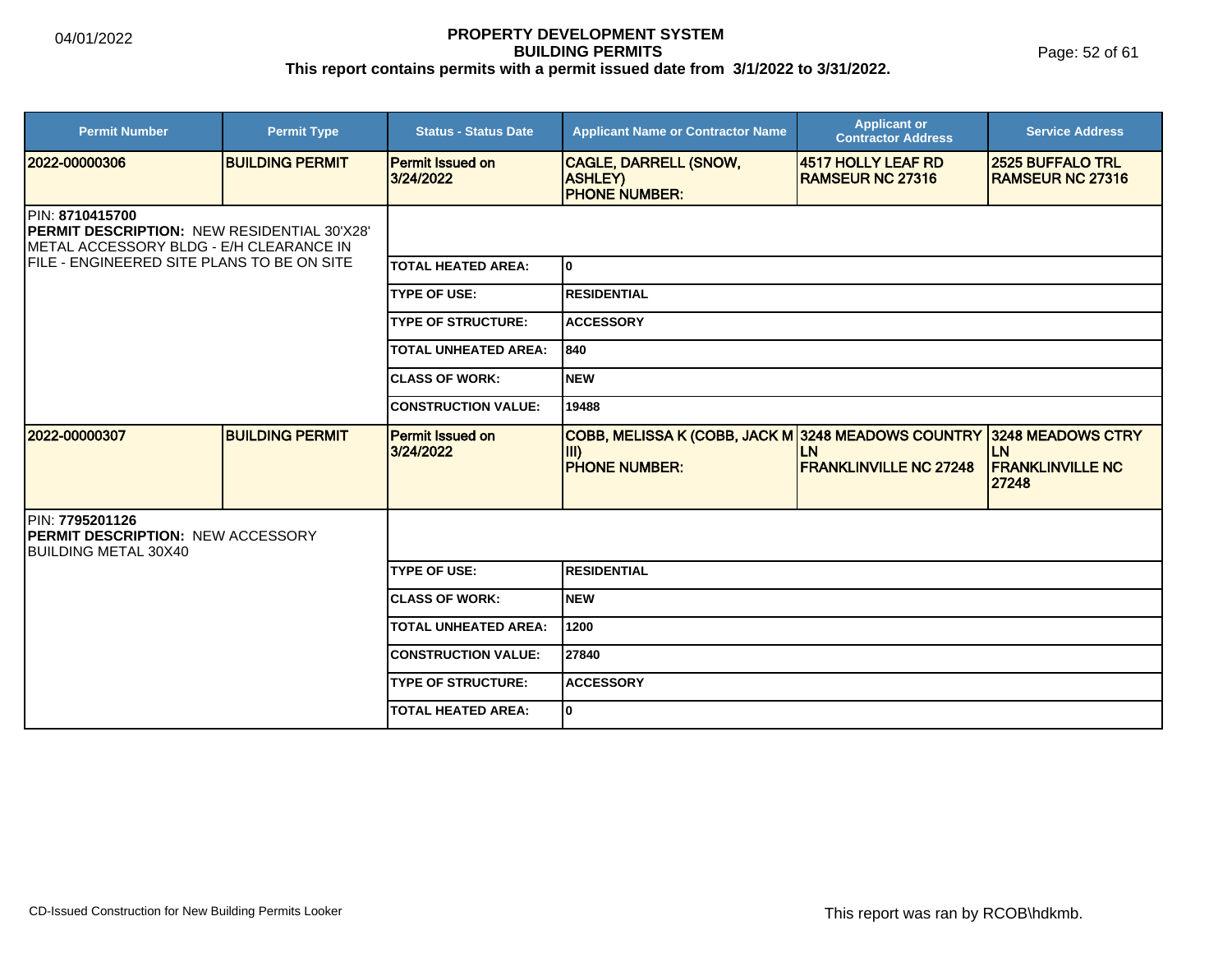# PROPERTY DEVELOPMENT SYSTEM
## BUILDING PERMITS
### This report contains permits with a permit issued date from 3/1/2022 to 3/31/2022.

04/01/2022

| Permit Number | Permit Type | Status - Status Date | Applicant Name or Contractor Name | Applicant or Contractor Address | Service Address |
|---|---|---|---|---|---|
| 2022-00000306 | BUILDING PERMIT | Permit Issued on 3/24/2022 | CAGLE, DARRELL (SNOW, ASHLEY) PHONE NUMBER: | 4517 HOLLY LEAF RD RAMSEUR NC 27316 | 2525 BUFFALO TRL RAMSEUR NC 27316 |

PIN: **8710415700**
**PERMIT DESCRIPTION:** NEW RESIDENTIAL 30'X28' METAL ACCESSORY BLDG - E/H CLEARANCE IN FILE - ENGINEERED SITE PLANS TO BE ON SITE

| | |
|---|---|
| TOTAL HEATED AREA: | 0 |
| TYPE OF USE: | RESIDENTIAL |
| TYPE OF STRUCTURE: | ACCESSORY |
| TOTAL UNHEATED AREA: | 840 |
| CLASS OF WORK: | NEW |
| CONSTRUCTION VALUE: | 19488 |

| Permit Number | Permit Type | Status - Status Date | Applicant Name or Contractor Name | Applicant or Contractor Address | Service Address |
|---|---|---|---|---|---|
| 2022-00000307 | BUILDING PERMIT | Permit Issued on 3/24/2022 | COBB, MELISSA K (COBB, JACK M III) PHONE NUMBER: | 3248 MEADOWS COUNTRY LN FRANKLINVILLE NC 27248 | 3248 MEADOWS CTRY LN FRANKLINVILLE NC 27248 |

PIN: **7795201126**
**PERMIT DESCRIPTION:** NEW ACCESSORY BUILDING METAL 30X40

| | |
|---|---|
| TYPE OF USE: | RESIDENTIAL |
| CLASS OF WORK: | NEW |
| TOTAL UNHEATED AREA: | 1200 |
| CONSTRUCTION VALUE: | 27840 |
| TYPE OF STRUCTURE: | ACCESSORY |
| TOTAL HEATED AREA: | 0 |

CD-Issued Construction for New Building Permits Looker

This report was ran by RCOB\hdkmb.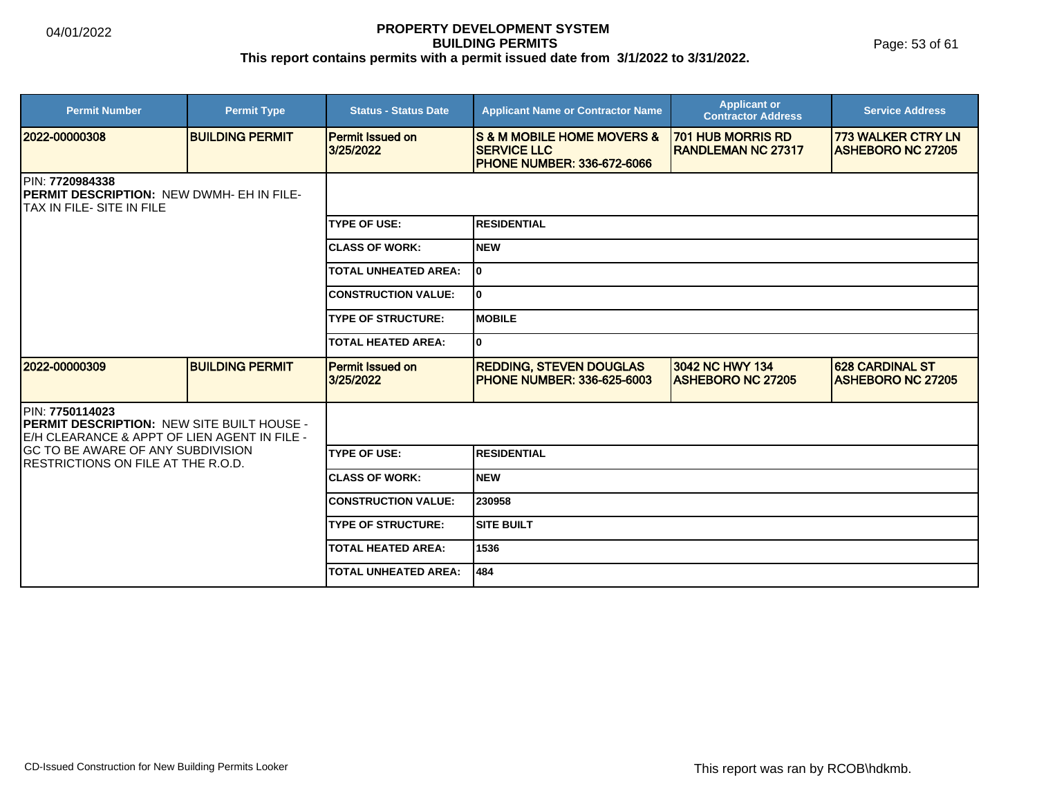# PROPERTY DEVELOPMENT SYSTEM
## BUILDING PERMITS
### This report contains permits with a permit issued date from 3/1/2022 to 3/31/2022.

04/01/2022

| Permit Number | Permit Type | Status - Status Date | Applicant Name or Contractor Name | Applicant or Contractor Address | Service Address |
|---|---|---|---|---|---|
| 2022-00000308 | BUILDING PERMIT | Permit Issued on 3/25/2022 | S & M MOBILE HOME MOVERS & SERVICE LLC PHONE NUMBER: 336-672-6066 | 701 HUB MORRIS RD RANDLEMAN NC 27317 | 773 WALKER CTRY LN ASHEBORO NC 27205 |

PIN: **7720984338**
**PERMIT DESCRIPTION:** NEW DWMH- EH IN FILE- TAX IN FILE- SITE IN FILE

| | |
|---|---|
| TYPE OF USE: | RESIDENTIAL |
| CLASS OF WORK: | NEW |
| TOTAL UNHEATED AREA: | 0 |
| CONSTRUCTION VALUE: | 0 |
| TYPE OF STRUCTURE: | MOBILE |
| TOTAL HEATED AREA: | 0 |

| Permit Number | Permit Type | Status - Status Date | Applicant Name or Contractor Name | Applicant or Contractor Address | Service Address |
|---|---|---|---|---|---|
| 2022-00000309 | BUILDING PERMIT | Permit Issued on 3/25/2022 | REDDING, STEVEN DOUGLAS PHONE NUMBER: 336-625-6003 | 3042 NC HWY 134 ASHEBORO NC 27205 | 628 CARDINAL ST ASHEBORO NC 27205 |

PIN: **7750114023**
**PERMIT DESCRIPTION:** NEW SITE BUILT HOUSE - E/H CLEARANCE & APPT OF LIEN AGENT IN FILE - GC TO BE AWARE OF ANY SUBDIVISION RESTRICTIONS ON FILE AT THE R.O.D.

| | |
|---|---|
| TYPE OF USE: | RESIDENTIAL |
| CLASS OF WORK: | NEW |
| CONSTRUCTION VALUE: | 230958 |
| TYPE OF STRUCTURE: | SITE BUILT |
| TOTAL HEATED AREA: | 1536 |
| TOTAL UNHEATED AREA: | 484 |

CD-Issued Construction for New Building Permits Looker

This report was ran by RCOB\hdkmb.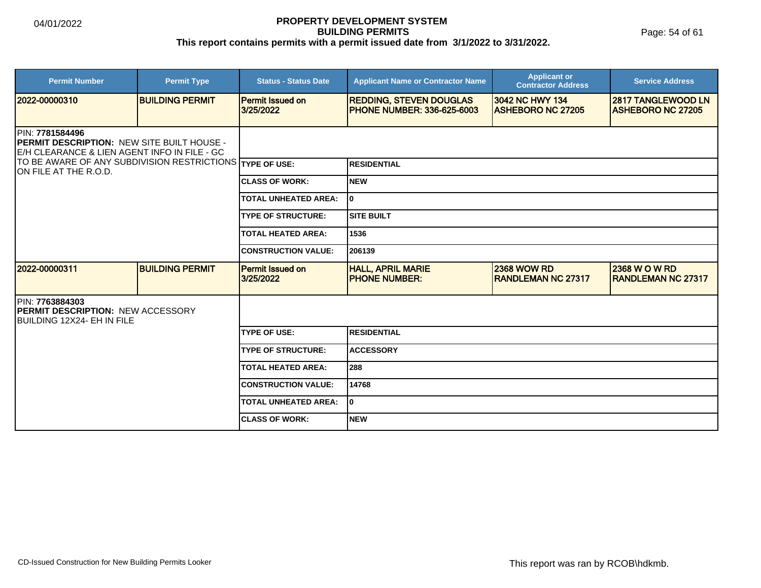# PROPERTY DEVELOPMENT SYSTEM
## BUILDING PERMITS
### This report contains permits with a permit issued date from 3/1/2022 to 3/31/2022.

| Permit Number | Permit Type | Status - Status Date | Applicant Name or Contractor Name | Applicant or Contractor Address | Service Address |
|---|---|---|---|---|---|
| **2022-00000310** | **BUILDING PERMIT** | **Permit Issued on 3/25/2022** | **REDDING, STEVEN DOUGLAS PHONE NUMBER: 336-625-6003** | **3042 NC HWY 134 ASHEBORO NC 27205** | **2817 TANGLEWOOD LN ASHEBORO NC 27205** |

PIN: **7781584496**
**PERMIT DESCRIPTION:** NEW SITE BUILT HOUSE - E/H CLEARANCE & LIEN AGENT INFO IN FILE - GC TO BE AWARE OF ANY SUBDIVISION RESTRICTIONS ON FILE AT THE R.O.D.

| | |
|---|---|
| **TYPE OF USE:** | **RESIDENTIAL** |
| **CLASS OF WORK:** | **NEW** |
| **TOTAL UNHEATED AREA:** | **0** |
| **TYPE OF STRUCTURE:** | **SITE BUILT** |
| **TOTAL HEATED AREA:** | **1536** |
| **CONSTRUCTION VALUE:** | **206139** |

| Permit Number | Permit Type | Status - Status Date | Applicant Name or Contractor Name | Applicant or Contractor Address | Service Address |
|---|---|---|---|---|---|
| **2022-00000311** | **BUILDING PERMIT** | **Permit Issued on 3/25/2022** | **HALL, APRIL MARIE PHONE NUMBER:** | **2368 WOW RD RANDLEMAN NC 27317** | **2368 W O W RD RANDLEMAN NC 27317** |

PIN: **7763884303**
**PERMIT DESCRIPTION:** NEW ACCESSORY BUILDING 12X24- EH IN FILE

| | |
|---|---|
| **TYPE OF USE:** | **RESIDENTIAL** |
| **TYPE OF STRUCTURE:** | **ACCESSORY** |
| **TOTAL HEATED AREA:** | **288** |
| **CONSTRUCTION VALUE:** | **14768** |
| **TOTAL UNHEATED AREA:** | **0** |
| **CLASS OF WORK:** | **NEW** |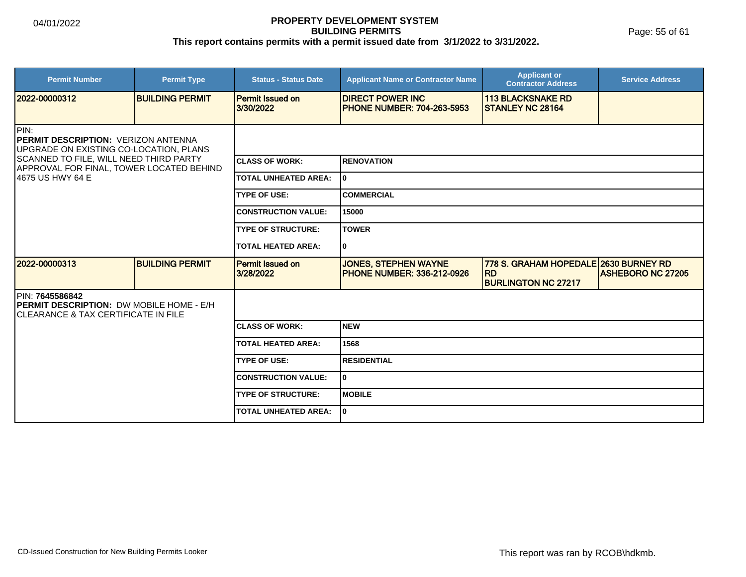# PROPERTY DEVELOPMENT SYSTEM
## BUILDING PERMITS
### This report contains permits with a permit issued date from 3/1/2022 to 3/31/2022.

04/01/2022

| Permit Number | Permit Type | Status - Status Date | Applicant Name or Contractor Name | Applicant or Contractor Address | Service Address |
|---|---|---|---|---|---|
| **2022-00000312** | **BUILDING PERMIT** | Permit Issued on 3/30/2022 | **DIRECT POWER INC PHONE NUMBER: 704-263-5953** | **113 BLACKSNAKE RD STANLEY NC 28164** | |

PIN:
**PERMIT DESCRIPTION:** VERIZON ANTENNA UPGRADE ON EXISTING CO-LOCATION, PLANS SCANNED TO FILE, WILL NEED THIRD PARTY APPROVAL FOR FINAL, TOWER LOCATED BEHIND 4675 US HWY 64 E

| | |
|---|---|
| **CLASS OF WORK:** | **RENOVATION** |
| **TOTAL UNHEATED AREA:** | **0** |
| **TYPE OF USE:** | **COMMERCIAL** |
| **CONSTRUCTION VALUE:** | **15000** |
| **TYPE OF STRUCTURE:** | **TOWER** |
| **TOTAL HEATED AREA:** | **0** |

| Permit Number | Permit Type | Status - Status Date | Applicant Name or Contractor Name | Applicant or Contractor Address | Service Address |
|---|---|---|---|---|---|
| **2022-00000313** | **BUILDING PERMIT** | Permit Issued on 3/28/2022 | **JONES, STEPHEN WAYNE PHONE NUMBER: 336-212-0926** | **778 S. GRAHAM HOPEDALE RD BURLINGTON NC 27217** | **2630 BURNEY RD ASHEBORO NC 27205** |

PIN: **7645586842**
**PERMIT DESCRIPTION:** DW MOBILE HOME - E/H CLEARANCE & TAX CERTIFICATE IN FILE

| | |
|---|---|
| **CLASS OF WORK:** | **NEW** |
| **TOTAL HEATED AREA:** | **1568** |
| **TYPE OF USE:** | **RESIDENTIAL** |
| **CONSTRUCTION VALUE:** | **0** |
| **TYPE OF STRUCTURE:** | **MOBILE** |
| **TOTAL UNHEATED AREA:** | **0** |

CD-Issued Construction for New Building Permits Looker

This report was ran by RCOB\hdkmb.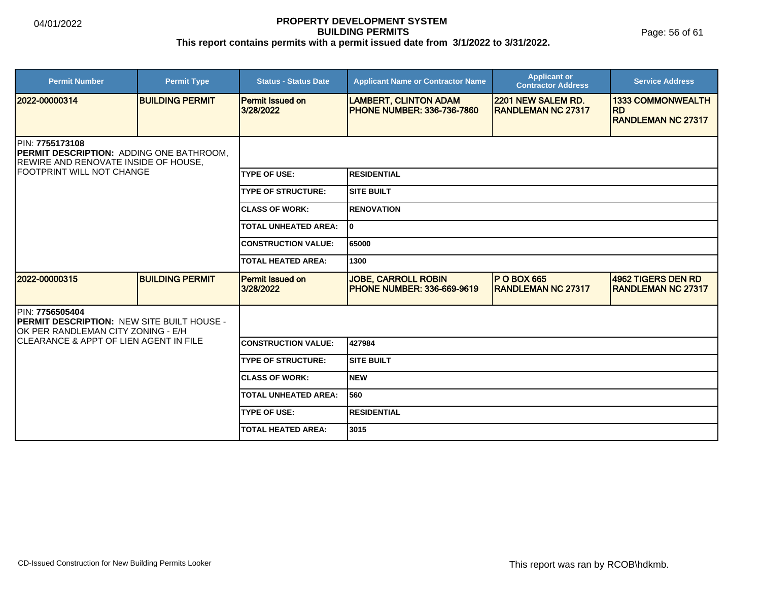# PROPERTY DEVELOPMENT SYSTEM
## BUILDING PERMITS
**This report contains permits with a permit issued date from 3/1/2022 to 3/31/2022.**

04/01/2022

| Permit Number | Permit Type | Status - Status Date | Applicant Name or Contractor Name | Applicant or Contractor Address | Service Address |
|---|---|---|---|---|---|
| 2022-00000314 | BUILDING PERMIT | Permit Issued on 3/28/2022 | LAMBERT, CLINTON ADAM PHONE NUMBER: 336-736-7860 | 2201 NEW SALEM RD. RANDLEMAN NC 27317 | 1333 COMMONWEALTH RD RANDLEMAN NC 27317 |

PIN: **7755173108**
**PERMIT DESCRIPTION:** ADDING ONE BATHROOM, REWIRE AND RENOVATE INSIDE OF HOUSE, FOOTPRINT WILL NOT CHANGE

| | |
|---|---|
| TYPE OF USE: | RESIDENTIAL |
| TYPE OF STRUCTURE: | SITE BUILT |
| CLASS OF WORK: | RENOVATION |
| TOTAL UNHEATED AREA: | 0 |
| CONSTRUCTION VALUE: | 65000 |
| TOTAL HEATED AREA: | 1300 |

| Permit Number | Permit Type | Status - Status Date | Applicant Name or Contractor Name | Applicant or Contractor Address | Service Address |
|---|---|---|---|---|---|
| 2022-00000315 | BUILDING PERMIT | Permit Issued on 3/28/2022 | JOBE, CARROLL ROBIN PHONE NUMBER: 336-669-9619 | P O BOX 665 RANDLEMAN NC 27317 | 4962 TIGERS DEN RD RANDLEMAN NC 27317 |

PIN: **7756505404**
**PERMIT DESCRIPTION:** NEW SITE BUILT HOUSE - OK PER RANDLEMAN CITY ZONING - E/H CLEARANCE & APPT OF LIEN AGENT IN FILE

| | |
|---|---|
| CONSTRUCTION VALUE: | 427984 |
| TYPE OF STRUCTURE: | SITE BUILT |
| CLASS OF WORK: | NEW |
| TOTAL UNHEATED AREA: | 560 |
| TYPE OF USE: | RESIDENTIAL |
| TOTAL HEATED AREA: | 3015 |

CD-Issued Construction for New Building Permits Looker

This report was ran by RCOB\hdkmb.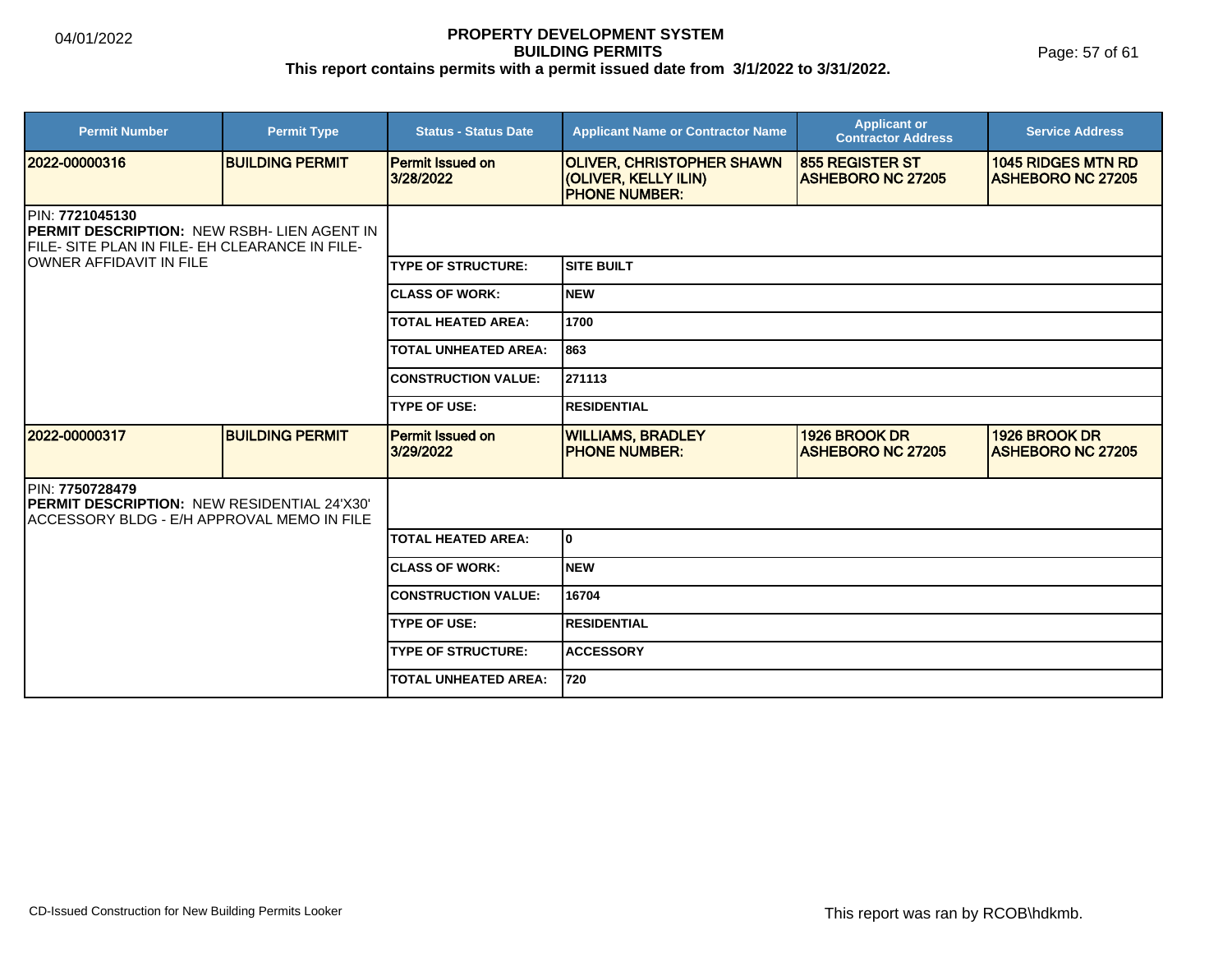**PROPERTY DEVELOPMENT SYSTEM**
**BUILDING PERMITS**
**This report contains permits with a permit issued date from 3/1/2022 to 3/31/2022.**

| Permit Number | Permit Type | Status - Status Date | Applicant Name or Contractor Name | Applicant or Contractor Address | Service Address |
|---|---|---|---|---|---|
| 2022-00000316 | BUILDING PERMIT | Permit Issued on 3/28/2022 | OLIVER, CHRISTOPHER SHAWN (OLIVER, KELLY ILIN) PHONE NUMBER: | 855 REGISTER ST ASHEBORO NC 27205 | 1045 RIDGES MTN RD ASHEBORO NC 27205 |

PIN: **7721045130**
**PERMIT DESCRIPTION:** NEW RSBH- LIEN AGENT IN FILE- SITE PLAN IN FILE- EH CLEARANCE IN FILE- OWNER AFFIDAVIT IN FILE

| | |
|---|---|
| TYPE OF STRUCTURE: | SITE BUILT |
| CLASS OF WORK: | NEW |
| TOTAL HEATED AREA: | 1700 |
| TOTAL UNHEATED AREA: | 863 |
| CONSTRUCTION VALUE: | 271113 |
| TYPE OF USE: | RESIDENTIAL |

| Permit Number | Permit Type | Status - Status Date | Applicant Name or Contractor Name | Applicant or Contractor Address | Service Address |
|---|---|---|---|---|---|
| 2022-00000317 | BUILDING PERMIT | Permit Issued on 3/29/2022 | WILLIAMS, BRADLEY PHONE NUMBER: | 1926 BROOK DR ASHEBORO NC 27205 | 1926 BROOK DR ASHEBORO NC 27205 |

PIN: **7750728479**
**PERMIT DESCRIPTION:** NEW RESIDENTIAL 24'X30' ACCESSORY BLDG - E/H APPROVAL MEMO IN FILE

| | |
|---|---|
| TOTAL HEATED AREA: | 0 |
| CLASS OF WORK: | NEW |
| CONSTRUCTION VALUE: | 16704 |
| TYPE OF USE: | RESIDENTIAL |
| TYPE OF STRUCTURE: | ACCESSORY |
| TOTAL UNHEATED AREA: | 720 |

CD-Issued Construction for New Building Permits Looker

This report was ran by RCOB\hdkmb.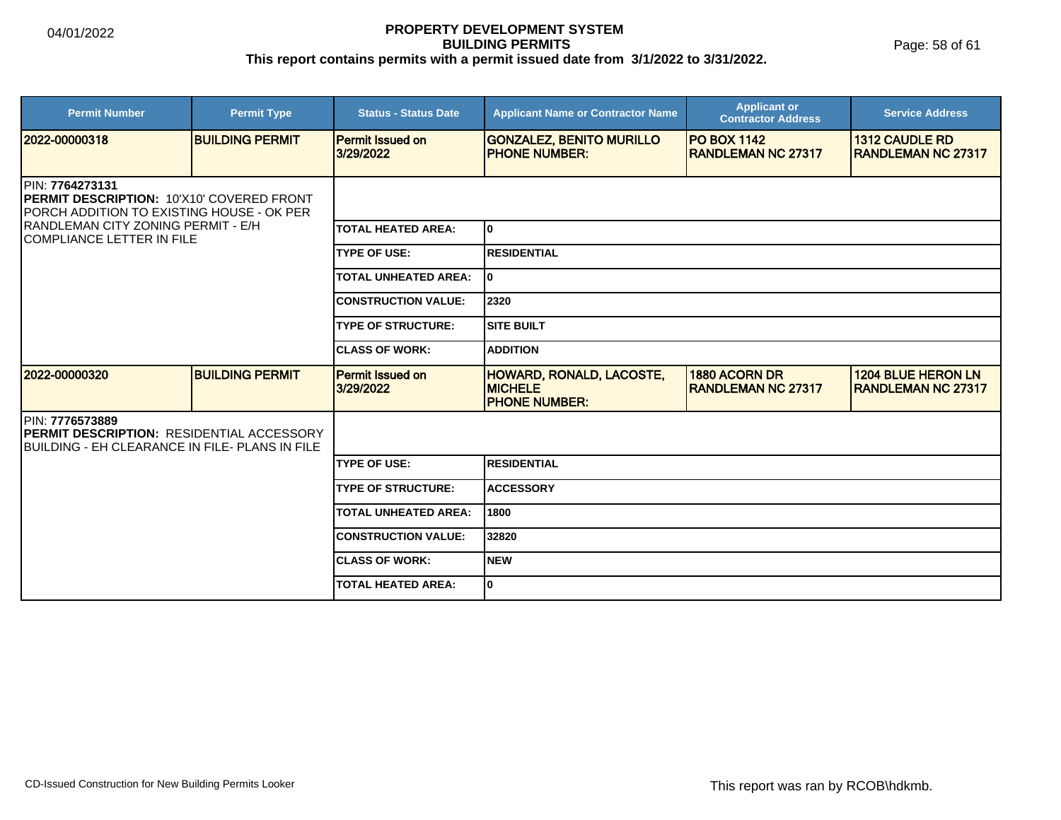# PROPERTY DEVELOPMENT SYSTEM
## BUILDING PERMITS
### This report contains permits with a permit issued date from 3/1/2022 to 3/31/2022.

| Permit Number | Permit Type | Status - Status Date | Applicant Name or Contractor Name | Applicant or Contractor Address | Service Address |
|---|---|---|---|---|---|
| 2022-00000318 | BUILDING PERMIT | Permit Issued on 3/29/2022 | GONZALEZ, BENITO MURILLO PHONE NUMBER: | PO BOX 1142 RANDLEMAN NC 27317 | 1312 CAUDLE RD RANDLEMAN NC 27317 |

PIN: **7764273131**
**PERMIT DESCRIPTION:** 10'X10' COVERED FRONT PORCH ADDITION TO EXISTING HOUSE - OK PER RANDLEMAN CITY ZONING PERMIT - E/H COMPLIANCE LETTER IN FILE

| | |
|---|---|
| TOTAL HEATED AREA: | 0 |
| TYPE OF USE: | RESIDENTIAL |
| TOTAL UNHEATED AREA: | 0 |
| CONSTRUCTION VALUE: | 2320 |
| TYPE OF STRUCTURE: | SITE BUILT |
| CLASS OF WORK: | ADDITION |

| Permit Number | Permit Type | Status - Status Date | Applicant Name or Contractor Name | Applicant or Contractor Address | Service Address |
|---|---|---|---|---|---|
| 2022-00000320 | BUILDING PERMIT | Permit Issued on 3/29/2022 | HOWARD, RONALD, LACOSTE, MICHELE PHONE NUMBER: | 1880 ACORN DR RANDLEMAN NC 27317 | 1204 BLUE HERON LN RANDLEMAN NC 27317 |

PIN: **7776573889**
**PERMIT DESCRIPTION:** RESIDENTIAL ACCESSORY BUILDING - EH CLEARANCE IN FILE- PLANS IN FILE

| | |
|---|---|
| TYPE OF USE: | RESIDENTIAL |
| TYPE OF STRUCTURE: | ACCESSORY |
| TOTAL UNHEATED AREA: | 1800 |
| CONSTRUCTION VALUE: | 32820 |
| CLASS OF WORK: | NEW |
| TOTAL HEATED AREA: | 0 |

CD-Issued Construction for New Building Permits Looker

This report was ran by RCOB\hdkmb.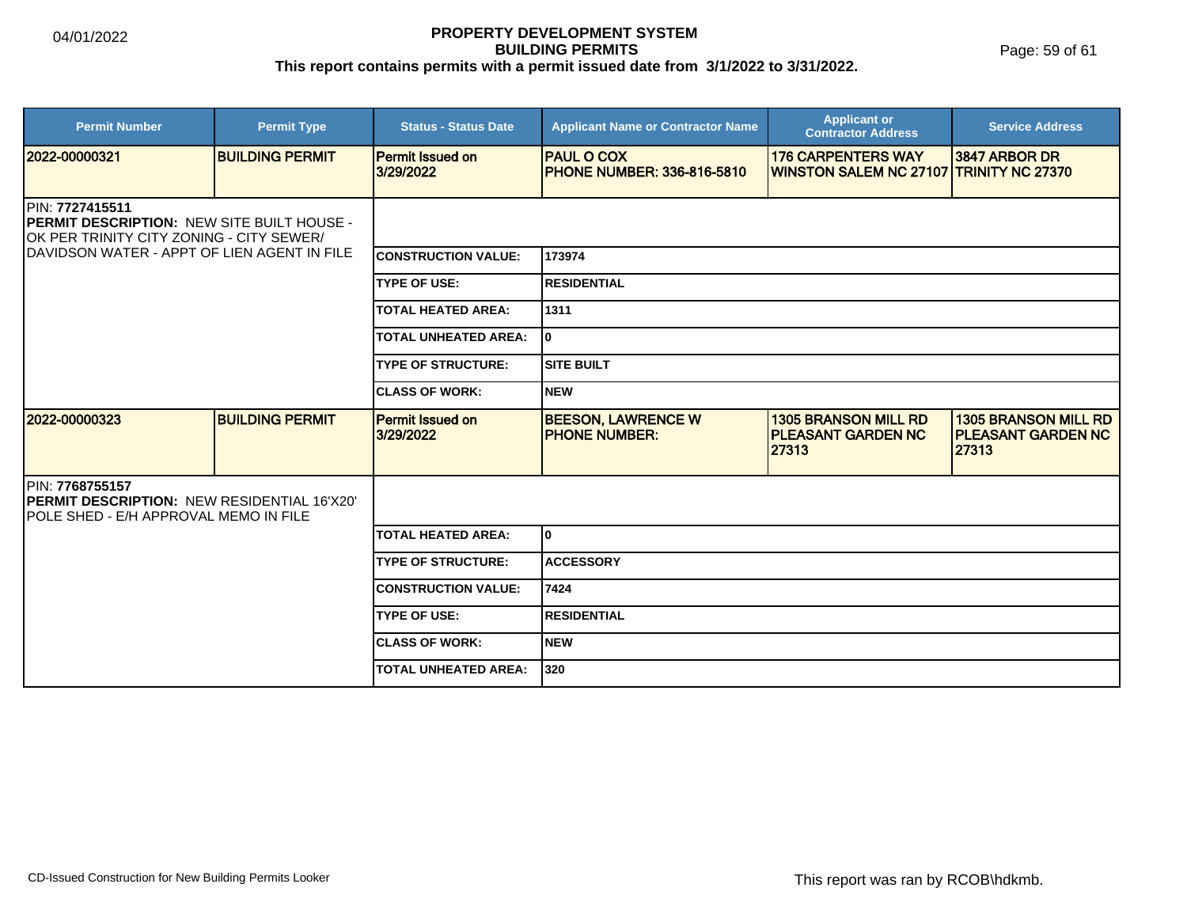# PROPERTY DEVELOPMENT SYSTEM
## BUILDING PERMITS
**This report contains permits with a permit issued date from 3/1/2022 to 3/31/2022.**

| Permit Number | Permit Type | Status - Status Date | Applicant Name or Contractor Name | Applicant or Contractor Address | Service Address |
|---|---|---|---|---|---|
| 2022-00000321 | BUILDING PERMIT | Permit Issued on 3/29/2022 | PAUL O COX PHONE NUMBER: 336-816-5810 | 176 CARPENTERS WAY WINSTON SALEM NC 27107 | 3847 ARBOR DR TRINITY NC 27370 |

PIN: **7727415511**
**PERMIT DESCRIPTION:** NEW SITE BUILT HOUSE - OK PER TRINITY CITY ZONING - CITY SEWER/ DAVIDSON WATER - APPT OF LIEN AGENT IN FILE

| | |
|---|---|
| CONSTRUCTION VALUE: | 173974 |
| TYPE OF USE: | RESIDENTIAL |
| TOTAL HEATED AREA: | 1311 |
| TOTAL UNHEATED AREA: | 0 |
| TYPE OF STRUCTURE: | SITE BUILT |
| CLASS OF WORK: | NEW |

| Permit Number | Permit Type | Status - Status Date | Applicant Name or Contractor Name | Applicant or Contractor Address | Service Address |
|---|---|---|---|---|---|
| 2022-00000323 | BUILDING PERMIT | Permit Issued on 3/29/2022 | BEESON, LAWRENCE W PHONE NUMBER: | 1305 BRANSON MILL RD PLEASANT GARDEN NC 27313 | 1305 BRANSON MILL RD PLEASANT GARDEN NC 27313 |

PIN: **7768755157**
**PERMIT DESCRIPTION:** NEW RESIDENTIAL 16'X20' POLE SHED - E/H APPROVAL MEMO IN FILE

| | |
|---|---|
| TOTAL HEATED AREA: | 0 |
| TYPE OF STRUCTURE: | ACCESSORY |
| CONSTRUCTION VALUE: | 7424 |
| TYPE OF USE: | RESIDENTIAL |
| CLASS OF WORK: | NEW |
| TOTAL UNHEATED AREA: | 320 |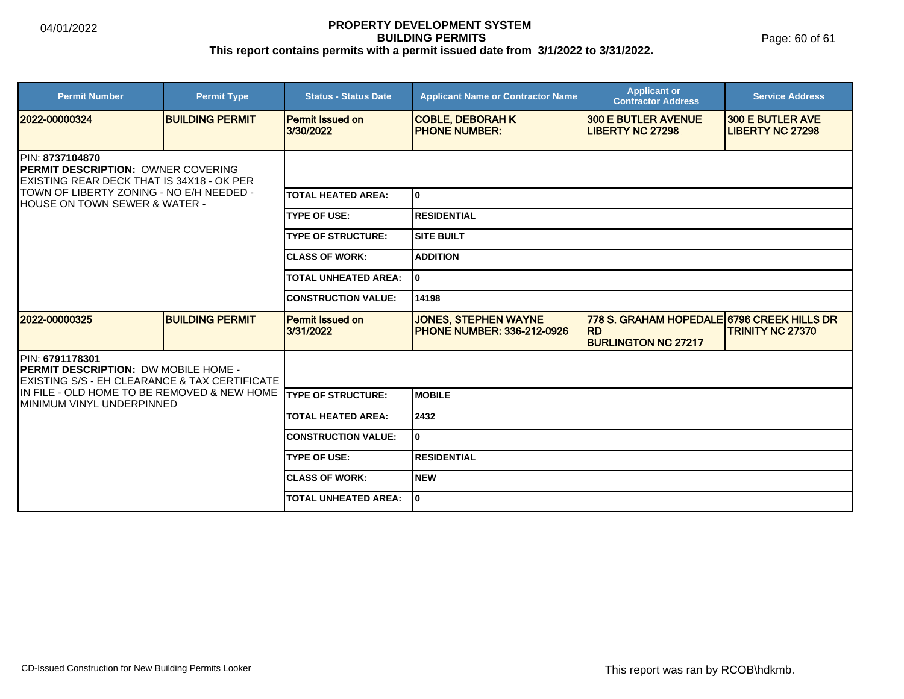| Permit Number | Permit Type | Status - Status Date | Applicant Name or Contractor Name | Applicant or Contractor Address | Service Address |
|---|---|---|---|---|---|
| 2022-00000324 | BUILDING PERMIT | Permit Issued on 3/30/2022 | COBLE, DEBORAH K PHONE NUMBER: | 300 E BUTLER AVENUE LIBERTY NC 27298 | 300 E BUTLER AVE LIBERTY NC 27298 |

PIN: **8737104870**
**PERMIT DESCRIPTION:** OWNER COVERING EXISTING REAR DECK THAT IS 34X18 - OK PER TOWN OF LIBERTY ZONING - NO E/H NEEDED - HOUSE ON TOWN SEWER & WATER -

| | |
|---|---|
| TOTAL HEATED AREA: | 0 |
| TYPE OF USE: | RESIDENTIAL |
| TYPE OF STRUCTURE: | SITE BUILT |
| CLASS OF WORK: | ADDITION |
| TOTAL UNHEATED AREA: | 0 |
| CONSTRUCTION VALUE: | 14198 |

| Permit Number | Permit Type | Status - Status Date | Applicant Name or Contractor Name | Applicant or Contractor Address | Service Address |
|---|---|---|---|---|---|
| 2022-00000325 | BUILDING PERMIT | Permit Issued on 3/31/2022 | JONES, STEPHEN WAYNE PHONE NUMBER: 336-212-0926 | 778 S. GRAHAM HOPEDALE RD BURLINGTON NC 27217 | 6796 CREEK HILLS DR TRINITY NC 27370 |

PIN: **6791178301**
**PERMIT DESCRIPTION:** DW MOBILE HOME - EXISTING S/S - EH CLEARANCE & TAX CERTIFICATE IN FILE - OLD HOME TO BE REMOVED & NEW HOME MINIMUM VINYL UNDERPINNED

| | |
|---|---|
| TYPE OF STRUCTURE: | MOBILE |
| TOTAL HEATED AREA: | 2432 |
| CONSTRUCTION VALUE: | 0 |
| TYPE OF USE: | RESIDENTIAL |
| CLASS OF WORK: | NEW |
| TOTAL UNHEATED AREA: | 0 |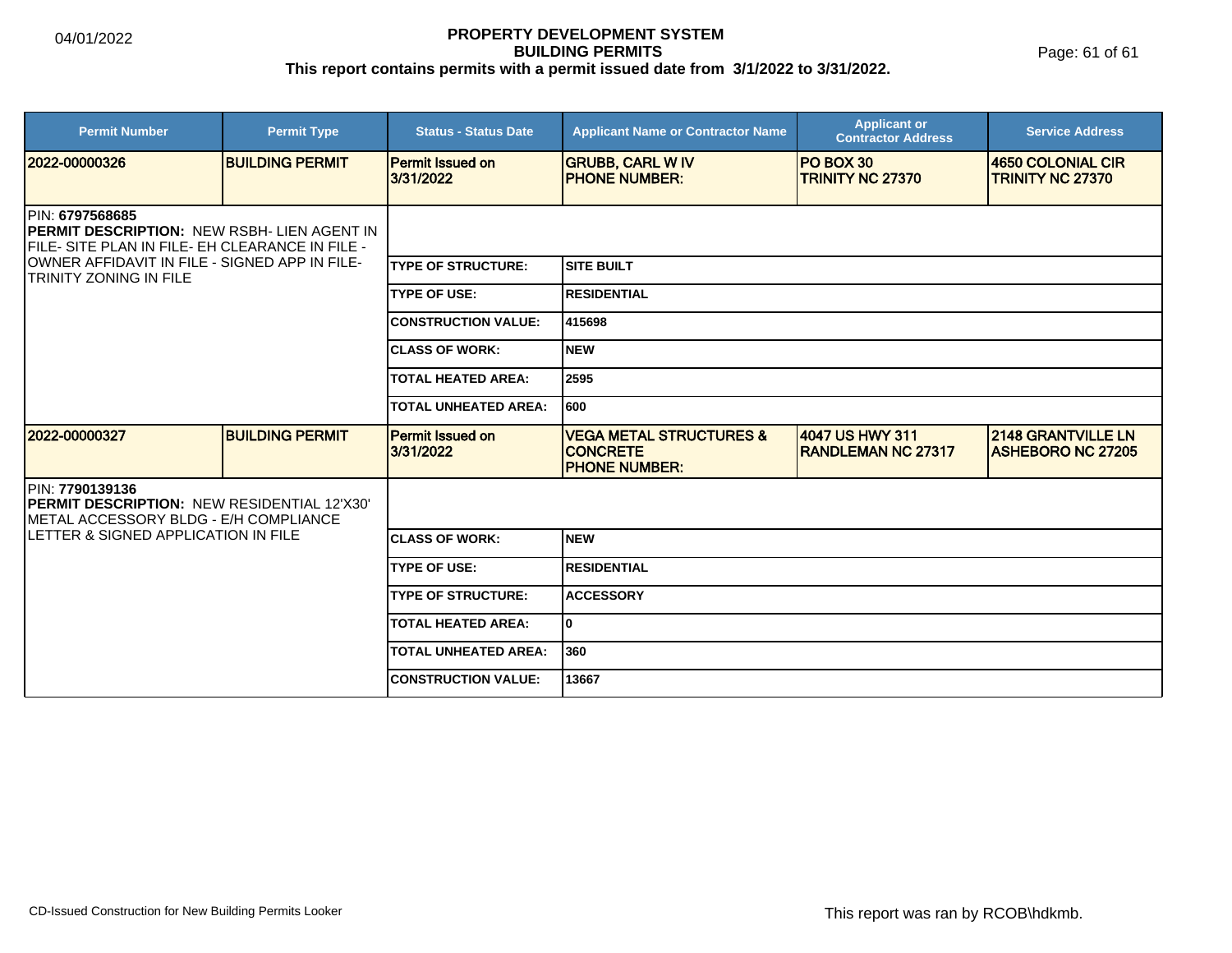# PROPERTY DEVELOPMENT SYSTEM
## BUILDING PERMITS
### This report contains permits with a permit issued date from 3/1/2022 to 3/31/2022.

04/01/2022

| Permit Number | Permit Type | Status - Status Date | Applicant Name or Contractor Name | Applicant or Contractor Address | Service Address |
|---|---|---|---|---|---|
| **2022-00000326** | **BUILDING PERMIT** | **Permit Issued on 3/31/2022** | **GRUBB, CARL W IV**<br>**PHONE NUMBER:** | **PO BOX 30**<br>**TRINITY NC 27370** | **4650 COLONIAL CIR**<br>**TRINITY NC 27370** |

PIN: **6797568685**
**PERMIT DESCRIPTION:** NEW RSBH- LIEN AGENT IN FILE- SITE PLAN IN FILE- EH CLEARANCE IN FILE - OWNER AFFIDAVIT IN FILE - SIGNED APP IN FILE- TRINITY ZONING IN FILE

| | |
|---|---|
| **TYPE OF STRUCTURE:** | **SITE BUILT** |
| **TYPE OF USE:** | **RESIDENTIAL** |
| **CONSTRUCTION VALUE:** | **415698** |
| **CLASS OF WORK:** | **NEW** |
| **TOTAL HEATED AREA:** | **2595** |
| **TOTAL UNHEATED AREA:** | **600** |

| Permit Number | Permit Type | Status - Status Date | Applicant Name or Contractor Name | Applicant or Contractor Address | Service Address |
|---|---|---|---|---|---|
| **2022-00000327** | **BUILDING PERMIT** | **Permit Issued on 3/31/2022** | **VEGA METAL STRUCTURES & CONCRETE**<br>**PHONE NUMBER:** | **4047 US HWY 311**<br>**RANDLEMAN NC 27317** | **2148 GRANTVILLE LN**<br>**ASHEBORO NC 27205** |

PIN: **7790139136**
**PERMIT DESCRIPTION:** NEW RESIDENTIAL 12'X30' METAL ACCESSORY BLDG - E/H COMPLIANCE LETTER & SIGNED APPLICATION IN FILE

| | |
|---|---|
| **CLASS OF WORK:** | **NEW** |
| **TYPE OF USE:** | **RESIDENTIAL** |
| **TYPE OF STRUCTURE:** | **ACCESSORY** |
| **TOTAL HEATED AREA:** | **0** |
| **TOTAL UNHEATED AREA:** | **360** |
| **CONSTRUCTION VALUE:** | **13667** |

CD-Issued Construction for New Building Permits Looker

This report was ran by RCOB\hdkmb.